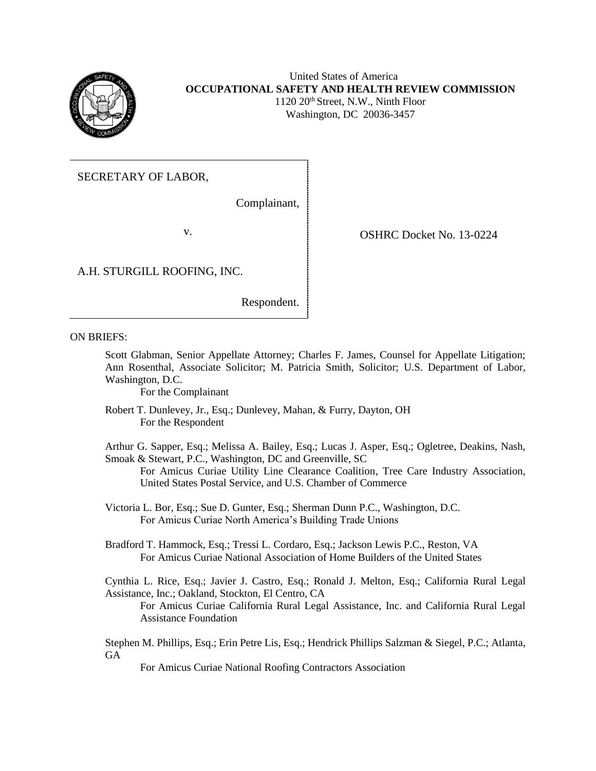United States of America
**OCCUPATIONAL SAFETY AND HEALTH REVIEW COMMISSION**
1120 20th Street, N.W., Ninth Floor
Washington, DC 20036-3457

SECRETARY OF LABOR,

Complainant,

v.

A.H. STURGILL ROOFING, INC.

Respondent.

OSHRC Docket No. 13-0224

ON BRIEFS:

Scott Glabman, Senior Appellate Attorney; Charles F. James, Counsel for Appellate Litigation; Ann Rosenthal, Associate Solicitor; M. Patricia Smith, Solicitor; U.S. Department of Labor, Washington, D.C.
For the Complainant

Robert T. Dunlevey, Jr., Esq.; Dunlevey, Mahan, & Furry, Dayton, OH
For the Respondent

Arthur G. Sapper, Esq.; Melissa A. Bailey, Esq.; Lucas J. Asper, Esq.; Ogletree, Deakins, Nash, Smoak & Stewart, P.C., Washington, DC and Greenville, SC
For Amicus Curiae Utility Line Clearance Coalition, Tree Care Industry Association, United States Postal Service, and U.S. Chamber of Commerce

Victoria L. Bor, Esq.; Sue D. Gunter, Esq.; Sherman Dunn P.C., Washington, D.C.
For Amicus Curiae North America's Building Trade Unions

Bradford T. Hammock, Esq.; Tressi L. Cordaro, Esq.; Jackson Lewis P.C., Reston, VA
For Amicus Curiae National Association of Home Builders of the United States

Cynthia L. Rice, Esq.; Javier J. Castro, Esq.; Ronald J. Melton, Esq.; California Rural Legal Assistance, Inc.; Oakland, Stockton, El Centro, CA
For Amicus Curiae California Rural Legal Assistance, Inc. and California Rural Legal Assistance Foundation

Stephen M. Phillips, Esq.; Erin Petre Lis, Esq.; Hendrick Phillips Salzman & Siegel, P.C.; Atlanta, GA
For Amicus Curiae National Roofing Contractors Association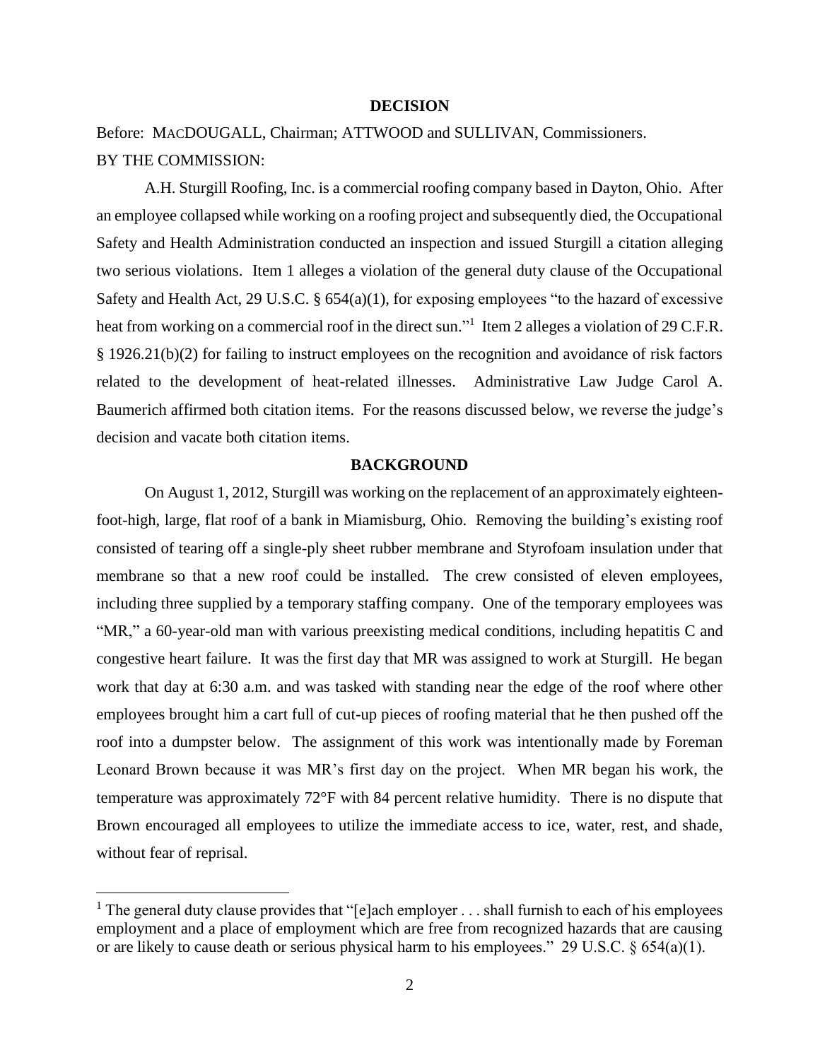## DECISION

Before: MACDOUGALL, Chairman; ATTWOOD and SULLIVAN, Commissioners.

BY THE COMMISSION:

A.H. Sturgill Roofing, Inc. is a commercial roofing company based in Dayton, Ohio. After an employee collapsed while working on a roofing project and subsequently died, the Occupational Safety and Health Administration conducted an inspection and issued Sturgill a citation alleging two serious violations. Item 1 alleges a violation of the general duty clause of the Occupational Safety and Health Act, 29 U.S.C. § 654(a)(1), for exposing employees "to the hazard of excessive heat from working on a commercial roof in the direct sun."[1] Item 2 alleges a violation of 29 C.F.R. § 1926.21(b)(2) for failing to instruct employees on the recognition and avoidance of risk factors related to the development of heat-related illnesses. Administrative Law Judge Carol A. Baumerich affirmed both citation items. For the reasons discussed below, we reverse the judge's decision and vacate both citation items.

## BACKGROUND

On August 1, 2012, Sturgill was working on the replacement of an approximately eighteen-foot-high, large, flat roof of a bank in Miamisburg, Ohio. Removing the building's existing roof consisted of tearing off a single-ply sheet rubber membrane and Styrofoam insulation under that membrane so that a new roof could be installed. The crew consisted of eleven employees, including three supplied by a temporary staffing company. One of the temporary employees was "MR," a 60-year-old man with various preexisting medical conditions, including hepatitis C and congestive heart failure. It was the first day that MR was assigned to work at Sturgill. He began work that day at 6:30 a.m. and was tasked with standing near the edge of the roof where other employees brought him a cart full of cut-up pieces of roofing material that he then pushed off the roof into a dumpster below. The assignment of this work was intentionally made by Foreman Leonard Brown because it was MR's first day on the project. When MR began his work, the temperature was approximately 72°F with 84 percent relative humidity. There is no dispute that Brown encouraged all employees to utilize the immediate access to ice, water, rest, and shade, without fear of reprisal.

[1] The general duty clause provides that "[e]ach employer . . . shall furnish to each of his employees employment and a place of employment which are free from recognized hazards that are causing or are likely to cause death or serious physical harm to his employees." 29 U.S.C. § 654(a)(1).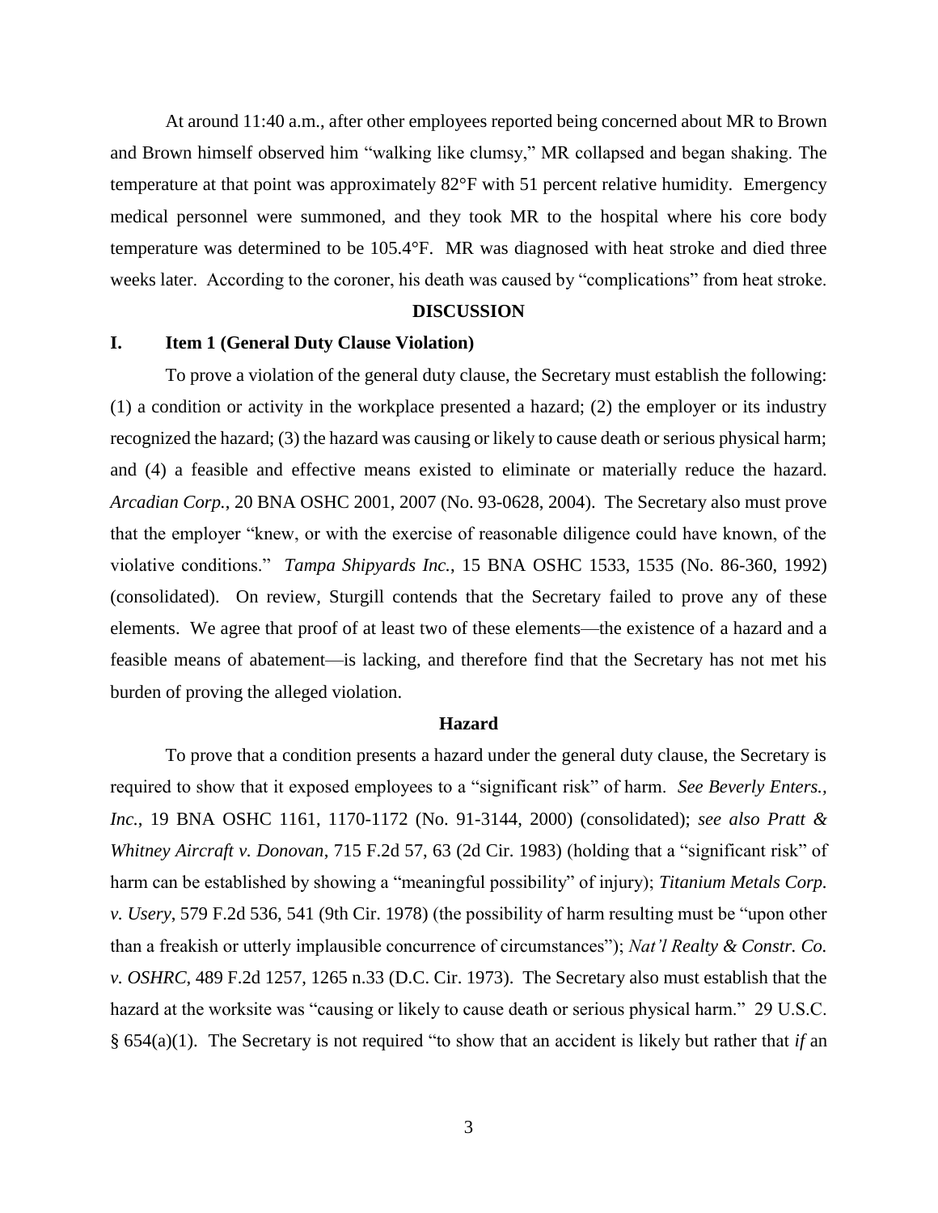At around 11:40 a.m., after other employees reported being concerned about MR to Brown and Brown himself observed him "walking like clumsy," MR collapsed and began shaking. The temperature at that point was approximately 82°F with 51 percent relative humidity. Emergency medical personnel were summoned, and they took MR to the hospital where his core body temperature was determined to be 105.4°F. MR was diagnosed with heat stroke and died three weeks later. According to the coroner, his death was caused by "complications" from heat stroke.

## DISCUSSION

### I. Item 1 (General Duty Clause Violation)

To prove a violation of the general duty clause, the Secretary must establish the following: (1) a condition or activity in the workplace presented a hazard; (2) the employer or its industry recognized the hazard; (3) the hazard was causing or likely to cause death or serious physical harm; and (4) a feasible and effective means existed to eliminate or materially reduce the hazard. *Arcadian Corp.*, 20 BNA OSHC 2001, 2007 (No. 93-0628, 2004). The Secretary also must prove that the employer "knew, or with the exercise of reasonable diligence could have known, of the violative conditions." *Tampa Shipyards Inc.*, 15 BNA OSHC 1533, 1535 (No. 86-360, 1992) (consolidated). On review, Sturgill contends that the Secretary failed to prove any of these elements. We agree that proof of at least two of these elements—the existence of a hazard and a feasible means of abatement—is lacking, and therefore find that the Secretary has not met his burden of proving the alleged violation.

#### Hazard

To prove that a condition presents a hazard under the general duty clause, the Secretary is required to show that it exposed employees to a "significant risk" of harm. *See Beverly Enters., Inc.*, 19 BNA OSHC 1161, 1170-1172 (No. 91-3144, 2000) (consolidated); *see also Pratt & Whitney Aircraft v. Donovan*, 715 F.2d 57, 63 (2d Cir. 1983) (holding that a "significant risk" of harm can be established by showing a "meaningful possibility" of injury); *Titanium Metals Corp. v. Usery*, 579 F.2d 536, 541 (9th Cir. 1978) (the possibility of harm resulting must be "upon other than a freakish or utterly implausible concurrence of circumstances"); *Nat'l Realty & Constr. Co. v. OSHRC*, 489 F.2d 1257, 1265 n.33 (D.C. Cir. 1973). The Secretary also must establish that the hazard at the worksite was "causing or likely to cause death or serious physical harm." 29 U.S.C. § 654(a)(1). The Secretary is not required "to show that an accident is likely but rather that *if* an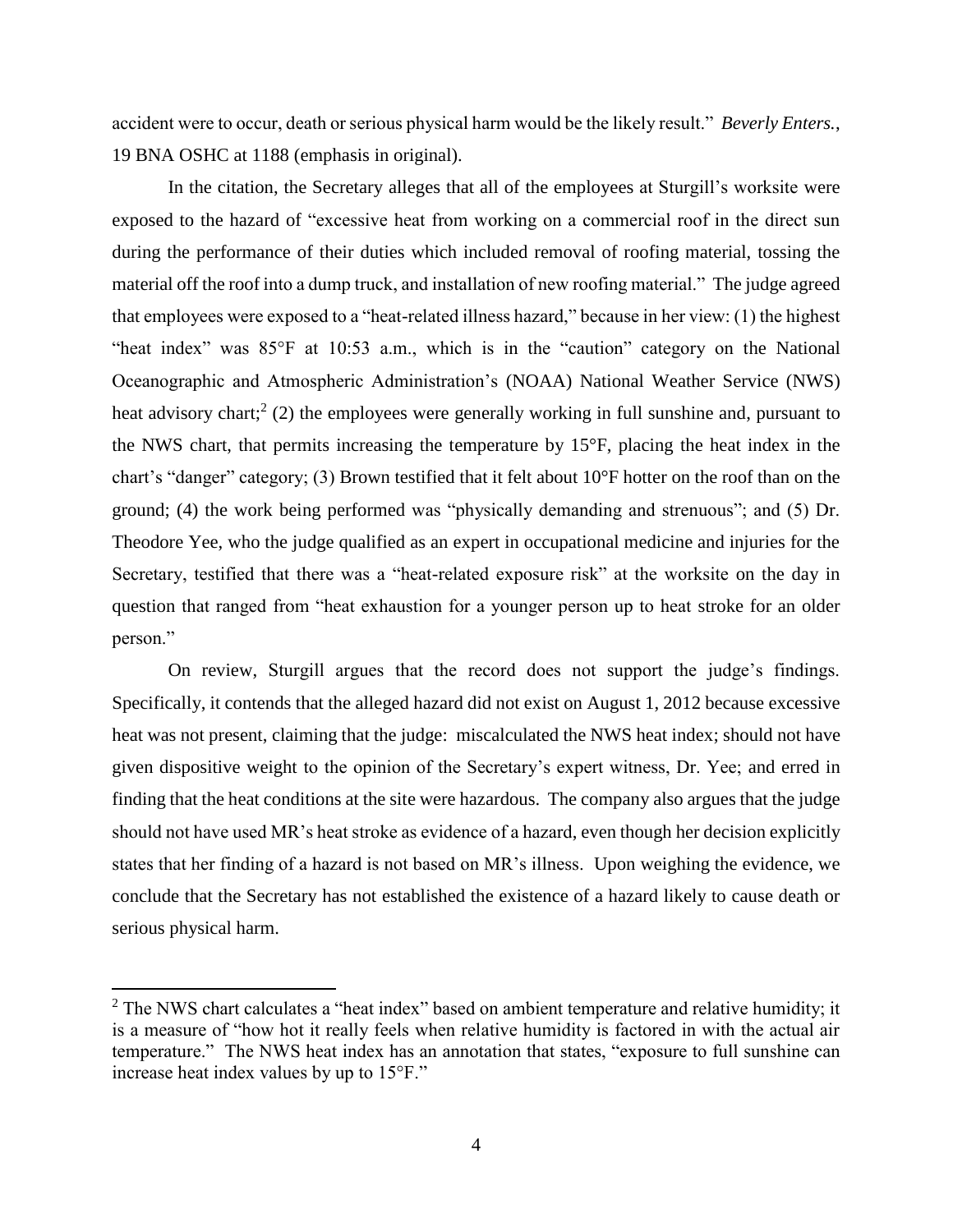accident were to occur, death or serious physical harm would be the likely result." *Beverly Enters.*, 19 BNA OSHC at 1188 (emphasis in original).

In the citation, the Secretary alleges that all of the employees at Sturgill's worksite were exposed to the hazard of "excessive heat from working on a commercial roof in the direct sun during the performance of their duties which included removal of roofing material, tossing the material off the roof into a dump truck, and installation of new roofing material." The judge agreed that employees were exposed to a "heat-related illness hazard," because in her view: (1) the highest "heat index" was 85°F at 10:53 a.m., which is in the "caution" category on the National Oceanographic and Atmospheric Administration's (NOAA) National Weather Service (NWS) heat advisory chart;[2] (2) the employees were generally working in full sunshine and, pursuant to the NWS chart, that permits increasing the temperature by 15°F, placing the heat index in the chart's "danger" category; (3) Brown testified that it felt about 10°F hotter on the roof than on the ground; (4) the work being performed was "physically demanding and strenuous"; and (5) Dr. Theodore Yee, who the judge qualified as an expert in occupational medicine and injuries for the Secretary, testified that there was a "heat-related exposure risk" at the worksite on the day in question that ranged from "heat exhaustion for a younger person up to heat stroke for an older person."

On review, Sturgill argues that the record does not support the judge's findings. Specifically, it contends that the alleged hazard did not exist on August 1, 2012 because excessive heat was not present, claiming that the judge: miscalculated the NWS heat index; should not have given dispositive weight to the opinion of the Secretary's expert witness, Dr. Yee; and erred in finding that the heat conditions at the site were hazardous. The company also argues that the judge should not have used MR's heat stroke as evidence of a hazard, even though her decision explicitly states that her finding of a hazard is not based on MR's illness. Upon weighing the evidence, we conclude that the Secretary has not established the existence of a hazard likely to cause death or serious physical harm.

---

[2] The NWS chart calculates a "heat index" based on ambient temperature and relative humidity; it is a measure of "how hot it really feels when relative humidity is factored in with the actual air temperature." The NWS heat index has an annotation that states, "exposure to full sunshine can increase heat index values by up to 15°F."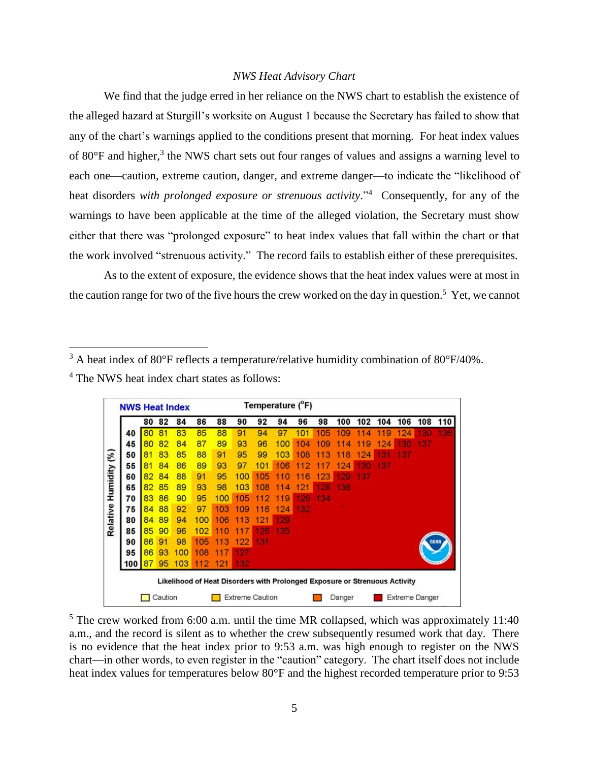*NWS Heat Advisory Chart*

We find that the judge erred in her reliance on the NWS chart to establish the existence of the alleged hazard at Sturgill's worksite on August 1 because the Secretary has failed to show that any of the chart's warnings applied to the conditions present that morning. For heat index values of 80°F and higher,[3] the NWS chart sets out four ranges of values and assigns a warning level to each one—caution, extreme caution, danger, and extreme danger—to indicate the "likelihood of heat disorders *with prolonged exposure or strenuous activity*."[4] Consequently, for any of the warnings to have been applicable at the time of the alleged violation, the Secretary must show either that there was "prolonged exposure" to heat index values that fall within the chart or that the work involved "strenuous activity." The record fails to establish either of these prerequisites.

As to the extent of exposure, the evidence shows that the heat index values were at most in the caution range for two of the five hours the crew worked on the day in question.[5] Yet, we cannot

---

[3] A heat index of 80°F reflects a temperature/relative humidity combination of 80°F/40%.

[4] The NWS heat index chart states as follows:

**NWS Heat Index** — Temperature (°F)

| Relative Humidity (%) | 80 | 82 | 84 | 86 | 88 | 90 | 92 | 94 | 96 | 98 | 100 | 102 | 104 | 106 | 108 | 110 |
|---|---|---|---|---|---|---|---|---|---|---|---|---|---|---|---|---|
| 40 | 80 | 81 | 83 | 85 | 88 | 91 | 94 | 97 | 101 | 105 | 109 | 114 | 119 | 124 | 130 | 136 |
| 45 | 80 | 82 | 84 | 87 | 89 | 93 | 96 | 100 | 104 | 109 | 114 | 119 | 124 | 130 | 137 | |
| 50 | 81 | 83 | 85 | 88 | 91 | 95 | 99 | 103 | 108 | 113 | 118 | 124 | 131 | 137 | | |
| 55 | 81 | 84 | 86 | 89 | 93 | 97 | 101 | 106 | 112 | 117 | 124 | 130 | 137 | | | |
| 60 | 82 | 84 | 88 | 91 | 95 | 100 | 105 | 110 | 116 | 123 | 129 | 137 | | | | |
| 65 | 82 | 85 | 89 | 93 | 98 | 103 | 108 | 114 | 121 | 128 | 136 | | | | | |
| 70 | 83 | 86 | 90 | 95 | 100 | 105 | 112 | 119 | 126 | 134 | | | | | | |
| 75 | 84 | 88 | 92 | 97 | 103 | 109 | 116 | 124 | 132 | | | | | | | |
| 80 | 84 | 89 | 94 | 100 | 106 | 113 | 121 | 129 | | | | | | | | |
| 85 | 85 | 90 | 96 | 102 | 110 | 117 | 126 | 135 | | | | | | | | |
| 90 | 86 | 91 | 98 | 105 | 113 | 122 | 131 | | | | | | | | | |
| 95 | 86 | 93 | 100 | 108 | 117 | 127 | | | | | | | | | | |
| 100 | 87 | 95 | 103 | 112 | 121 | 132 | | | | | | | | | | |

Likelihood of Heat Disorders with Prolonged Exposure or Strenuous Activity

Caution | Extreme Caution | Danger | Extreme Danger

[5] The crew worked from 6:00 a.m. until the time MR collapsed, which was approximately 11:40 a.m., and the record is silent as to whether the crew subsequently resumed work that day. There is no evidence that the heat index prior to 9:53 a.m. was high enough to register on the NWS chart—in other words, to even register in the "caution" category. The chart itself does not include heat index values for temperatures below 80°F and the highest recorded temperature prior to 9:53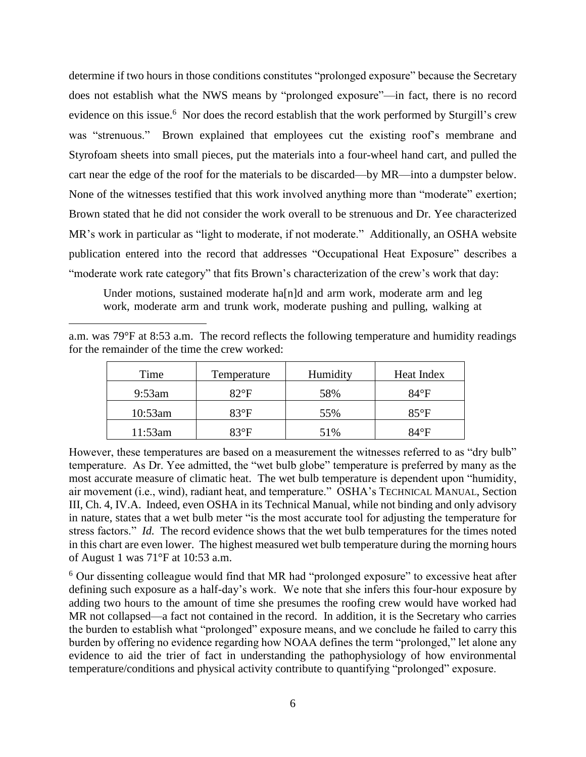determine if two hours in those conditions constitutes "prolonged exposure" because the Secretary does not establish what the NWS means by "prolonged exposure"—in fact, there is no record evidence on this issue.[6] Nor does the record establish that the work performed by Sturgill's crew was "strenuous." Brown explained that employees cut the existing roof's membrane and Styrofoam sheets into small pieces, put the materials into a four-wheel hand cart, and pulled the cart near the edge of the roof for the materials to be discarded—by MR—into a dumpster below. None of the witnesses testified that this work involved anything more than "moderate" exertion; Brown stated that he did not consider the work overall to be strenuous and Dr. Yee characterized MR's work in particular as "light to moderate, if not moderate." Additionally, an OSHA website publication entered into the record that addresses "Occupational Heat Exposure" describes a "moderate work rate category" that fits Brown's characterization of the crew's work that day:

> Under motions, sustained moderate ha[n]d and arm work, moderate arm and leg work, moderate arm and trunk work, moderate pushing and pulling, walking at

---

a.m. was 79°F at 8:53 a.m. The record reflects the following temperature and humidity readings for the remainder of the time the crew worked:

| Time | Temperature | Humidity | Heat Index |
|---|---|---|---|
| 9:53am | 82°F | 58% | 84°F |
| 10:53am | 83°F | 55% | 85°F |
| 11:53am | 83°F | 51% | 84°F |

However, these temperatures are based on a measurement the witnesses referred to as "dry bulb" temperature. As Dr. Yee admitted, the "wet bulb globe" temperature is preferred by many as the most accurate measure of climatic heat. The wet bulb temperature is dependent upon "humidity, air movement (i.e., wind), radiant heat, and temperature." OSHA's TECHNICAL MANUAL, Section III, Ch. 4, IV.A. Indeed, even OSHA in its Technical Manual, while not binding and only advisory in nature, states that a wet bulb meter "is the most accurate tool for adjusting the temperature for stress factors." *Id.* The record evidence shows that the wet bulb temperatures for the times noted in this chart are even lower. The highest measured wet bulb temperature during the morning hours of August 1 was 71°F at 10:53 a.m.

[6] Our dissenting colleague would find that MR had "prolonged exposure" to excessive heat after defining such exposure as a half-day's work. We note that she infers this four-hour exposure by adding two hours to the amount of time she presumes the roofing crew would have worked had MR not collapsed—a fact not contained in the record. In addition, it is the Secretary who carries the burden to establish what "prolonged" exposure means, and we conclude he failed to carry this burden by offering no evidence regarding how NOAA defines the term "prolonged," let alone any evidence to aid the trier of fact in understanding the pathophysiology of how environmental temperature/conditions and physical activity contribute to quantifying "prolonged" exposure.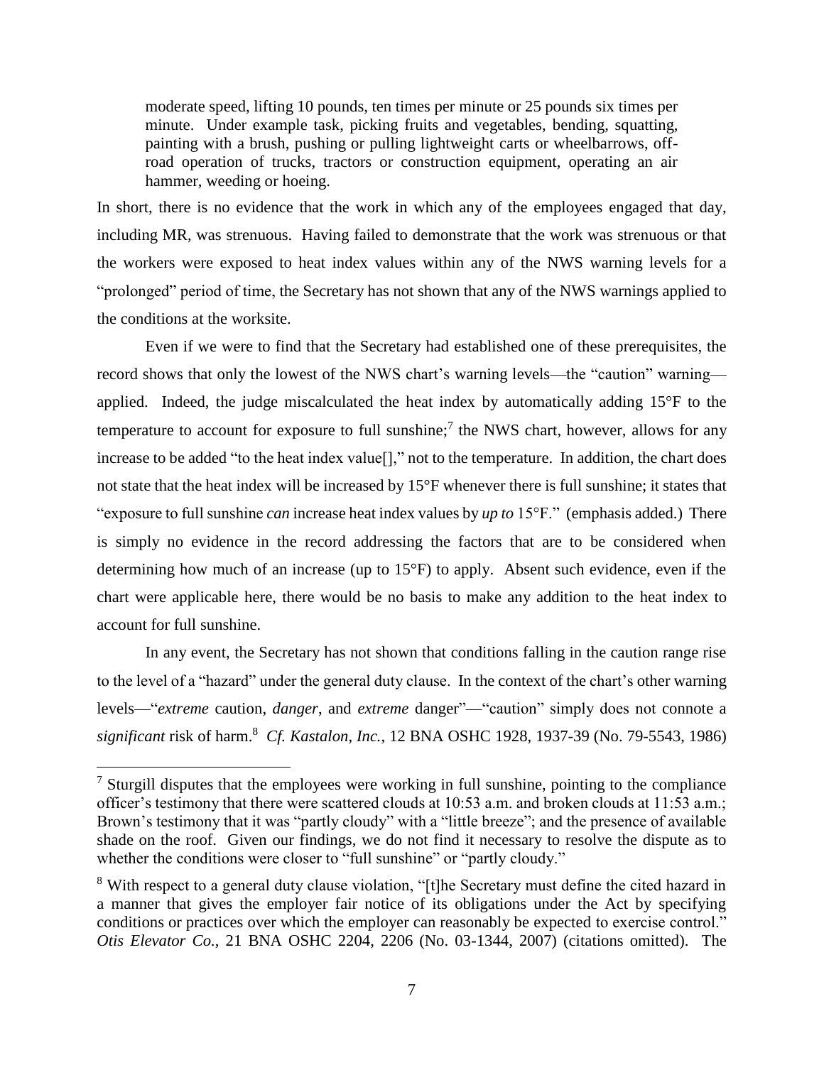> moderate speed, lifting 10 pounds, ten times per minute or 25 pounds six times per minute. Under example task, picking fruits and vegetables, bending, squatting, painting with a brush, pushing or pulling lightweight carts or wheelbarrows, off-road operation of trucks, tractors or construction equipment, operating an air hammer, weeding or hoeing.

In short, there is no evidence that the work in which any of the employees engaged that day, including MR, was strenuous. Having failed to demonstrate that the work was strenuous or that the workers were exposed to heat index values within any of the NWS warning levels for a "prolonged" period of time, the Secretary has not shown that any of the NWS warnings applied to the conditions at the worksite.

Even if we were to find that the Secretary had established one of these prerequisites, the record shows that only the lowest of the NWS chart's warning levels—the "caution" warning—applied. Indeed, the judge miscalculated the heat index by automatically adding 15°F to the temperature to account for exposure to full sunshine;[7] the NWS chart, however, allows for any increase to be added "to the heat index value[]," not to the temperature. In addition, the chart does not state that the heat index will be increased by 15°F whenever there is full sunshine; it states that "exposure to full sunshine *can* increase heat index values by *up to* 15°F." (emphasis added.) There is simply no evidence in the record addressing the factors that are to be considered when determining how much of an increase (up to 15°F) to apply. Absent such evidence, even if the chart were applicable here, there would be no basis to make any addition to the heat index to account for full sunshine.

In any event, the Secretary has not shown that conditions falling in the caution range rise to the level of a "hazard" under the general duty clause. In the context of the chart's other warning levels—"*extreme* caution, *danger*, and *extreme* danger"—"caution" simply does not connote a *significant* risk of harm.[8] *Cf. Kastalon, Inc.*, 12 BNA OSHC 1928, 1937-39 (No. 79-5543, 1986)

---

[7] Sturgill disputes that the employees were working in full sunshine, pointing to the compliance officer's testimony that there were scattered clouds at 10:53 a.m. and broken clouds at 11:53 a.m.; Brown's testimony that it was "partly cloudy" with a "little breeze"; and the presence of available shade on the roof. Given our findings, we do not find it necessary to resolve the dispute as to whether the conditions were closer to "full sunshine" or "partly cloudy."

[8] With respect to a general duty clause violation, "[t]he Secretary must define the cited hazard in a manner that gives the employer fair notice of its obligations under the Act by specifying conditions or practices over which the employer can reasonably be expected to exercise control." *Otis Elevator Co.*, 21 BNA OSHC 2204, 2206 (No. 03-1344, 2007) (citations omitted). The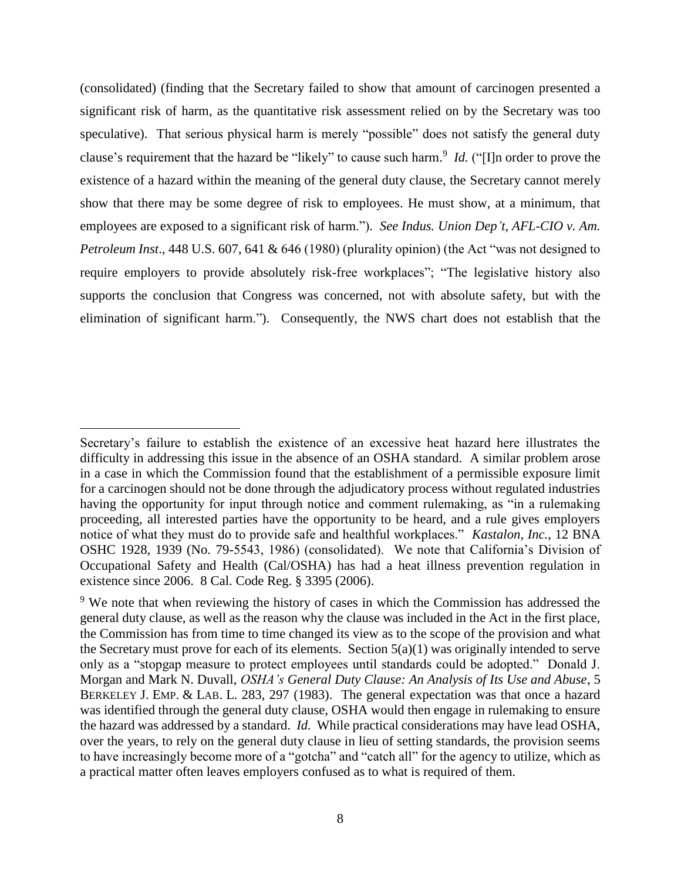(consolidated) (finding that the Secretary failed to show that amount of carcinogen presented a significant risk of harm, as the quantitative risk assessment relied on by the Secretary was too speculative). That serious physical harm is merely "possible" does not satisfy the general duty clause's requirement that the hazard be "likely" to cause such harm.[9] *Id.* ("[I]n order to prove the existence of a hazard within the meaning of the general duty clause, the Secretary cannot merely show that there may be some degree of risk to employees. He must show, at a minimum, that employees are exposed to a significant risk of harm."). *See Indus. Union Dep't, AFL-CIO v. Am. Petroleum Inst*., 448 U.S. 607, 641 & 646 (1980) (plurality opinion) (the Act "was not designed to require employers to provide absolutely risk-free workplaces"; "The legislative history also supports the conclusion that Congress was concerned, not with absolute safety, but with the elimination of significant harm."). Consequently, the NWS chart does not establish that the

---

Secretary's failure to establish the existence of an excessive heat hazard here illustrates the difficulty in addressing this issue in the absence of an OSHA standard. A similar problem arose in a case in which the Commission found that the establishment of a permissible exposure limit for a carcinogen should not be done through the adjudicatory process without regulated industries having the opportunity for input through notice and comment rulemaking, as "in a rulemaking proceeding, all interested parties have the opportunity to be heard, and a rule gives employers notice of what they must do to provide safe and healthful workplaces." *Kastalon, Inc.*, 12 BNA OSHC 1928, 1939 (No. 79-5543, 1986) (consolidated). We note that California's Division of Occupational Safety and Health (Cal/OSHA) has had a heat illness prevention regulation in existence since 2006. 8 Cal. Code Reg. § 3395 (2006).

[9] We note that when reviewing the history of cases in which the Commission has addressed the general duty clause, as well as the reason why the clause was included in the Act in the first place, the Commission has from time to time changed its view as to the scope of the provision and what the Secretary must prove for each of its elements. Section 5(a)(1) was originally intended to serve only as a "stopgap measure to protect employees until standards could be adopted." Donald J. Morgan and Mark N. Duvall, *OSHA's General Duty Clause: An Analysis of Its Use and Abuse*, 5 BERKELEY J. EMP. & LAB. L. 283, 297 (1983). The general expectation was that once a hazard was identified through the general duty clause, OSHA would then engage in rulemaking to ensure the hazard was addressed by a standard. *Id.* While practical considerations may have lead OSHA, over the years, to rely on the general duty clause in lieu of setting standards, the provision seems to have increasingly become more of a "gotcha" and "catch all" for the agency to utilize, which as a practical matter often leaves employers confused as to what is required of them.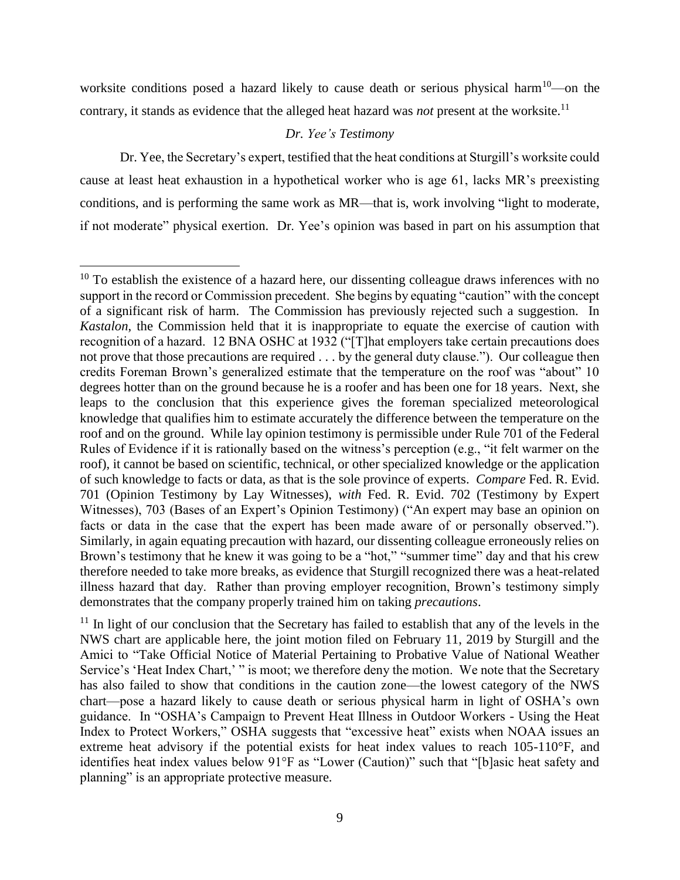worksite conditions posed a hazard likely to cause death or serious physical harm[10]—on the contrary, it stands as evidence that the alleged heat hazard was *not* present at the worksite.[11]

*Dr. Yee's Testimony*

Dr. Yee, the Secretary's expert, testified that the heat conditions at Sturgill's worksite could cause at least heat exhaustion in a hypothetical worker who is age 61, lacks MR's preexisting conditions, and is performing the same work as MR—that is, work involving "light to moderate, if not moderate" physical exertion. Dr. Yee's opinion was based in part on his assumption that

---

[10] To establish the existence of a hazard here, our dissenting colleague draws inferences with no support in the record or Commission precedent. She begins by equating "caution" with the concept of a significant risk of harm. The Commission has previously rejected such a suggestion. In *Kastalon*, the Commission held that it is inappropriate to equate the exercise of caution with recognition of a hazard. 12 BNA OSHC at 1932 ("[T]hat employers take certain precautions does not prove that those precautions are required . . . by the general duty clause."). Our colleague then credits Foreman Brown's generalized estimate that the temperature on the roof was "about" 10 degrees hotter than on the ground because he is a roofer and has been one for 18 years. Next, she leaps to the conclusion that this experience gives the foreman specialized meteorological knowledge that qualifies him to estimate accurately the difference between the temperature on the roof and on the ground. While lay opinion testimony is permissible under Rule 701 of the Federal Rules of Evidence if it is rationally based on the witness's perception (e.g., "it felt warmer on the roof), it cannot be based on scientific, technical, or other specialized knowledge or the application of such knowledge to facts or data, as that is the sole province of experts. *Compare* Fed. R. Evid. 701 (Opinion Testimony by Lay Witnesses), *with* Fed. R. Evid. 702 (Testimony by Expert Witnesses), 703 (Bases of an Expert's Opinion Testimony) ("An expert may base an opinion on facts or data in the case that the expert has been made aware of or personally observed."). Similarly, in again equating precaution with hazard, our dissenting colleague erroneously relies on Brown's testimony that he knew it was going to be a "hot," "summer time" day and that his crew therefore needed to take more breaks, as evidence that Sturgill recognized there was a heat-related illness hazard that day. Rather than proving employer recognition, Brown's testimony simply demonstrates that the company properly trained him on taking *precautions*.

[11] In light of our conclusion that the Secretary has failed to establish that any of the levels in the NWS chart are applicable here, the joint motion filed on February 11, 2019 by Sturgill and the Amici to "Take Official Notice of Material Pertaining to Probative Value of National Weather Service's 'Heat Index Chart,' " is moot; we therefore deny the motion. We note that the Secretary has also failed to show that conditions in the caution zone—the lowest category of the NWS chart—pose a hazard likely to cause death or serious physical harm in light of OSHA's own guidance. In "OSHA's Campaign to Prevent Heat Illness in Outdoor Workers - Using the Heat Index to Protect Workers," OSHA suggests that "excessive heat" exists when NOAA issues an extreme heat advisory if the potential exists for heat index values to reach 105-110°F, and identifies heat index values below 91°F as "Lower (Caution)" such that "[b]asic heat safety and planning" is an appropriate protective measure.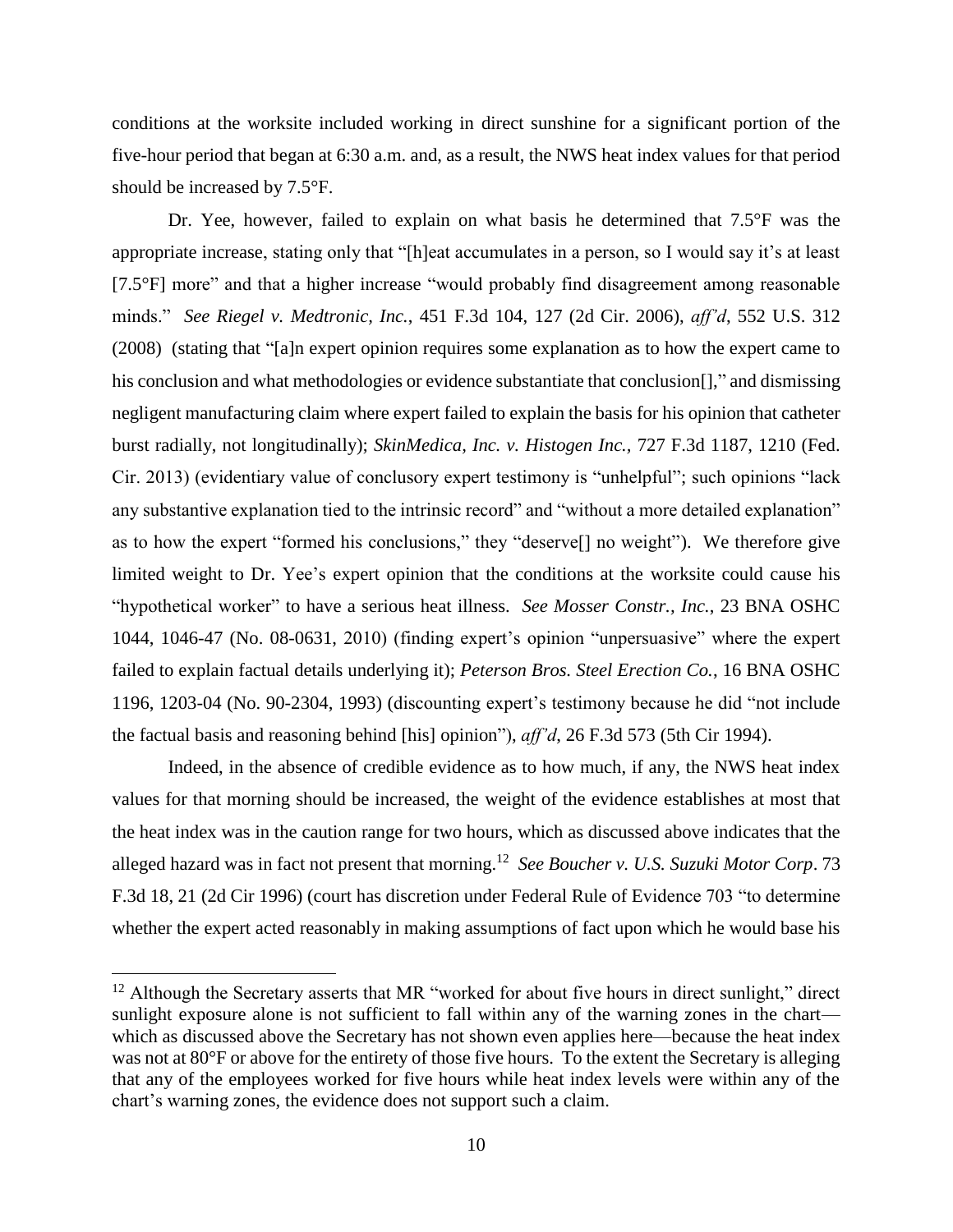conditions at the worksite included working in direct sunshine for a significant portion of the five-hour period that began at 6:30 a.m. and, as a result, the NWS heat index values for that period should be increased by 7.5°F.

Dr. Yee, however, failed to explain on what basis he determined that 7.5°F was the appropriate increase, stating only that "[h]eat accumulates in a person, so I would say it's at least [7.5°F] more" and that a higher increase "would probably find disagreement among reasonable minds." *See Riegel v. Medtronic, Inc.*, 451 F.3d 104, 127 (2d Cir. 2006), *aff'd*, 552 U.S. 312 (2008) (stating that "[a]n expert opinion requires some explanation as to how the expert came to his conclusion and what methodologies or evidence substantiate that conclusion[]," and dismissing negligent manufacturing claim where expert failed to explain the basis for his opinion that catheter burst radially, not longitudinally); *SkinMedica, Inc. v. Histogen Inc.*, 727 F.3d 1187, 1210 (Fed. Cir. 2013) (evidentiary value of conclusory expert testimony is "unhelpful"; such opinions "lack any substantive explanation tied to the intrinsic record" and "without a more detailed explanation" as to how the expert "formed his conclusions," they "deserve[] no weight"). We therefore give limited weight to Dr. Yee's expert opinion that the conditions at the worksite could cause his "hypothetical worker" to have a serious heat illness. *See Mosser Constr., Inc.*, 23 BNA OSHC 1044, 1046-47 (No. 08-0631, 2010) (finding expert's opinion "unpersuasive" where the expert failed to explain factual details underlying it); *Peterson Bros. Steel Erection Co.*, 16 BNA OSHC 1196, 1203-04 (No. 90-2304, 1993) (discounting expert's testimony because he did "not include the factual basis and reasoning behind [his] opinion"), *aff'd*, 26 F.3d 573 (5th Cir 1994).

Indeed, in the absence of credible evidence as to how much, if any, the NWS heat index values for that morning should be increased, the weight of the evidence establishes at most that the heat index was in the caution range for two hours, which as discussed above indicates that the alleged hazard was in fact not present that morning.[12] *See Boucher v. U.S. Suzuki Motor Corp*. 73 F.3d 18, 21 (2d Cir 1996) (court has discretion under Federal Rule of Evidence 703 "to determine whether the expert acted reasonably in making assumptions of fact upon which he would base his

[12] Although the Secretary asserts that MR "worked for about five hours in direct sunlight," direct sunlight exposure alone is not sufficient to fall within any of the warning zones in the chart—which as discussed above the Secretary has not shown even applies here—because the heat index was not at 80°F or above for the entirety of those five hours. To the extent the Secretary is alleging that any of the employees worked for five hours while heat index levels were within any of the chart's warning zones, the evidence does not support such a claim.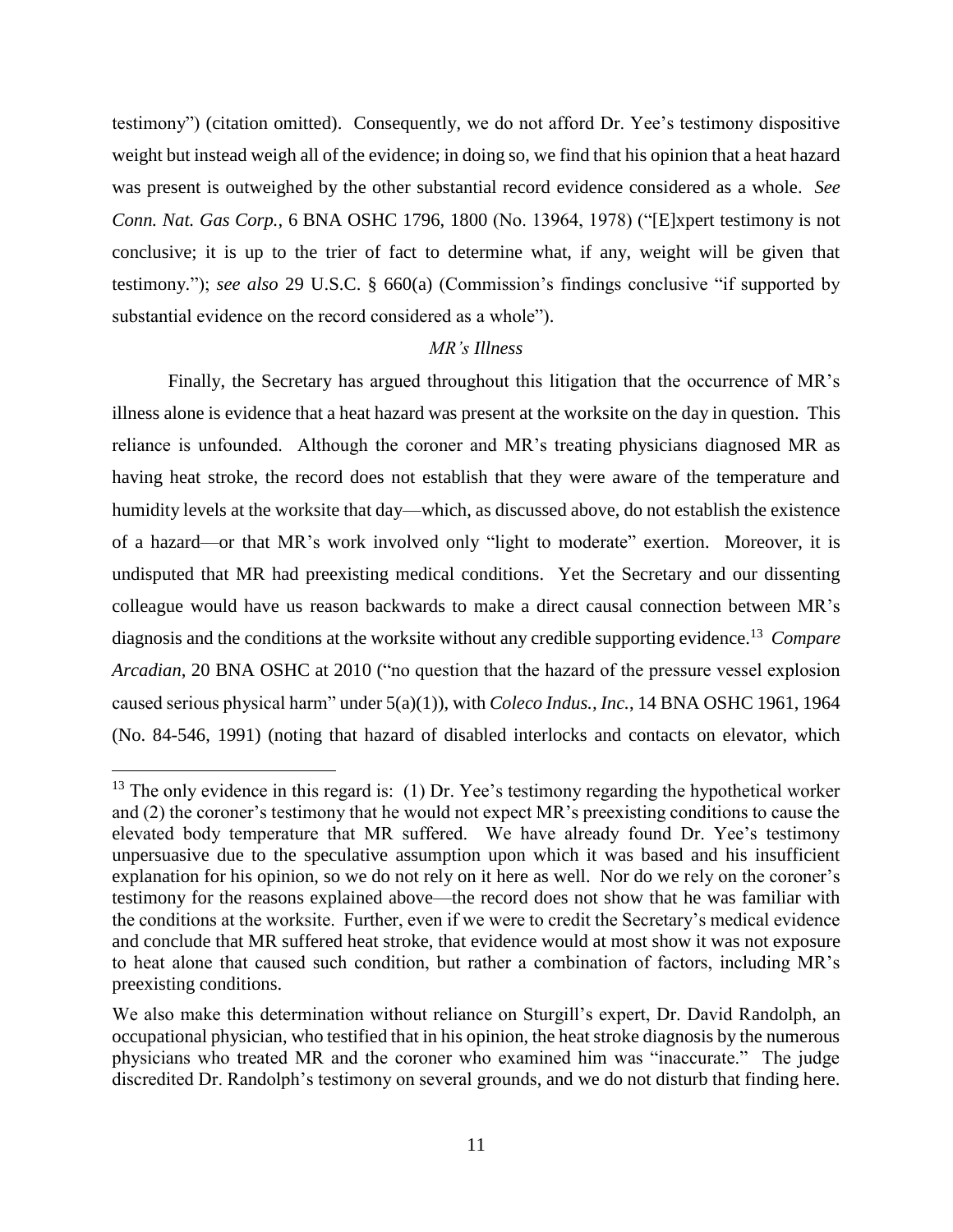testimony") (citation omitted). Consequently, we do not afford Dr. Yee's testimony dispositive weight but instead weigh all of the evidence; in doing so, we find that his opinion that a heat hazard was present is outweighed by the other substantial record evidence considered as a whole. *See Conn. Nat. Gas Corp.,* 6 BNA OSHC 1796, 1800 (No. 13964, 1978) ("[E]xpert testimony is not conclusive; it is up to the trier of fact to determine what, if any, weight will be given that testimony."); *see also* 29 U.S.C. § 660(a) (Commission's findings conclusive "if supported by substantial evidence on the record considered as a whole").

*MR's Illness*

Finally, the Secretary has argued throughout this litigation that the occurrence of MR's illness alone is evidence that a heat hazard was present at the worksite on the day in question. This reliance is unfounded. Although the coroner and MR's treating physicians diagnosed MR as having heat stroke, the record does not establish that they were aware of the temperature and humidity levels at the worksite that day—which, as discussed above, do not establish the existence of a hazard—or that MR's work involved only "light to moderate" exertion. Moreover, it is undisputed that MR had preexisting medical conditions. Yet the Secretary and our dissenting colleague would have us reason backwards to make a direct causal connection between MR's diagnosis and the conditions at the worksite without any credible supporting evidence.[13] *Compare Arcadian*, 20 BNA OSHC at 2010 ("no question that the hazard of the pressure vessel explosion caused serious physical harm" under 5(a)(1)), with *Coleco Indus., Inc.*, 14 BNA OSHC 1961, 1964 (No. 84-546, 1991) (noting that hazard of disabled interlocks and contacts on elevator, which

---

[13] The only evidence in this regard is: (1) Dr. Yee's testimony regarding the hypothetical worker and (2) the coroner's testimony that he would not expect MR's preexisting conditions to cause the elevated body temperature that MR suffered. We have already found Dr. Yee's testimony unpersuasive due to the speculative assumption upon which it was based and his insufficient explanation for his opinion, so we do not rely on it here as well. Nor do we rely on the coroner's testimony for the reasons explained above—the record does not show that he was familiar with the conditions at the worksite. Further, even if we were to credit the Secretary's medical evidence and conclude that MR suffered heat stroke, that evidence would at most show it was not exposure to heat alone that caused such condition, but rather a combination of factors, including MR's preexisting conditions.

We also make this determination without reliance on Sturgill's expert, Dr. David Randolph, an occupational physician, who testified that in his opinion, the heat stroke diagnosis by the numerous physicians who treated MR and the coroner who examined him was "inaccurate." The judge discredited Dr. Randolph's testimony on several grounds, and we do not disturb that finding here.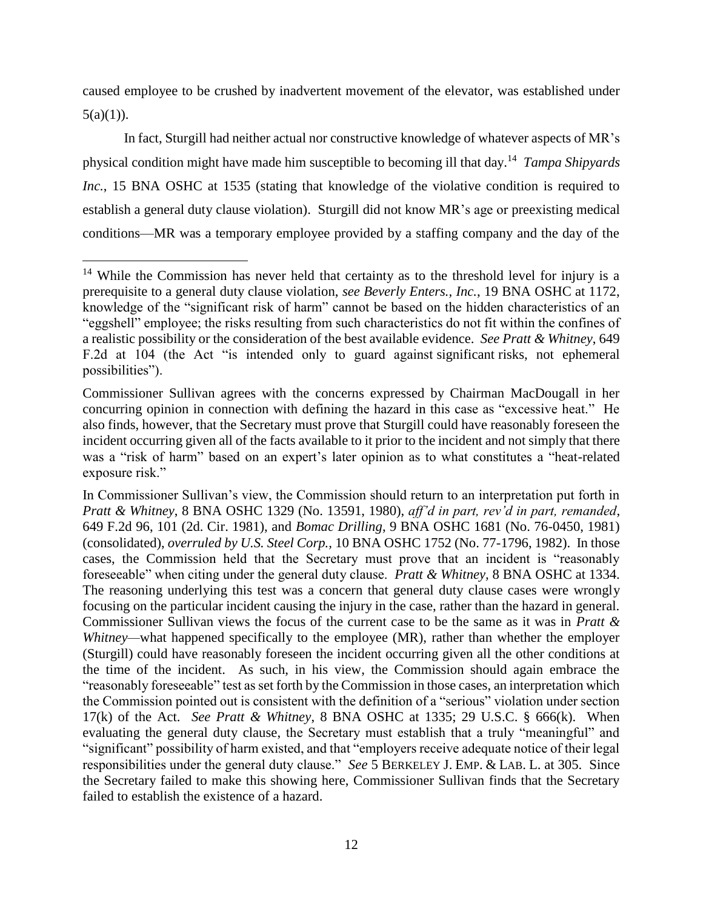caused employee to be crushed by inadvertent movement of the elevator, was established under 5(a)(1)).

In fact, Sturgill had neither actual nor constructive knowledge of whatever aspects of MR's physical condition might have made him susceptible to becoming ill that day.[14] *Tampa Shipyards Inc.*, 15 BNA OSHC at 1535 (stating that knowledge of the violative condition is required to establish a general duty clause violation). Sturgill did not know MR's age or preexisting medical conditions—MR was a temporary employee provided by a staffing company and the day of the

---

[14] While the Commission has never held that certainty as to the threshold level for injury is a prerequisite to a general duty clause violation, *see Beverly Enters., Inc.*, 19 BNA OSHC at 1172, knowledge of the "significant risk of harm" cannot be based on the hidden characteristics of an "eggshell" employee; the risks resulting from such characteristics do not fit within the confines of a realistic possibility or the consideration of the best available evidence. *See Pratt & Whitney*, 649 F.2d at 104 (the Act "is intended only to guard against significant risks, not ephemeral possibilities").

Commissioner Sullivan agrees with the concerns expressed by Chairman MacDougall in her concurring opinion in connection with defining the hazard in this case as "excessive heat." He also finds, however, that the Secretary must prove that Sturgill could have reasonably foreseen the incident occurring given all of the facts available to it prior to the incident and not simply that there was a "risk of harm" based on an expert's later opinion as to what constitutes a "heat-related exposure risk."

In Commissioner Sullivan's view, the Commission should return to an interpretation put forth in *Pratt & Whitney*, 8 BNA OSHC 1329 (No. 13591, 1980), *aff'd in part, rev'd in part, remanded*, 649 F.2d 96, 101 (2d. Cir. 1981), and *Bomac Drilling*, 9 BNA OSHC 1681 (No. 76-0450, 1981) (consolidated), *overruled by U.S. Steel Corp.*, 10 BNA OSHC 1752 (No. 77-1796, 1982). In those cases, the Commission held that the Secretary must prove that an incident is "reasonably foreseeable" when citing under the general duty clause. *Pratt & Whitney*, 8 BNA OSHC at 1334. The reasoning underlying this test was a concern that general duty clause cases were wrongly focusing on the particular incident causing the injury in the case, rather than the hazard in general. Commissioner Sullivan views the focus of the current case to be the same as it was in *Pratt & Whitney*—what happened specifically to the employee (MR), rather than whether the employer (Sturgill) could have reasonably foreseen the incident occurring given all the other conditions at the time of the incident. As such, in his view, the Commission should again embrace the "reasonably foreseeable" test as set forth by the Commission in those cases, an interpretation which the Commission pointed out is consistent with the definition of a "serious" violation under section 17(k) of the Act. *See Pratt & Whitney*, 8 BNA OSHC at 1335; 29 U.S.C. § 666(k). When evaluating the general duty clause, the Secretary must establish that a truly "meaningful" and "significant" possibility of harm existed, and that "employers receive adequate notice of their legal responsibilities under the general duty clause." *See* 5 BERKELEY J. EMP. & LAB. L. at 305. Since the Secretary failed to make this showing here, Commissioner Sullivan finds that the Secretary failed to establish the existence of a hazard.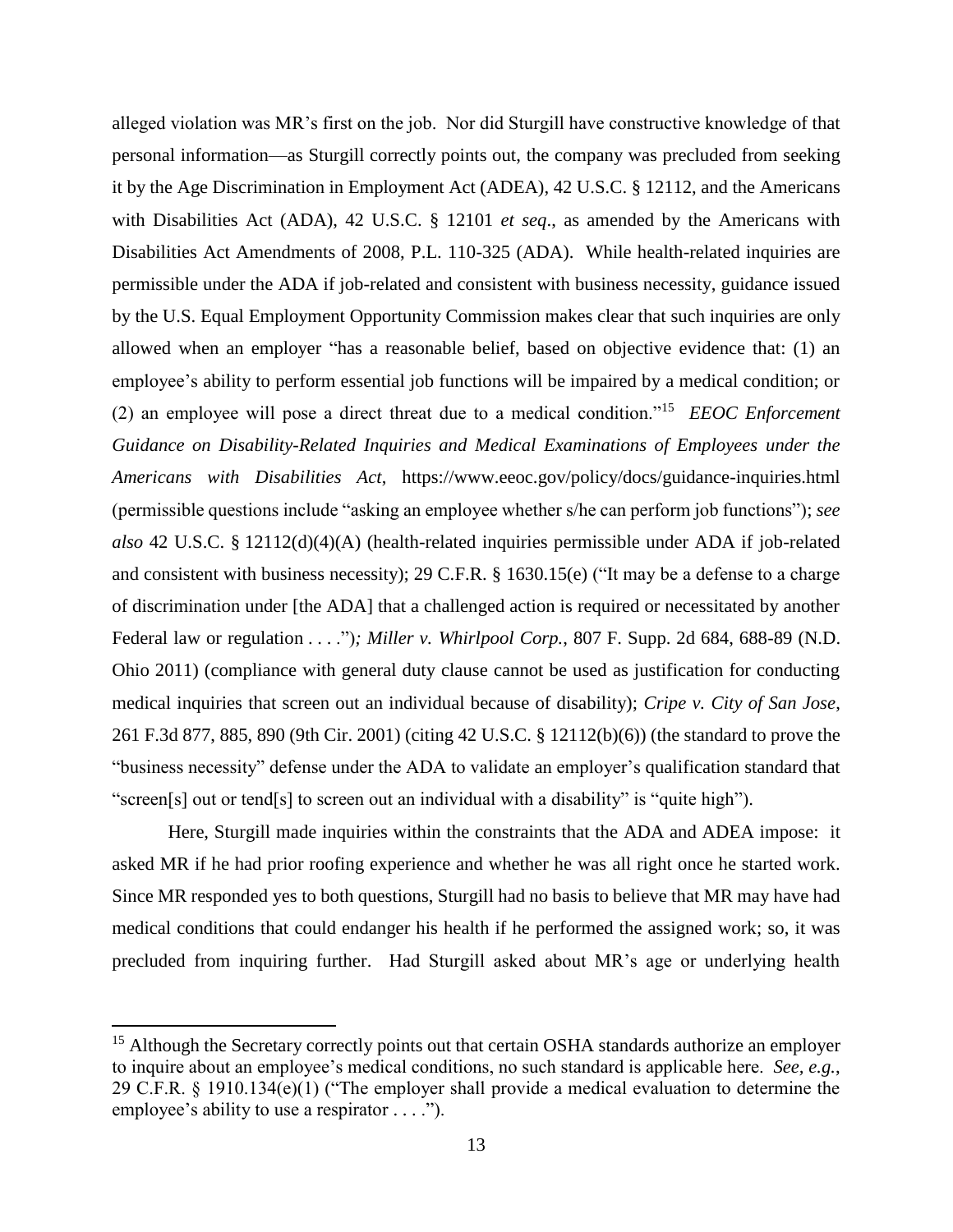alleged violation was MR's first on the job. Nor did Sturgill have constructive knowledge of that personal information—as Sturgill correctly points out, the company was precluded from seeking it by the Age Discrimination in Employment Act (ADEA), 42 U.S.C. § 12112, and the Americans with Disabilities Act (ADA), 42 U.S.C. § 12101 *et seq*., as amended by the Americans with Disabilities Act Amendments of 2008, P.L. 110-325 (ADA). While health-related inquiries are permissible under the ADA if job-related and consistent with business necessity, guidance issued by the U.S. Equal Employment Opportunity Commission makes clear that such inquiries are only allowed when an employer "has a reasonable belief, based on objective evidence that: (1) an employee's ability to perform essential job functions will be impaired by a medical condition; or (2) an employee will pose a direct threat due to a medical condition."[15] *EEOC Enforcement Guidance on Disability-Related Inquiries and Medical Examinations of Employees under the Americans with Disabilities Act*, https://www.eeoc.gov/policy/docs/guidance-inquiries.html (permissible questions include "asking an employee whether s/he can perform job functions"); *see also* 42 U.S.C. § 12112(d)(4)(A) (health-related inquiries permissible under ADA if job-related and consistent with business necessity); 29 C.F.R. § 1630.15(e) ("It may be a defense to a charge of discrimination under [the ADA] that a challenged action is required or necessitated by another Federal law or regulation . . . ."); *Miller v. Whirlpool Corp.*, 807 F. Supp. 2d 684, 688-89 (N.D. Ohio 2011) (compliance with general duty clause cannot be used as justification for conducting medical inquiries that screen out an individual because of disability); *Cripe v. City of San Jose*, 261 F.3d 877, 885, 890 (9th Cir. 2001) (citing 42 U.S.C. § 12112(b)(6)) (the standard to prove the "business necessity" defense under the ADA to validate an employer's qualification standard that "screen[s] out or tend[s] to screen out an individual with a disability" is "quite high").

Here, Sturgill made inquiries within the constraints that the ADA and ADEA impose: it asked MR if he had prior roofing experience and whether he was all right once he started work. Since MR responded yes to both questions, Sturgill had no basis to believe that MR may have had medical conditions that could endanger his health if he performed the assigned work; so, it was precluded from inquiring further. Had Sturgill asked about MR's age or underlying health

---

[15] Although the Secretary correctly points out that certain OSHA standards authorize an employer to inquire about an employee's medical conditions, no such standard is applicable here. *See, e.g.*, 29 C.F.R. § 1910.134(e)(1) ("The employer shall provide a medical evaluation to determine the employee's ability to use a respirator . . . .").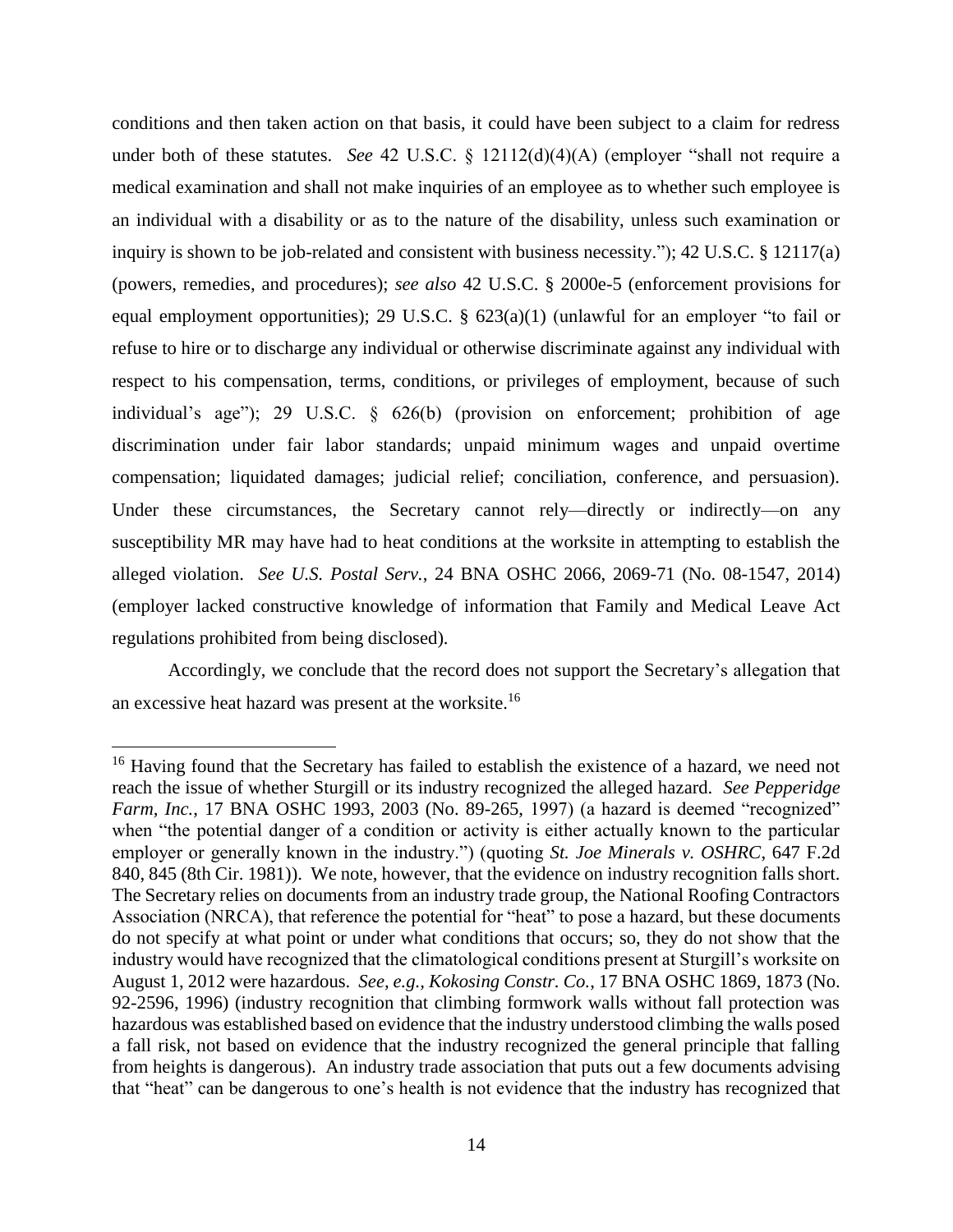conditions and then taken action on that basis, it could have been subject to a claim for redress under both of these statutes. *See* 42 U.S.C. § 12112(d)(4)(A) (employer "shall not require a medical examination and shall not make inquiries of an employee as to whether such employee is an individual with a disability or as to the nature of the disability, unless such examination or inquiry is shown to be job-related and consistent with business necessity."); 42 U.S.C. § 12117(a) (powers, remedies, and procedures); *see also* 42 U.S.C. § 2000e-5 (enforcement provisions for equal employment opportunities); 29 U.S.C. § 623(a)(1) (unlawful for an employer "to fail or refuse to hire or to discharge any individual or otherwise discriminate against any individual with respect to his compensation, terms, conditions, or privileges of employment, because of such individual's age"); 29 U.S.C. § 626(b) (provision on enforcement; prohibition of age discrimination under fair labor standards; unpaid minimum wages and unpaid overtime compensation; liquidated damages; judicial relief; conciliation, conference, and persuasion). Under these circumstances, the Secretary cannot rely—directly or indirectly—on any susceptibility MR may have had to heat conditions at the worksite in attempting to establish the alleged violation. *See U.S. Postal Serv.*, 24 BNA OSHC 2066, 2069-71 (No. 08-1547, 2014) (employer lacked constructive knowledge of information that Family and Medical Leave Act regulations prohibited from being disclosed).

Accordingly, we conclude that the record does not support the Secretary's allegation that an excessive heat hazard was present at the worksite.[16]

---

[16] Having found that the Secretary has failed to establish the existence of a hazard, we need not reach the issue of whether Sturgill or its industry recognized the alleged hazard. *See Pepperidge Farm, Inc.*, 17 BNA OSHC 1993, 2003 (No. 89-265, 1997) (a hazard is deemed "recognized" when "the potential danger of a condition or activity is either actually known to the particular employer or generally known in the industry.") (quoting *St. Joe Minerals v. OSHRC*, 647 F.2d 840, 845 (8th Cir. 1981)). We note, however, that the evidence on industry recognition falls short. The Secretary relies on documents from an industry trade group, the National Roofing Contractors Association (NRCA), that reference the potential for "heat" to pose a hazard, but these documents do not specify at what point or under what conditions that occurs; so, they do not show that the industry would have recognized that the climatological conditions present at Sturgill's worksite on August 1, 2012 were hazardous. *See, e.g.*, *Kokosing Constr. Co.*, 17 BNA OSHC 1869, 1873 (No. 92-2596, 1996) (industry recognition that climbing formwork walls without fall protection was hazardous was established based on evidence that the industry understood climbing the walls posed a fall risk, not based on evidence that the industry recognized the general principle that falling from heights is dangerous). An industry trade association that puts out a few documents advising that "heat" can be dangerous to one's health is not evidence that the industry has recognized that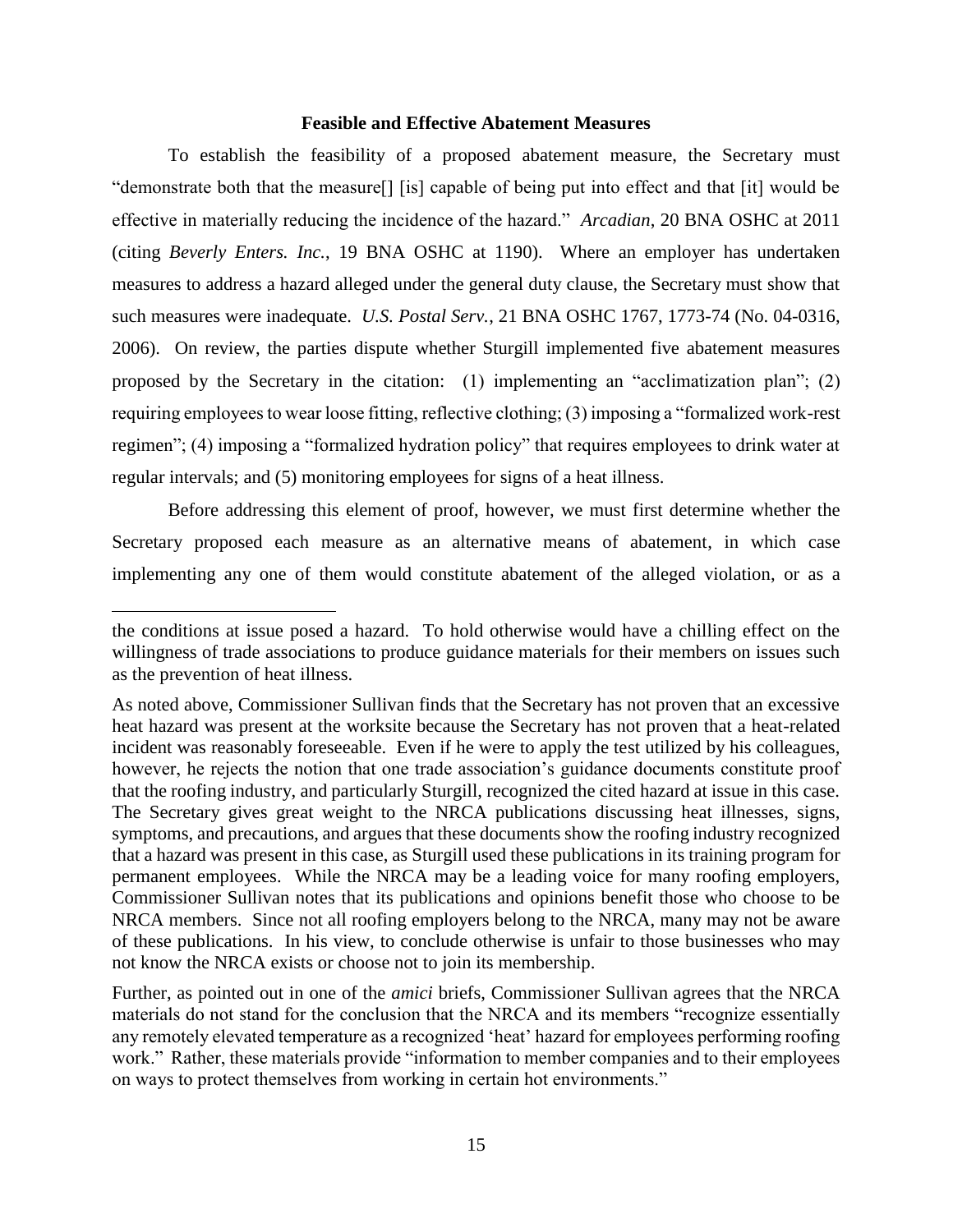**Feasible and Effective Abatement Measures**

To establish the feasibility of a proposed abatement measure, the Secretary must "demonstrate both that the measure[] [is] capable of being put into effect and that [it] would be effective in materially reducing the incidence of the hazard." *Arcadian*, 20 BNA OSHC at 2011 (citing *Beverly Enters. Inc.*, 19 BNA OSHC at 1190). Where an employer has undertaken measures to address a hazard alleged under the general duty clause, the Secretary must show that such measures were inadequate. *U.S. Postal Serv.*, 21 BNA OSHC 1767, 1773-74 (No. 04-0316, 2006). On review, the parties dispute whether Sturgill implemented five abatement measures proposed by the Secretary in the citation: (1) implementing an "acclimatization plan"; (2) requiring employees to wear loose fitting, reflective clothing; (3) imposing a "formalized work-rest regimen"; (4) imposing a "formalized hydration policy" that requires employees to drink water at regular intervals; and (5) monitoring employees for signs of a heat illness.

Before addressing this element of proof, however, we must first determine whether the Secretary proposed each measure as an alternative means of abatement, in which case implementing any one of them would constitute abatement of the alleged violation, or as a

---

the conditions at issue posed a hazard. To hold otherwise would have a chilling effect on the willingness of trade associations to produce guidance materials for their members on issues such as the prevention of heat illness.

As noted above, Commissioner Sullivan finds that the Secretary has not proven that an excessive heat hazard was present at the worksite because the Secretary has not proven that a heat-related incident was reasonably foreseeable. Even if he were to apply the test utilized by his colleagues, however, he rejects the notion that one trade association's guidance documents constitute proof that the roofing industry, and particularly Sturgill, recognized the cited hazard at issue in this case. The Secretary gives great weight to the NRCA publications discussing heat illnesses, signs, symptoms, and precautions, and argues that these documents show the roofing industry recognized that a hazard was present in this case, as Sturgill used these publications in its training program for permanent employees. While the NRCA may be a leading voice for many roofing employers, Commissioner Sullivan notes that its publications and opinions benefit those who choose to be NRCA members. Since not all roofing employers belong to the NRCA, many may not be aware of these publications. In his view, to conclude otherwise is unfair to those businesses who may not know the NRCA exists or choose not to join its membership.

Further, as pointed out in one of the *amici* briefs, Commissioner Sullivan agrees that the NRCA materials do not stand for the conclusion that the NRCA and its members "recognize essentially any remotely elevated temperature as a recognized 'heat' hazard for employees performing roofing work." Rather, these materials provide "information to member companies and to their employees on ways to protect themselves from working in certain hot environments."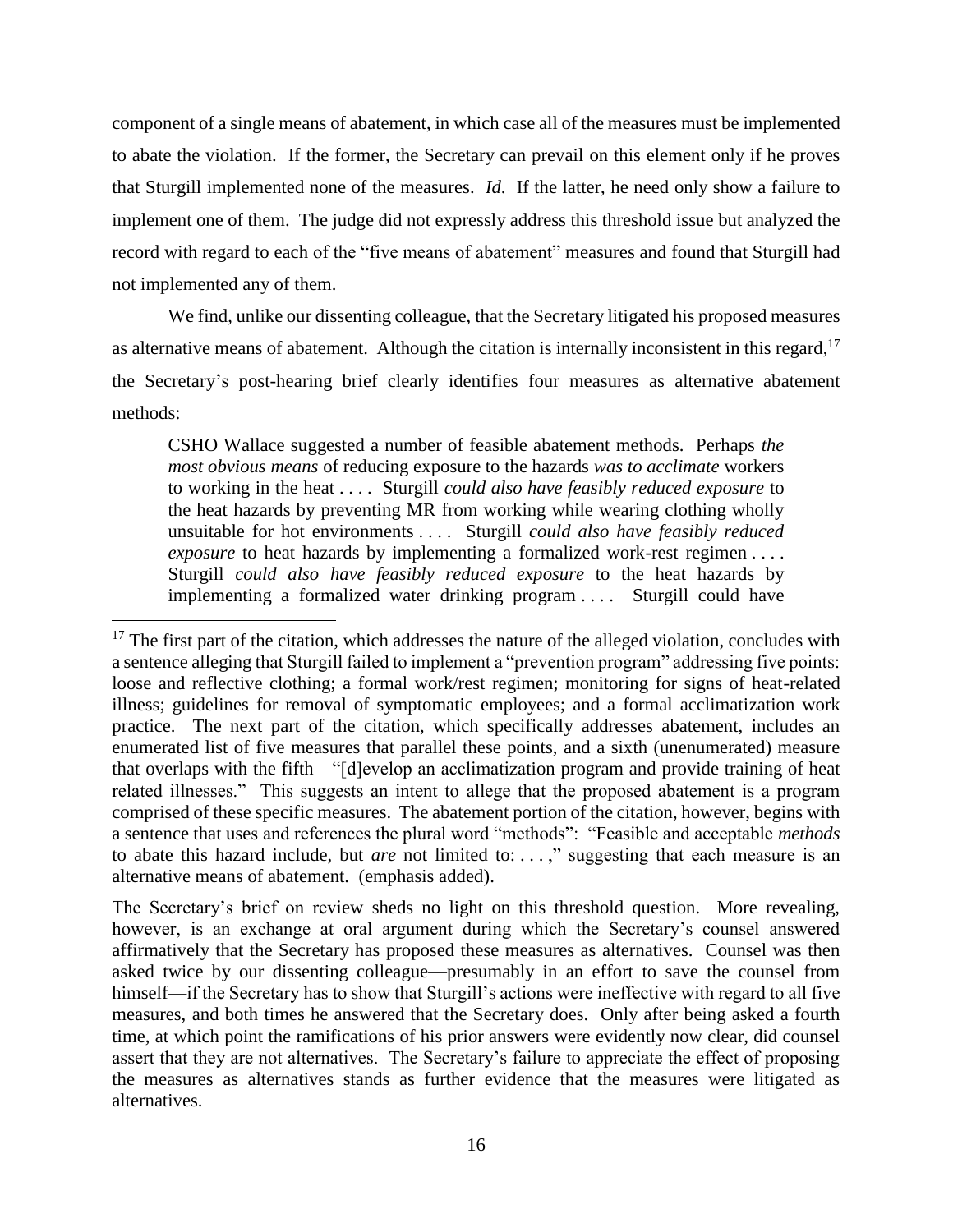component of a single means of abatement, in which case all of the measures must be implemented to abate the violation. If the former, the Secretary can prevail on this element only if he proves that Sturgill implemented none of the measures. *Id*. If the latter, he need only show a failure to implement one of them. The judge did not expressly address this threshold issue but analyzed the record with regard to each of the "five means of abatement" measures and found that Sturgill had not implemented any of them.

We find, unlike our dissenting colleague, that the Secretary litigated his proposed measures as alternative means of abatement. Although the citation is internally inconsistent in this regard,[17] the Secretary's post-hearing brief clearly identifies four measures as alternative abatement methods:

> CSHO Wallace suggested a number of feasible abatement methods. Perhaps *the most obvious means* of reducing exposure to the hazards *was to acclimate* workers to working in the heat . . . . Sturgill *could also have feasibly reduced exposure* to the heat hazards by preventing MR from working while wearing clothing wholly unsuitable for hot environments . . . . Sturgill *could also have feasibly reduced exposure* to heat hazards by implementing a formalized work-rest regimen . . . . Sturgill *could also have feasibly reduced exposure* to the heat hazards by implementing a formalized water drinking program . . . . Sturgill could have

---

[17] The first part of the citation, which addresses the nature of the alleged violation, concludes with a sentence alleging that Sturgill failed to implement a "prevention program" addressing five points: loose and reflective clothing; a formal work/rest regimen; monitoring for signs of heat-related illness; guidelines for removal of symptomatic employees; and a formal acclimatization work practice. The next part of the citation, which specifically addresses abatement, includes an enumerated list of five measures that parallel these points, and a sixth (unenumerated) measure that overlaps with the fifth—"[d]evelop an acclimatization program and provide training of heat related illnesses." This suggests an intent to allege that the proposed abatement is a program comprised of these specific measures. The abatement portion of the citation, however, begins with a sentence that uses and references the plural word "methods": "Feasible and acceptable *methods* to abate this hazard include, but *are* not limited to: . . . ," suggesting that each measure is an alternative means of abatement. (emphasis added).

The Secretary's brief on review sheds no light on this threshold question. More revealing, however, is an exchange at oral argument during which the Secretary's counsel answered affirmatively that the Secretary has proposed these measures as alternatives. Counsel was then asked twice by our dissenting colleague—presumably in an effort to save the counsel from himself—if the Secretary has to show that Sturgill's actions were ineffective with regard to all five measures, and both times he answered that the Secretary does. Only after being asked a fourth time, at which point the ramifications of his prior answers were evidently now clear, did counsel assert that they are not alternatives. The Secretary's failure to appreciate the effect of proposing the measures as alternatives stands as further evidence that the measures were litigated as alternatives.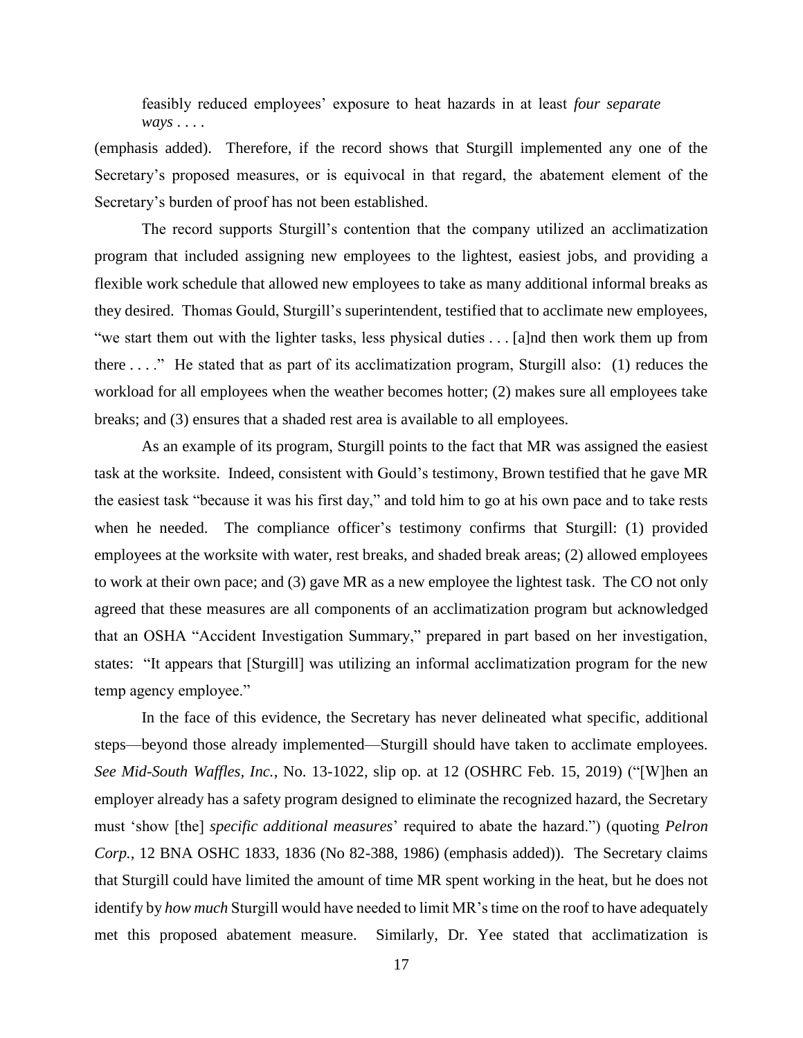> feasibly reduced employees' exposure to heat hazards in at least *four separate ways* . . . .

(emphasis added). Therefore, if the record shows that Sturgill implemented any one of the Secretary's proposed measures, or is equivocal in that regard, the abatement element of the Secretary's burden of proof has not been established.

The record supports Sturgill's contention that the company utilized an acclimatization program that included assigning new employees to the lightest, easiest jobs, and providing a flexible work schedule that allowed new employees to take as many additional informal breaks as they desired. Thomas Gould, Sturgill's superintendent, testified that to acclimate new employees, "we start them out with the lighter tasks, less physical duties . . . [a]nd then work them up from there . . . ." He stated that as part of its acclimatization program, Sturgill also: (1) reduces the workload for all employees when the weather becomes hotter; (2) makes sure all employees take breaks; and (3) ensures that a shaded rest area is available to all employees.

As an example of its program, Sturgill points to the fact that MR was assigned the easiest task at the worksite. Indeed, consistent with Gould's testimony, Brown testified that he gave MR the easiest task "because it was his first day," and told him to go at his own pace and to take rests when he needed. The compliance officer's testimony confirms that Sturgill: (1) provided employees at the worksite with water, rest breaks, and shaded break areas; (2) allowed employees to work at their own pace; and (3) gave MR as a new employee the lightest task. The CO not only agreed that these measures are all components of an acclimatization program but acknowledged that an OSHA "Accident Investigation Summary," prepared in part based on her investigation, states: "It appears that [Sturgill] was utilizing an informal acclimatization program for the new temp agency employee."

In the face of this evidence, the Secretary has never delineated what specific, additional steps—beyond those already implemented—Sturgill should have taken to acclimate employees. *See Mid-South Waffles, Inc.*, No. 13-1022, slip op. at 12 (OSHRC Feb. 15, 2019) ("[W]hen an employer already has a safety program designed to eliminate the recognized hazard, the Secretary must 'show [the] *specific additional measures*' required to abate the hazard.") (quoting *Pelron Corp.*, 12 BNA OSHC 1833, 1836 (No 82-388, 1986) (emphasis added)). The Secretary claims that Sturgill could have limited the amount of time MR spent working in the heat, but he does not identify by *how much* Sturgill would have needed to limit MR's time on the roof to have adequately met this proposed abatement measure. Similarly, Dr. Yee stated that acclimatization is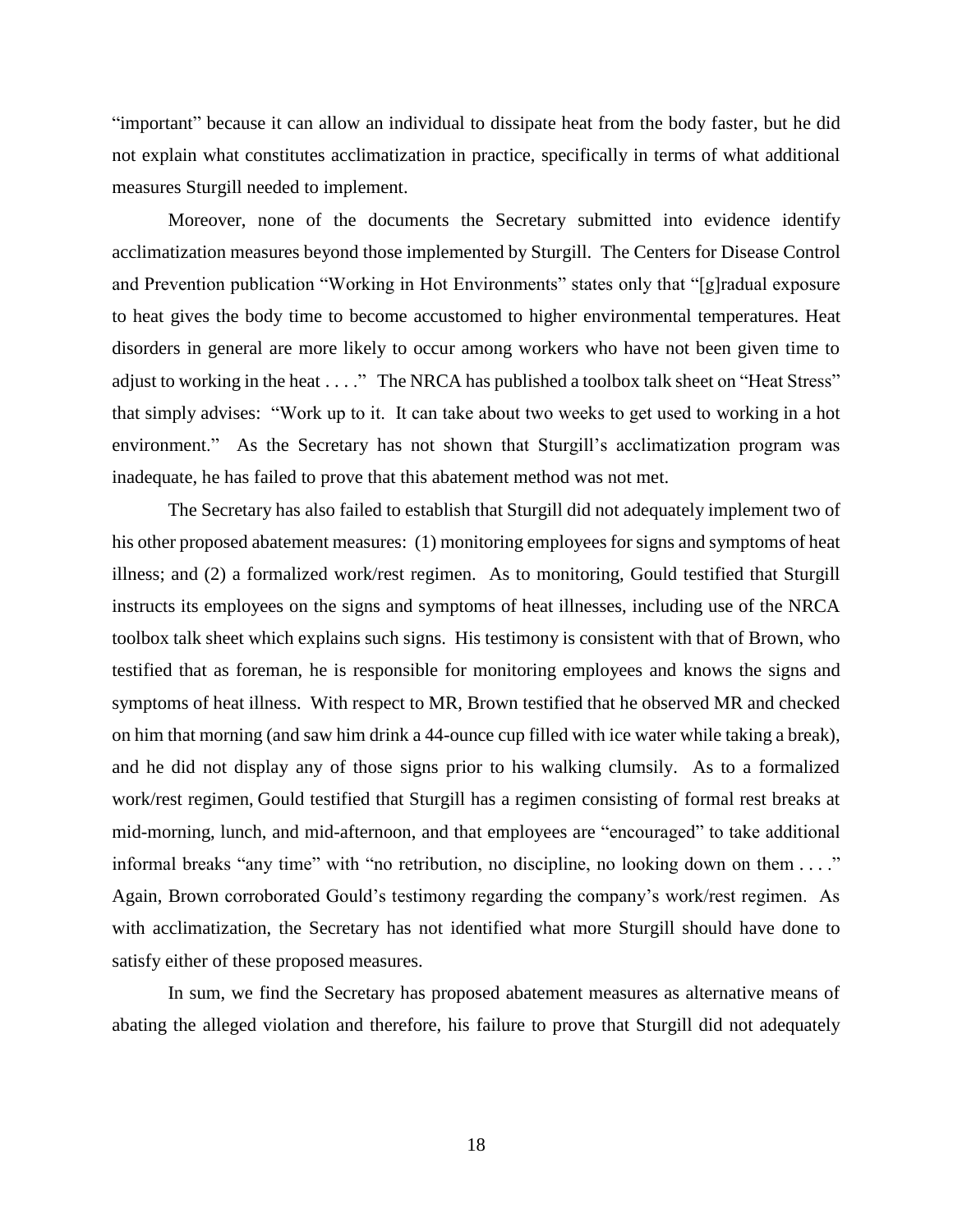"important" because it can allow an individual to dissipate heat from the body faster, but he did not explain what constitutes acclimatization in practice, specifically in terms of what additional measures Sturgill needed to implement.

Moreover, none of the documents the Secretary submitted into evidence identify acclimatization measures beyond those implemented by Sturgill. The Centers for Disease Control and Prevention publication "Working in Hot Environments" states only that "[g]radual exposure to heat gives the body time to become accustomed to higher environmental temperatures. Heat disorders in general are more likely to occur among workers who have not been given time to adjust to working in the heat . . . ." The NRCA has published a toolbox talk sheet on "Heat Stress" that simply advises: "Work up to it. It can take about two weeks to get used to working in a hot environment." As the Secretary has not shown that Sturgill's acclimatization program was inadequate, he has failed to prove that this abatement method was not met.

The Secretary has also failed to establish that Sturgill did not adequately implement two of his other proposed abatement measures: (1) monitoring employees for signs and symptoms of heat illness; and (2) a formalized work/rest regimen. As to monitoring, Gould testified that Sturgill instructs its employees on the signs and symptoms of heat illnesses, including use of the NRCA toolbox talk sheet which explains such signs. His testimony is consistent with that of Brown, who testified that as foreman, he is responsible for monitoring employees and knows the signs and symptoms of heat illness. With respect to MR, Brown testified that he observed MR and checked on him that morning (and saw him drink a 44-ounce cup filled with ice water while taking a break), and he did not display any of those signs prior to his walking clumsily. As to a formalized work/rest regimen, Gould testified that Sturgill has a regimen consisting of formal rest breaks at mid-morning, lunch, and mid-afternoon, and that employees are "encouraged" to take additional informal breaks "any time" with "no retribution, no discipline, no looking down on them . . . ." Again, Brown corroborated Gould's testimony regarding the company's work/rest regimen. As with acclimatization, the Secretary has not identified what more Sturgill should have done to satisfy either of these proposed measures.

In sum, we find the Secretary has proposed abatement measures as alternative means of abating the alleged violation and therefore, his failure to prove that Sturgill did not adequately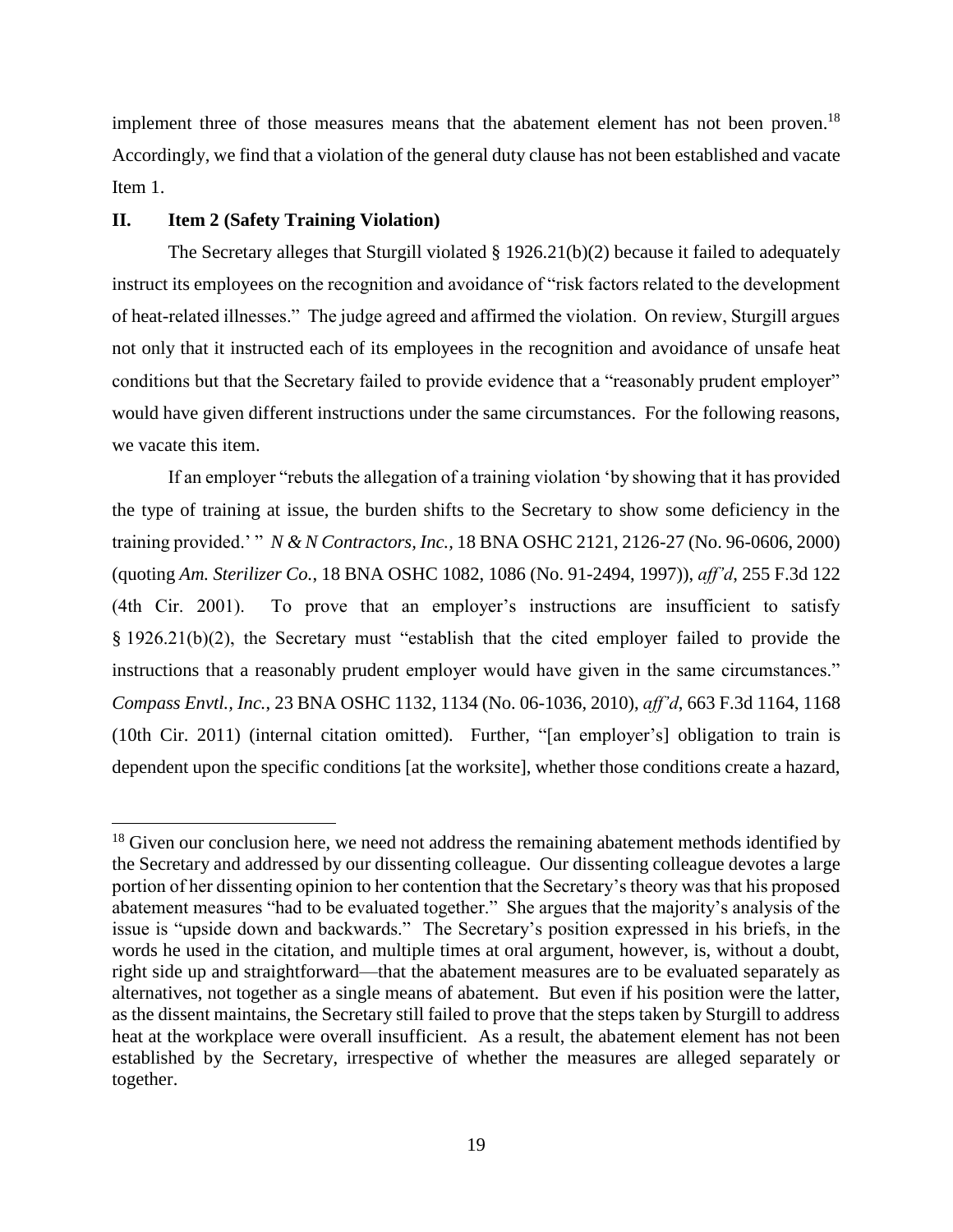implement three of those measures means that the abatement element has not been proven.[18] Accordingly, we find that a violation of the general duty clause has not been established and vacate Item 1.

## II. Item 2 (Safety Training Violation)

The Secretary alleges that Sturgill violated § 1926.21(b)(2) because it failed to adequately instruct its employees on the recognition and avoidance of "risk factors related to the development of heat-related illnesses." The judge agreed and affirmed the violation. On review, Sturgill argues not only that it instructed each of its employees in the recognition and avoidance of unsafe heat conditions but that the Secretary failed to provide evidence that a "reasonably prudent employer" would have given different instructions under the same circumstances. For the following reasons, we vacate this item.

If an employer "rebuts the allegation of a training violation 'by showing that it has provided the type of training at issue, the burden shifts to the Secretary to show some deficiency in the training provided.' " *N & N Contractors, Inc.*, 18 BNA OSHC 2121, 2126-27 (No. 96-0606, 2000) (quoting *Am. Sterilizer Co.*, 18 BNA OSHC 1082, 1086 (No. 91-2494, 1997)), *aff'd*, 255 F.3d 122 (4th Cir. 2001). To prove that an employer's instructions are insufficient to satisfy § 1926.21(b)(2), the Secretary must "establish that the cited employer failed to provide the instructions that a reasonably prudent employer would have given in the same circumstances." *Compass Envtl., Inc.*, 23 BNA OSHC 1132, 1134 (No. 06-1036, 2010), *aff'd*, 663 F.3d 1164, 1168 (10th Cir. 2011) (internal citation omitted). Further, "[an employer's] obligation to train is dependent upon the specific conditions [at the worksite], whether those conditions create a hazard,

---

[18] Given our conclusion here, we need not address the remaining abatement methods identified by the Secretary and addressed by our dissenting colleague. Our dissenting colleague devotes a large portion of her dissenting opinion to her contention that the Secretary's theory was that his proposed abatement measures "had to be evaluated together." She argues that the majority's analysis of the issue is "upside down and backwards." The Secretary's position expressed in his briefs, in the words he used in the citation, and multiple times at oral argument, however, is, without a doubt, right side up and straightforward—that the abatement measures are to be evaluated separately as alternatives, not together as a single means of abatement. But even if his position were the latter, as the dissent maintains, the Secretary still failed to prove that the steps taken by Sturgill to address heat at the workplace were overall insufficient. As a result, the abatement element has not been established by the Secretary, irrespective of whether the measures are alleged separately or together.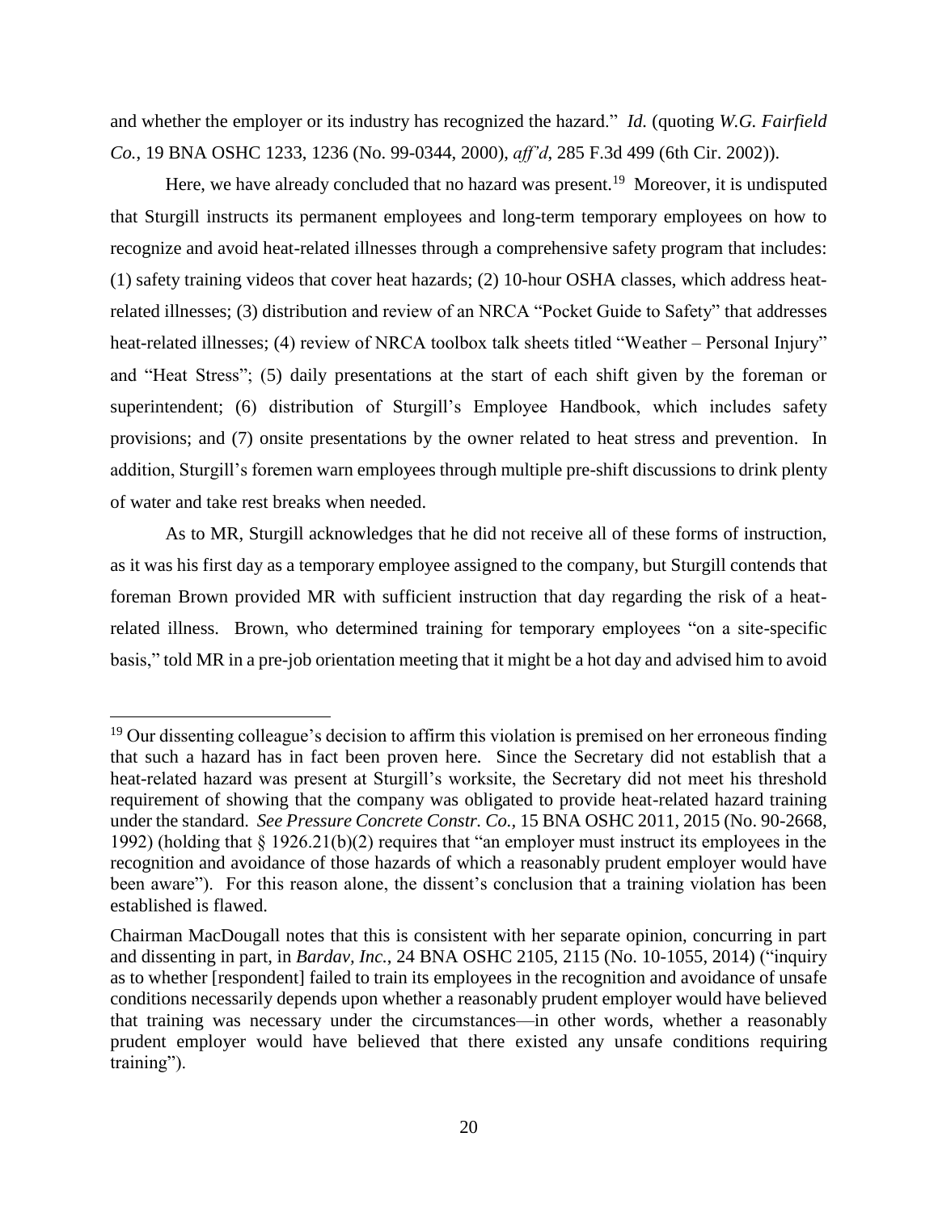and whether the employer or its industry has recognized the hazard." *Id.* (quoting *W.G. Fairfield Co.*, 19 BNA OSHC 1233, 1236 (No. 99-0344, 2000), *aff'd*, 285 F.3d 499 (6th Cir. 2002)).

Here, we have already concluded that no hazard was present.[19] Moreover, it is undisputed that Sturgill instructs its permanent employees and long-term temporary employees on how to recognize and avoid heat-related illnesses through a comprehensive safety program that includes: (1) safety training videos that cover heat hazards; (2) 10-hour OSHA classes, which address heat-related illnesses; (3) distribution and review of an NRCA "Pocket Guide to Safety" that addresses heat-related illnesses; (4) review of NRCA toolbox talk sheets titled "Weather – Personal Injury" and "Heat Stress"; (5) daily presentations at the start of each shift given by the foreman or superintendent; (6) distribution of Sturgill's Employee Handbook, which includes safety provisions; and (7) onsite presentations by the owner related to heat stress and prevention. In addition, Sturgill's foremen warn employees through multiple pre-shift discussions to drink plenty of water and take rest breaks when needed.

As to MR, Sturgill acknowledges that he did not receive all of these forms of instruction, as it was his first day as a temporary employee assigned to the company, but Sturgill contends that foreman Brown provided MR with sufficient instruction that day regarding the risk of a heat-related illness. Brown, who determined training for temporary employees "on a site-specific basis," told MR in a pre-job orientation meeting that it might be a hot day and advised him to avoid

---

[19] Our dissenting colleague's decision to affirm this violation is premised on her erroneous finding that such a hazard has in fact been proven here. Since the Secretary did not establish that a heat-related hazard was present at Sturgill's worksite, the Secretary did not meet his threshold requirement of showing that the company was obligated to provide heat-related hazard training under the standard. *See Pressure Concrete Constr. Co.*, 15 BNA OSHC 2011, 2015 (No. 90-2668, 1992) (holding that § 1926.21(b)(2) requires that "an employer must instruct its employees in the recognition and avoidance of those hazards of which a reasonably prudent employer would have been aware"). For this reason alone, the dissent's conclusion that a training violation has been established is flawed.

Chairman MacDougall notes that this is consistent with her separate opinion, concurring in part and dissenting in part, in *Bardav, Inc.*, 24 BNA OSHC 2105, 2115 (No. 10-1055, 2014) ("inquiry as to whether [respondent] failed to train its employees in the recognition and avoidance of unsafe conditions necessarily depends upon whether a reasonably prudent employer would have believed that training was necessary under the circumstances—in other words, whether a reasonably prudent employer would have believed that there existed any unsafe conditions requiring training").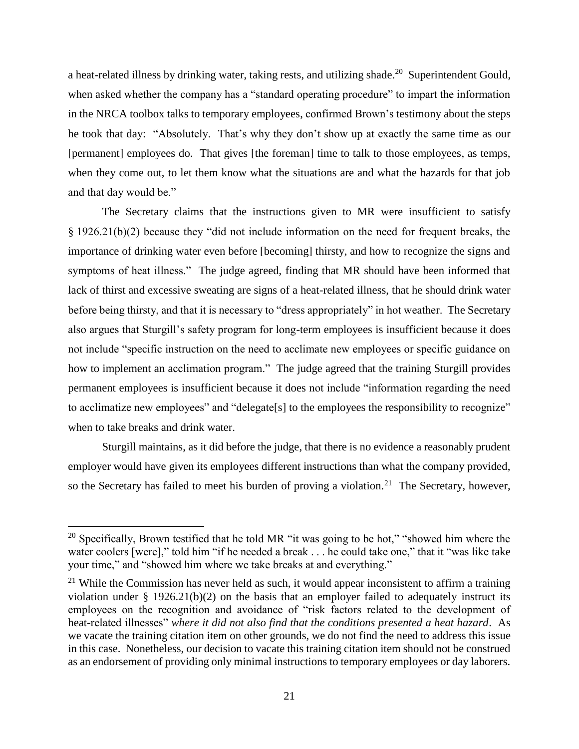a heat-related illness by drinking water, taking rests, and utilizing shade.[20] Superintendent Gould, when asked whether the company has a "standard operating procedure" to impart the information in the NRCA toolbox talks to temporary employees, confirmed Brown's testimony about the steps he took that day: "Absolutely. That's why they don't show up at exactly the same time as our [permanent] employees do. That gives [the foreman] time to talk to those employees, as temps, when they come out, to let them know what the situations are and what the hazards for that job and that day would be."

The Secretary claims that the instructions given to MR were insufficient to satisfy § 1926.21(b)(2) because they "did not include information on the need for frequent breaks, the importance of drinking water even before [becoming] thirsty, and how to recognize the signs and symptoms of heat illness." The judge agreed, finding that MR should have been informed that lack of thirst and excessive sweating are signs of a heat-related illness, that he should drink water before being thirsty, and that it is necessary to "dress appropriately" in hot weather. The Secretary also argues that Sturgill's safety program for long-term employees is insufficient because it does not include "specific instruction on the need to acclimate new employees or specific guidance on how to implement an acclimation program." The judge agreed that the training Sturgill provides permanent employees is insufficient because it does not include "information regarding the need to acclimatize new employees" and "delegate[s] to the employees the responsibility to recognize" when to take breaks and drink water.

Sturgill maintains, as it did before the judge, that there is no evidence a reasonably prudent employer would have given its employees different instructions than what the company provided, so the Secretary has failed to meet his burden of proving a violation.[21] The Secretary, however,

---

[20] Specifically, Brown testified that he told MR "it was going to be hot," "showed him where the water coolers [were]," told him "if he needed a break . . . he could take one," that it "was like take your time," and "showed him where we take breaks at and everything."

[21] While the Commission has never held as such, it would appear inconsistent to affirm a training violation under § 1926.21(b)(2) on the basis that an employer failed to adequately instruct its employees on the recognition and avoidance of "risk factors related to the development of heat-related illnesses" *where it did not also find that the conditions presented a heat hazard*. As we vacate the training citation item on other grounds, we do not find the need to address this issue in this case. Nonetheless, our decision to vacate this training citation item should not be construed as an endorsement of providing only minimal instructions to temporary employees or day laborers.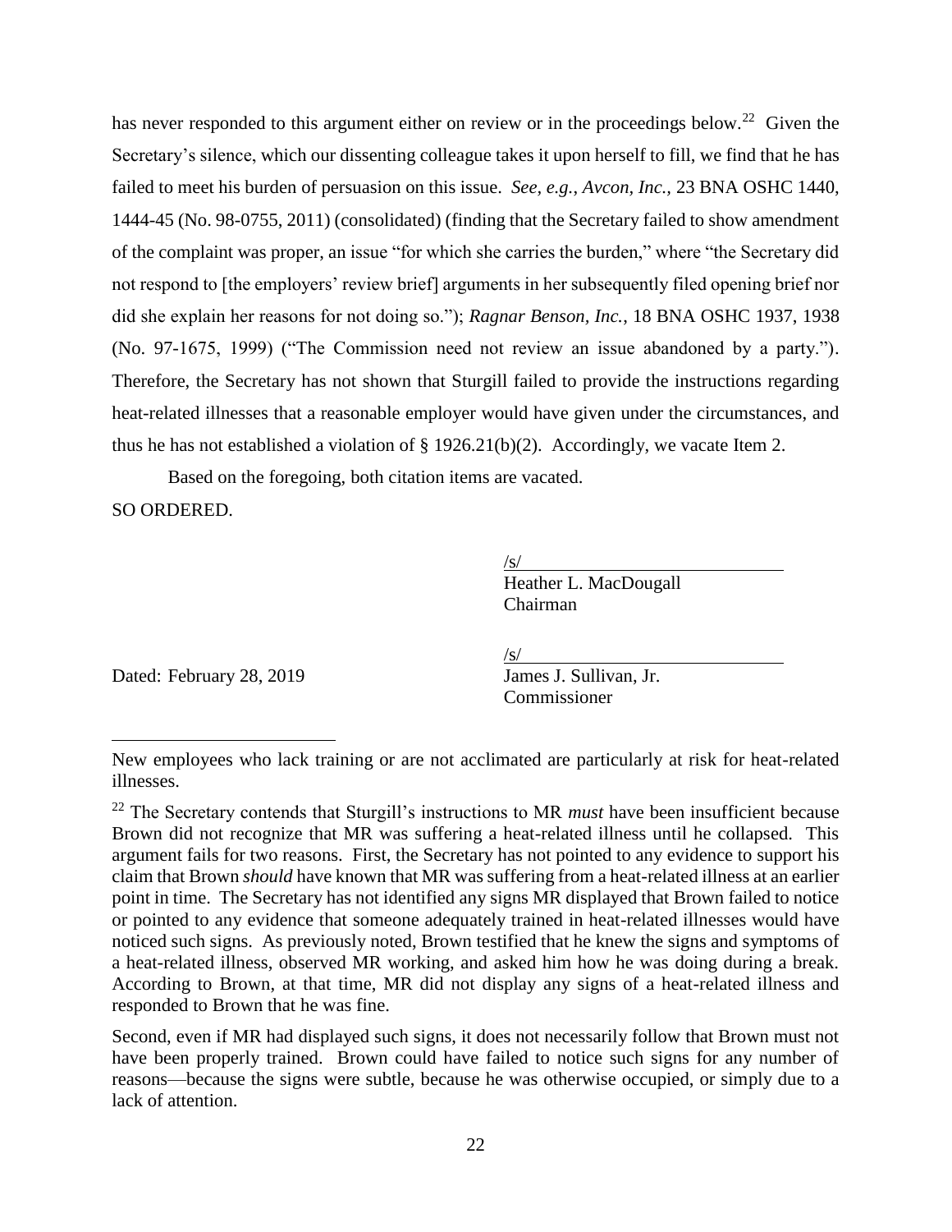has never responded to this argument either on review or in the proceedings below.[22] Given the Secretary's silence, which our dissenting colleague takes it upon herself to fill, we find that he has failed to meet his burden of persuasion on this issue. *See, e.g.*, *Avcon, Inc.*, 23 BNA OSHC 1440, 1444-45 (No. 98-0755, 2011) (consolidated) (finding that the Secretary failed to show amendment of the complaint was proper, an issue "for which she carries the burden," where "the Secretary did not respond to [the employers' review brief] arguments in her subsequently filed opening brief nor did she explain her reasons for not doing so."); *Ragnar Benson, Inc.*, 18 BNA OSHC 1937, 1938 (No. 97-1675, 1999) ("The Commission need not review an issue abandoned by a party."). Therefore, the Secretary has not shown that Sturgill failed to provide the instructions regarding heat-related illnesses that a reasonable employer would have given under the circumstances, and thus he has not established a violation of § 1926.21(b)(2). Accordingly, we vacate Item 2.

Based on the foregoing, both citation items are vacated.

SO ORDERED.

/s/
Heather L. MacDougall
Chairman

/s/
James J. Sullivan, Jr.
Commissioner

Dated: February 28, 2019

---

New employees who lack training or are not acclimated are particularly at risk for heat-related illnesses.

[22] The Secretary contends that Sturgill's instructions to MR *must* have been insufficient because Brown did not recognize that MR was suffering a heat-related illness until he collapsed. This argument fails for two reasons. First, the Secretary has not pointed to any evidence to support his claim that Brown *should* have known that MR was suffering from a heat-related illness at an earlier point in time. The Secretary has not identified any signs MR displayed that Brown failed to notice or pointed to any evidence that someone adequately trained in heat-related illnesses would have noticed such signs. As previously noted, Brown testified that he knew the signs and symptoms of a heat-related illness, observed MR working, and asked him how he was doing during a break. According to Brown, at that time, MR did not display any signs of a heat-related illness and responded to Brown that he was fine.

Second, even if MR had displayed such signs, it does not necessarily follow that Brown must not have been properly trained. Brown could have failed to notice such signs for any number of reasons—because the signs were subtle, because he was otherwise occupied, or simply due to a lack of attention.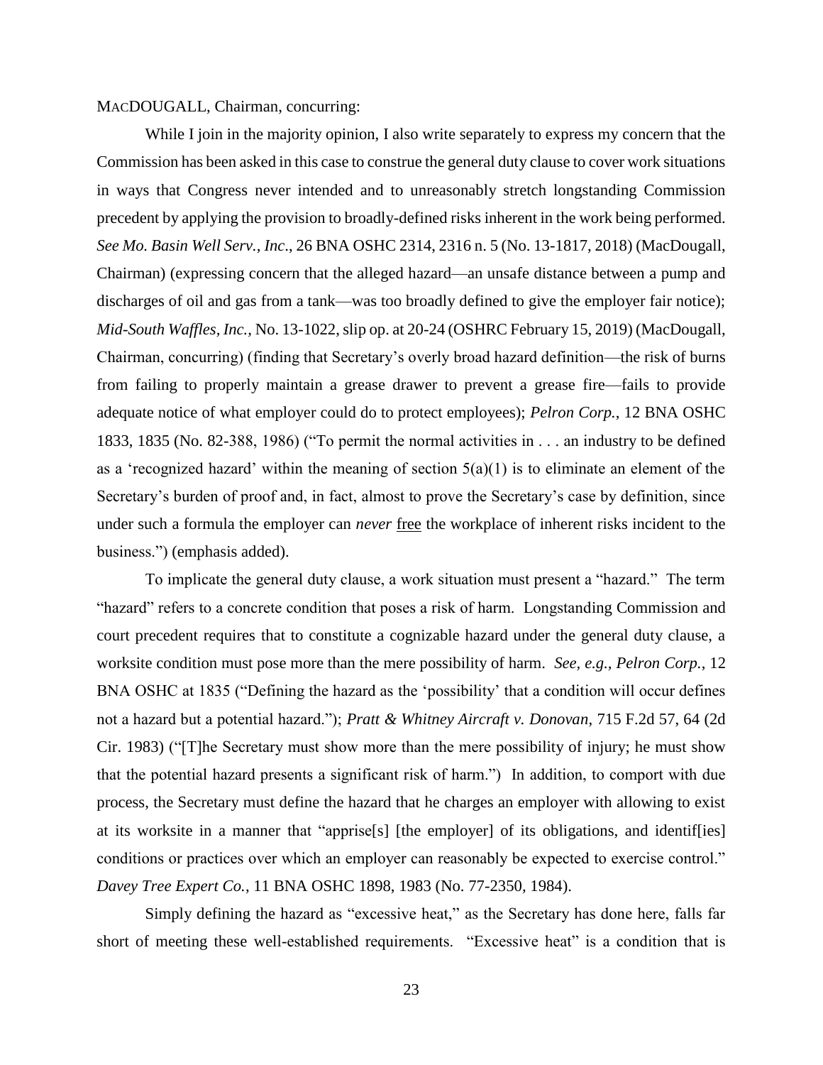MACDOUGALL, Chairman, concurring:

While I join in the majority opinion, I also write separately to express my concern that the Commission has been asked in this case to construe the general duty clause to cover work situations in ways that Congress never intended and to unreasonably stretch longstanding Commission precedent by applying the provision to broadly-defined risks inherent in the work being performed. *See Mo. Basin Well Serv., Inc*., 26 BNA OSHC 2314, 2316 n. 5 (No. 13-1817, 2018) (MacDougall, Chairman) (expressing concern that the alleged hazard—an unsafe distance between a pump and discharges of oil and gas from a tank—was too broadly defined to give the employer fair notice); *Mid-South Waffles, Inc.,* No. 13-1022, slip op. at 20-24 (OSHRC February 15, 2019) (MacDougall, Chairman, concurring) (finding that Secretary's overly broad hazard definition—the risk of burns from failing to properly maintain a grease drawer to prevent a grease fire—fails to provide adequate notice of what employer could do to protect employees); *Pelron Corp.*, 12 BNA OSHC 1833, 1835 (No. 82-388, 1986) ("To permit the normal activities in . . . an industry to be defined as a 'recognized hazard' within the meaning of section 5(a)(1) is to eliminate an element of the Secretary's burden of proof and, in fact, almost to prove the Secretary's case by definition, since under such a formula the employer can *never* <u>free</u> the workplace of inherent risks incident to the business.") (emphasis added).

To implicate the general duty clause, a work situation must present a "hazard." The term "hazard" refers to a concrete condition that poses a risk of harm. Longstanding Commission and court precedent requires that to constitute a cognizable hazard under the general duty clause, a worksite condition must pose more than the mere possibility of harm. *See, e.g., Pelron Corp.*, 12 BNA OSHC at 1835 ("Defining the hazard as the 'possibility' that a condition will occur defines not a hazard but a potential hazard."); *Pratt & Whitney Aircraft v. Donovan*, 715 F.2d 57, 64 (2d Cir. 1983) ("[T]he Secretary must show more than the mere possibility of injury; he must show that the potential hazard presents a significant risk of harm.") In addition, to comport with due process, the Secretary must define the hazard that he charges an employer with allowing to exist at its worksite in a manner that "apprise[s] [the employer] of its obligations, and identif[ies] conditions or practices over which an employer can reasonably be expected to exercise control." *Davey Tree Expert Co.*, 11 BNA OSHC 1898, 1983 (No. 77-2350, 1984).

Simply defining the hazard as "excessive heat," as the Secretary has done here, falls far short of meeting these well-established requirements. "Excessive heat" is a condition that is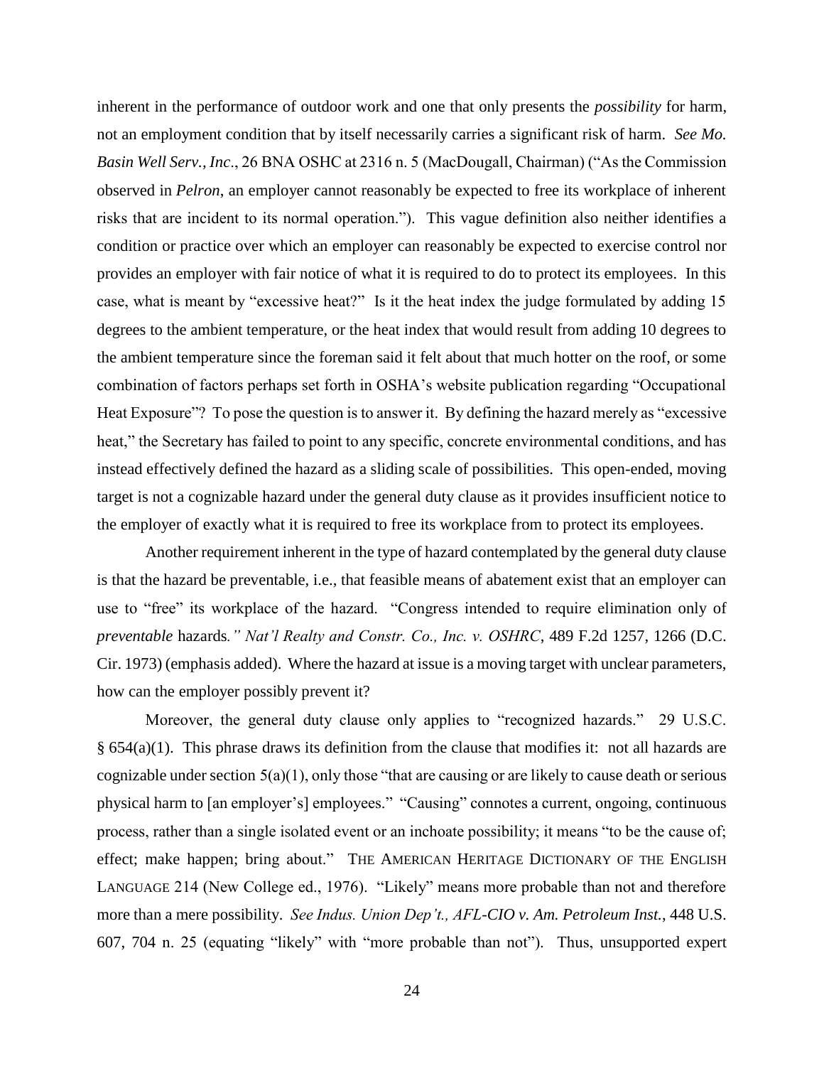inherent in the performance of outdoor work and one that only presents the *possibility* for harm, not an employment condition that by itself necessarily carries a significant risk of harm. *See Mo. Basin Well Serv., Inc*., 26 BNA OSHC at 2316 n. 5 (MacDougall, Chairman) ("As the Commission observed in *Pelron*, an employer cannot reasonably be expected to free its workplace of inherent risks that are incident to its normal operation."). This vague definition also neither identifies a condition or practice over which an employer can reasonably be expected to exercise control nor provides an employer with fair notice of what it is required to do to protect its employees. In this case, what is meant by "excessive heat?" Is it the heat index the judge formulated by adding 15 degrees to the ambient temperature, or the heat index that would result from adding 10 degrees to the ambient temperature since the foreman said it felt about that much hotter on the roof, or some combination of factors perhaps set forth in OSHA's website publication regarding "Occupational Heat Exposure"? To pose the question is to answer it. By defining the hazard merely as "excessive heat," the Secretary has failed to point to any specific, concrete environmental conditions, and has instead effectively defined the hazard as a sliding scale of possibilities. This open-ended, moving target is not a cognizable hazard under the general duty clause as it provides insufficient notice to the employer of exactly what it is required to free its workplace from to protect its employees.

Another requirement inherent in the type of hazard contemplated by the general duty clause is that the hazard be preventable, i.e., that feasible means of abatement exist that an employer can use to "free" its workplace of the hazard. "Congress intended to require elimination only of *preventable* hazards*." Nat'l Realty and Constr. Co., Inc. v. OSHRC*, 489 F.2d 1257, 1266 (D.C. Cir. 1973) (emphasis added). Where the hazard at issue is a moving target with unclear parameters, how can the employer possibly prevent it?

Moreover, the general duty clause only applies to "recognized hazards." 29 U.S.C. § 654(a)(1). This phrase draws its definition from the clause that modifies it: not all hazards are cognizable under section 5(a)(1), only those "that are causing or are likely to cause death or serious physical harm to [an employer's] employees." "Causing" connotes a current, ongoing, continuous process, rather than a single isolated event or an inchoate possibility; it means "to be the cause of; effect; make happen; bring about." THE AMERICAN HERITAGE DICTIONARY OF THE ENGLISH LANGUAGE 214 (New College ed., 1976). "Likely" means more probable than not and therefore more than a mere possibility. *See Indus. Union Dep't., AFL-CIO v. Am. Petroleum Inst.*, 448 U.S. 607, 704 n. 25 (equating "likely" with "more probable than not"). Thus, unsupported expert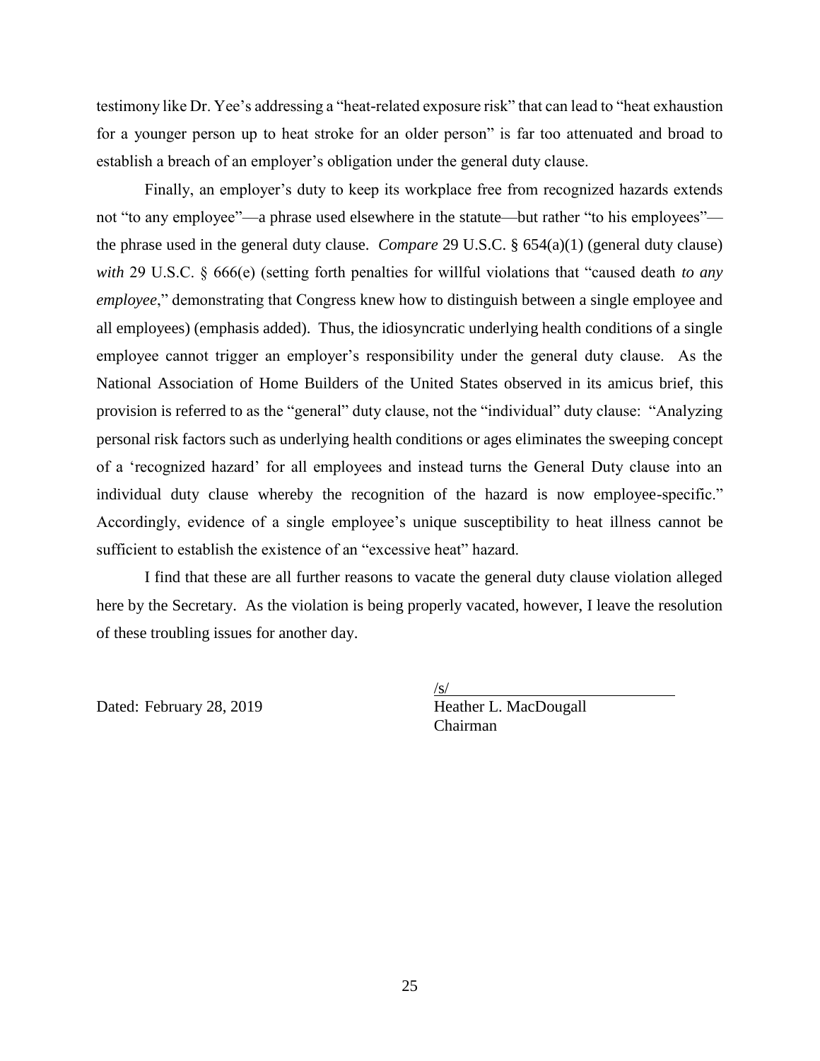testimony like Dr. Yee's addressing a "heat-related exposure risk" that can lead to "heat exhaustion for a younger person up to heat stroke for an older person" is far too attenuated and broad to establish a breach of an employer's obligation under the general duty clause.

Finally, an employer's duty to keep its workplace free from recognized hazards extends not "to any employee"—a phrase used elsewhere in the statute—but rather "to his employees"—the phrase used in the general duty clause. *Compare* 29 U.S.C. § 654(a)(1) (general duty clause) *with* 29 U.S.C. § 666(e) (setting forth penalties for willful violations that "caused death *to any employee*," demonstrating that Congress knew how to distinguish between a single employee and all employees) (emphasis added). Thus, the idiosyncratic underlying health conditions of a single employee cannot trigger an employer's responsibility under the general duty clause. As the National Association of Home Builders of the United States observed in its amicus brief, this provision is referred to as the "general" duty clause, not the "individual" duty clause: "Analyzing personal risk factors such as underlying health conditions or ages eliminates the sweeping concept of a 'recognized hazard' for all employees and instead turns the General Duty clause into an individual duty clause whereby the recognition of the hazard is now employee-specific." Accordingly, evidence of a single employee's unique susceptibility to heat illness cannot be sufficient to establish the existence of an "excessive heat" hazard.

I find that these are all further reasons to vacate the general duty clause violation alleged here by the Secretary. As the violation is being properly vacated, however, I leave the resolution of these troubling issues for another day.

/s/
Heather L. MacDougall
Chairman

Dated: February 28, 2019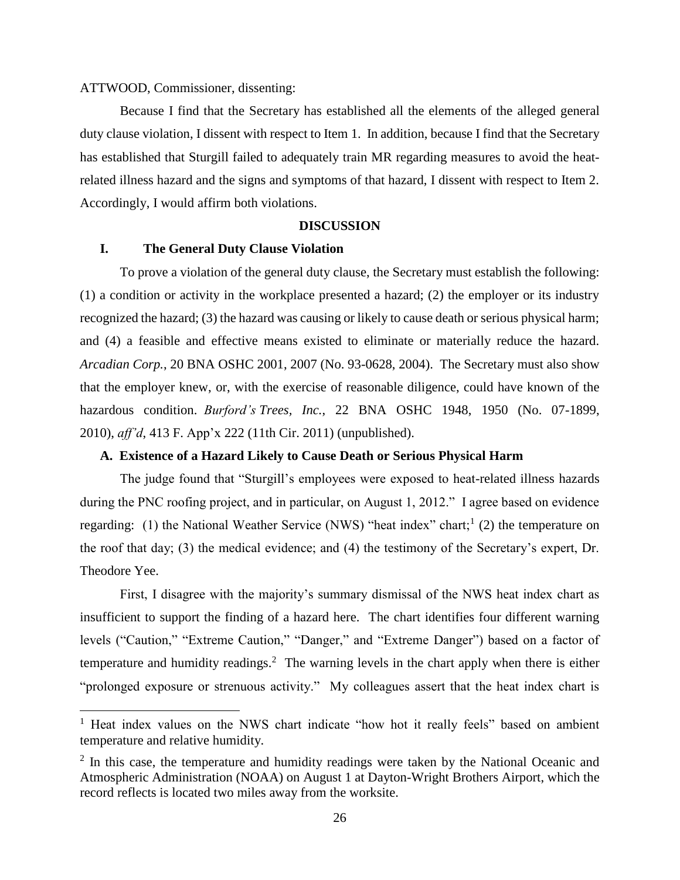ATTWOOD, Commissioner, dissenting:

Because I find that the Secretary has established all the elements of the alleged general duty clause violation, I dissent with respect to Item 1. In addition, because I find that the Secretary has established that Sturgill failed to adequately train MR regarding measures to avoid the heat-related illness hazard and the signs and symptoms of that hazard, I dissent with respect to Item 2. Accordingly, I would affirm both violations.

## DISCUSSION

### I. The General Duty Clause Violation

To prove a violation of the general duty clause, the Secretary must establish the following: (1) a condition or activity in the workplace presented a hazard; (2) the employer or its industry recognized the hazard; (3) the hazard was causing or likely to cause death or serious physical harm; and (4) a feasible and effective means existed to eliminate or materially reduce the hazard. *Arcadian Corp.*, 20 BNA OSHC 2001, 2007 (No. 93-0628, 2004). The Secretary must also show that the employer knew, or, with the exercise of reasonable diligence, could have known of the hazardous condition. *Burford's Trees, Inc.*, 22 BNA OSHC 1948, 1950 (No. 07-1899, 2010), *aff'd*, 413 F. App'x 222 (11th Cir. 2011) (unpublished).

#### A. Existence of a Hazard Likely to Cause Death or Serious Physical Harm

The judge found that "Sturgill's employees were exposed to heat-related illness hazards during the PNC roofing project, and in particular, on August 1, 2012." I agree based on evidence regarding: (1) the National Weather Service (NWS) "heat index" chart;[1] (2) the temperature on the roof that day; (3) the medical evidence; and (4) the testimony of the Secretary's expert, Dr. Theodore Yee.

First, I disagree with the majority's summary dismissal of the NWS heat index chart as insufficient to support the finding of a hazard here. The chart identifies four different warning levels ("Caution," "Extreme Caution," "Danger," and "Extreme Danger") based on a factor of temperature and humidity readings.[2] The warning levels in the chart apply when there is either "prolonged exposure or strenuous activity." My colleagues assert that the heat index chart is

---

[1] Heat index values on the NWS chart indicate "how hot it really feels" based on ambient temperature and relative humidity.

[2] In this case, the temperature and humidity readings were taken by the National Oceanic and Atmospheric Administration (NOAA) on August 1 at Dayton-Wright Brothers Airport, which the record reflects is located two miles away from the worksite.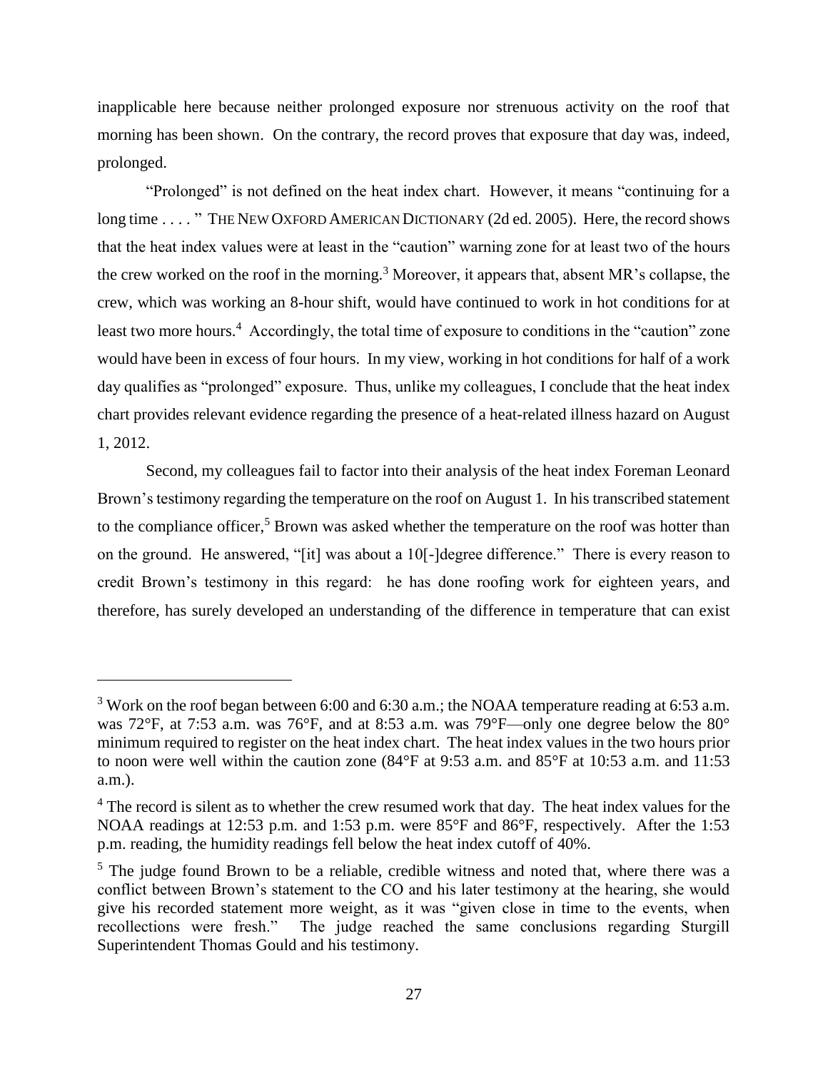inapplicable here because neither prolonged exposure nor strenuous activity on the roof that morning has been shown. On the contrary, the record proves that exposure that day was, indeed, prolonged.

"Prolonged" is not defined on the heat index chart. However, it means "continuing for a long time . . . . " THE NEW OXFORD AMERICAN DICTIONARY (2d ed. 2005). Here, the record shows that the heat index values were at least in the "caution" warning zone for at least two of the hours the crew worked on the roof in the morning.[3] Moreover, it appears that, absent MR's collapse, the crew, which was working an 8-hour shift, would have continued to work in hot conditions for at least two more hours.[4] Accordingly, the total time of exposure to conditions in the "caution" zone would have been in excess of four hours. In my view, working in hot conditions for half of a work day qualifies as "prolonged" exposure. Thus, unlike my colleagues, I conclude that the heat index chart provides relevant evidence regarding the presence of a heat-related illness hazard on August 1, 2012.

Second, my colleagues fail to factor into their analysis of the heat index Foreman Leonard Brown's testimony regarding the temperature on the roof on August 1. In his transcribed statement to the compliance officer,[5] Brown was asked whether the temperature on the roof was hotter than on the ground. He answered, "[it] was about a 10[-]degree difference." There is every reason to credit Brown's testimony in this regard: he has done roofing work for eighteen years, and therefore, has surely developed an understanding of the difference in temperature that can exist

---

[3] Work on the roof began between 6:00 and 6:30 a.m.; the NOAA temperature reading at 6:53 a.m. was 72°F, at 7:53 a.m. was 76°F, and at 8:53 a.m. was 79°F—only one degree below the 80° minimum required to register on the heat index chart. The heat index values in the two hours prior to noon were well within the caution zone (84°F at 9:53 a.m. and 85°F at 10:53 a.m. and 11:53 a.m.).

[4] The record is silent as to whether the crew resumed work that day. The heat index values for the NOAA readings at 12:53 p.m. and 1:53 p.m. were 85°F and 86°F, respectively. After the 1:53 p.m. reading, the humidity readings fell below the heat index cutoff of 40%.

[5] The judge found Brown to be a reliable, credible witness and noted that, where there was a conflict between Brown's statement to the CO and his later testimony at the hearing, she would give his recorded statement more weight, as it was "given close in time to the events, when recollections were fresh." The judge reached the same conclusions regarding Sturgill Superintendent Thomas Gould and his testimony.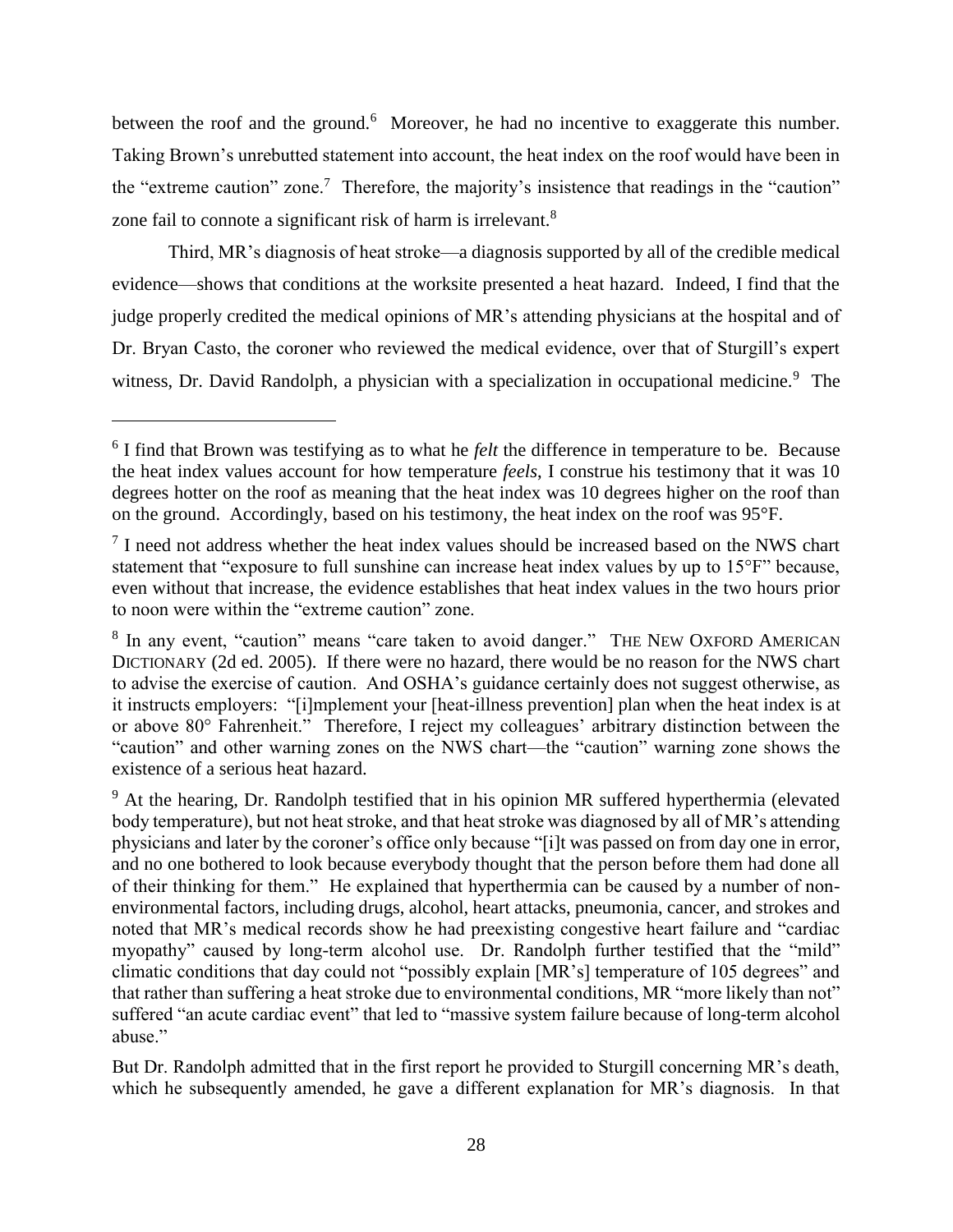between the roof and the ground.[6] Moreover, he had no incentive to exaggerate this number. Taking Brown's unrebutted statement into account, the heat index on the roof would have been in the "extreme caution" zone.[7] Therefore, the majority's insistence that readings in the "caution" zone fail to connote a significant risk of harm is irrelevant.[8]

Third, MR's diagnosis of heat stroke—a diagnosis supported by all of the credible medical evidence—shows that conditions at the worksite presented a heat hazard. Indeed, I find that the judge properly credited the medical opinions of MR's attending physicians at the hospital and of Dr. Bryan Casto, the coroner who reviewed the medical evidence, over that of Sturgill's expert witness, Dr. David Randolph, a physician with a specialization in occupational medicine.[9] The

---

[6] I find that Brown was testifying as to what he *felt* the difference in temperature to be. Because the heat index values account for how temperature *feels*, I construe his testimony that it was 10 degrees hotter on the roof as meaning that the heat index was 10 degrees higher on the roof than on the ground. Accordingly, based on his testimony, the heat index on the roof was 95°F.

[7] I need not address whether the heat index values should be increased based on the NWS chart statement that "exposure to full sunshine can increase heat index values by up to 15°F" because, even without that increase, the evidence establishes that heat index values in the two hours prior to noon were within the "extreme caution" zone.

[8] In any event, "caution" means "care taken to avoid danger." THE NEW OXFORD AMERICAN DICTIONARY (2d ed. 2005). If there were no hazard, there would be no reason for the NWS chart to advise the exercise of caution. And OSHA's guidance certainly does not suggest otherwise, as it instructs employers: "[i]mplement your [heat-illness prevention] plan when the heat index is at or above 80° Fahrenheit." Therefore, I reject my colleagues' arbitrary distinction between the "caution" and other warning zones on the NWS chart—the "caution" warning zone shows the existence of a serious heat hazard.

[9] At the hearing, Dr. Randolph testified that in his opinion MR suffered hyperthermia (elevated body temperature), but not heat stroke, and that heat stroke was diagnosed by all of MR's attending physicians and later by the coroner's office only because "[i]t was passed on from day one in error, and no one bothered to look because everybody thought that the person before them had done all of their thinking for them." He explained that hyperthermia can be caused by a number of non-environmental factors, including drugs, alcohol, heart attacks, pneumonia, cancer, and strokes and noted that MR's medical records show he had preexisting congestive heart failure and "cardiac myopathy" caused by long-term alcohol use. Dr. Randolph further testified that the "mild" climatic conditions that day could not "possibly explain [MR's] temperature of 105 degrees" and that rather than suffering a heat stroke due to environmental conditions, MR "more likely than not" suffered "an acute cardiac event" that led to "massive system failure because of long-term alcohol abuse."

But Dr. Randolph admitted that in the first report he provided to Sturgill concerning MR's death, which he subsequently amended, he gave a different explanation for MR's diagnosis. In that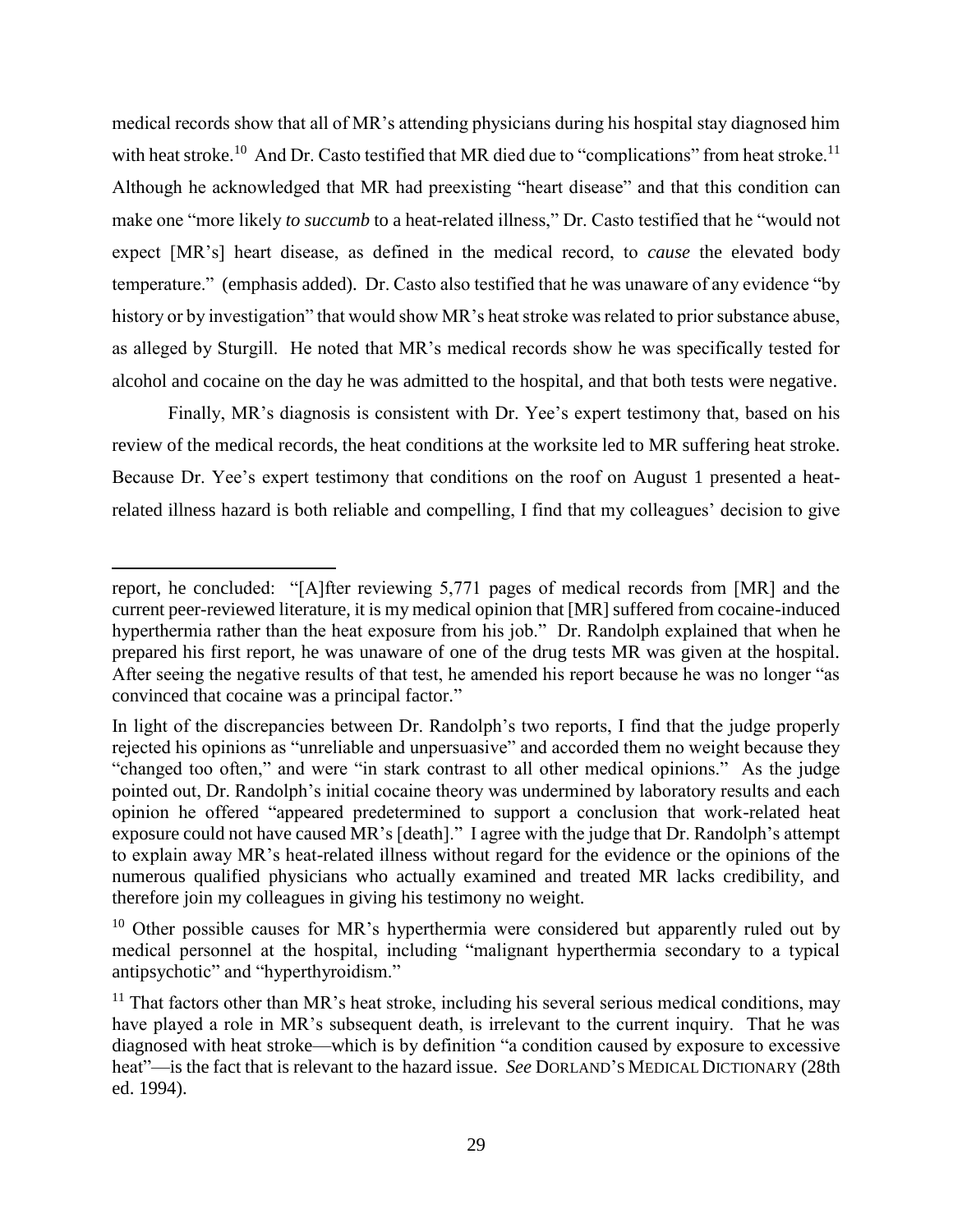medical records show that all of MR's attending physicians during his hospital stay diagnosed him with heat stroke.[10] And Dr. Casto testified that MR died due to "complications" from heat stroke.[11] Although he acknowledged that MR had preexisting "heart disease" and that this condition can make one "more likely *to succumb* to a heat-related illness," Dr. Casto testified that he "would not expect [MR's] heart disease, as defined in the medical record, to *cause* the elevated body temperature." (emphasis added). Dr. Casto also testified that he was unaware of any evidence "by history or by investigation" that would show MR's heat stroke was related to prior substance abuse, as alleged by Sturgill. He noted that MR's medical records show he was specifically tested for alcohol and cocaine on the day he was admitted to the hospital, and that both tests were negative.

Finally, MR's diagnosis is consistent with Dr. Yee's expert testimony that, based on his review of the medical records, the heat conditions at the worksite led to MR suffering heat stroke. Because Dr. Yee's expert testimony that conditions on the roof on August 1 presented a heat-related illness hazard is both reliable and compelling, I find that my colleagues' decision to give

---

report, he concluded: "[A]fter reviewing 5,771 pages of medical records from [MR] and the current peer-reviewed literature, it is my medical opinion that [MR] suffered from cocaine-induced hyperthermia rather than the heat exposure from his job." Dr. Randolph explained that when he prepared his first report, he was unaware of one of the drug tests MR was given at the hospital. After seeing the negative results of that test, he amended his report because he was no longer "as convinced that cocaine was a principal factor."

In light of the discrepancies between Dr. Randolph's two reports, I find that the judge properly rejected his opinions as "unreliable and unpersuasive" and accorded them no weight because they "changed too often," and were "in stark contrast to all other medical opinions." As the judge pointed out, Dr. Randolph's initial cocaine theory was undermined by laboratory results and each opinion he offered "appeared predetermined to support a conclusion that work-related heat exposure could not have caused MR's [death]." I agree with the judge that Dr. Randolph's attempt to explain away MR's heat-related illness without regard for the evidence or the opinions of the numerous qualified physicians who actually examined and treated MR lacks credibility, and therefore join my colleagues in giving his testimony no weight.

[10] Other possible causes for MR's hyperthermia were considered but apparently ruled out by medical personnel at the hospital, including "malignant hyperthermia secondary to a typical antipsychotic" and "hyperthyroidism."

[11] That factors other than MR's heat stroke, including his several serious medical conditions, may have played a role in MR's subsequent death, is irrelevant to the current inquiry. That he was diagnosed with heat stroke—which is by definition "a condition caused by exposure to excessive heat"—is the fact that is relevant to the hazard issue. *See* DORLAND'S MEDICAL DICTIONARY (28th ed. 1994).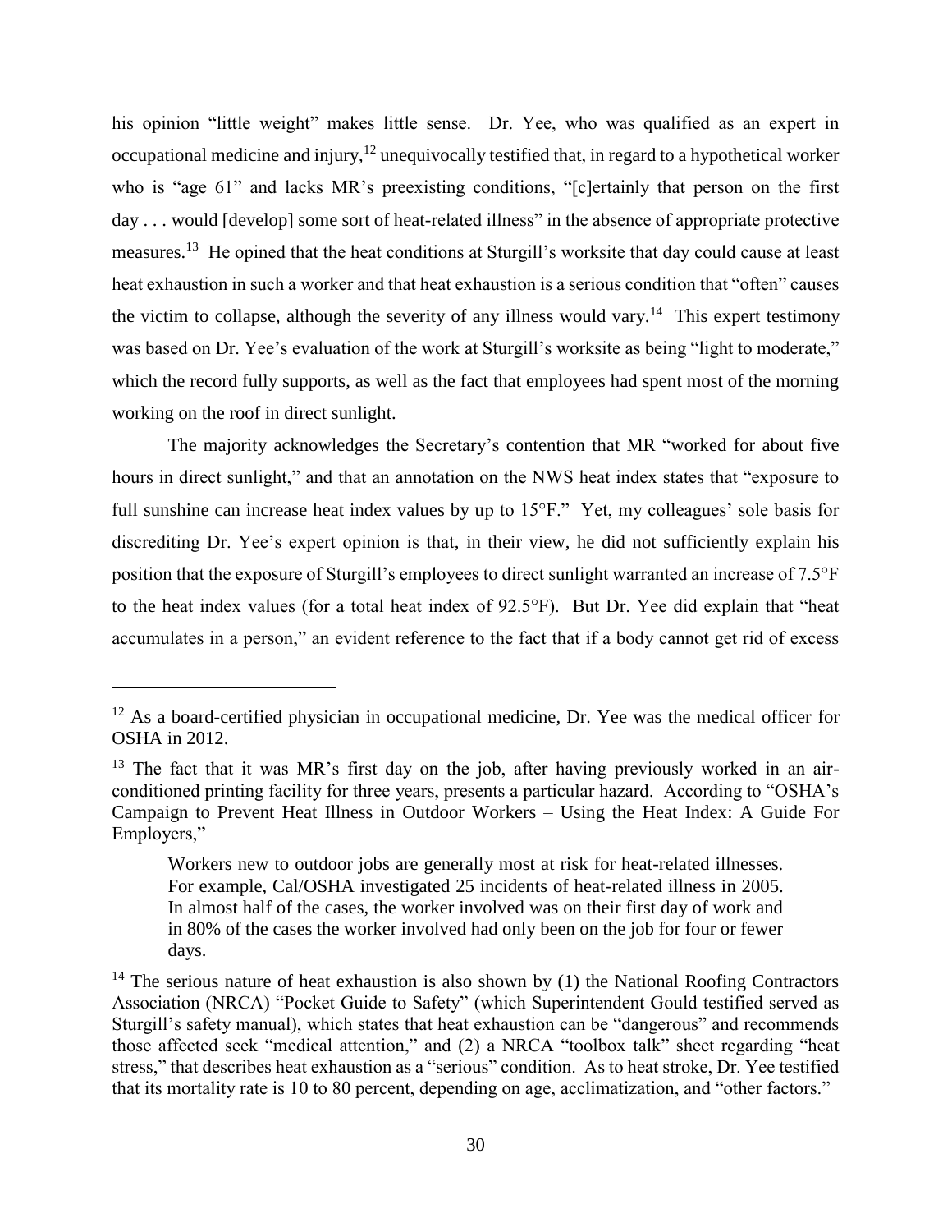his opinion "little weight" makes little sense. Dr. Yee, who was qualified as an expert in occupational medicine and injury,[12] unequivocally testified that, in regard to a hypothetical worker who is "age 61" and lacks MR's preexisting conditions, "[c]ertainly that person on the first day . . . would [develop] some sort of heat-related illness" in the absence of appropriate protective measures.[13] He opined that the heat conditions at Sturgill's worksite that day could cause at least heat exhaustion in such a worker and that heat exhaustion is a serious condition that "often" causes the victim to collapse, although the severity of any illness would vary.[14] This expert testimony was based on Dr. Yee's evaluation of the work at Sturgill's worksite as being "light to moderate," which the record fully supports, as well as the fact that employees had spent most of the morning working on the roof in direct sunlight.

The majority acknowledges the Secretary's contention that MR "worked for about five hours in direct sunlight," and that an annotation on the NWS heat index states that "exposure to full sunshine can increase heat index values by up to 15°F." Yet, my colleagues' sole basis for discrediting Dr. Yee's expert opinion is that, in their view, he did not sufficiently explain his position that the exposure of Sturgill's employees to direct sunlight warranted an increase of 7.5°F to the heat index values (for a total heat index of 92.5°F). But Dr. Yee did explain that "heat accumulates in a person," an evident reference to the fact that if a body cannot get rid of excess

---

[12] As a board-certified physician in occupational medicine, Dr. Yee was the medical officer for OSHA in 2012.

[13] The fact that it was MR's first day on the job, after having previously worked in an air-conditioned printing facility for three years, presents a particular hazard. According to "OSHA's Campaign to Prevent Heat Illness in Outdoor Workers – Using the Heat Index: A Guide For Employers,"

> Workers new to outdoor jobs are generally most at risk for heat-related illnesses. For example, Cal/OSHA investigated 25 incidents of heat-related illness in 2005. In almost half of the cases, the worker involved was on their first day of work and in 80% of the cases the worker involved had only been on the job for four or fewer days.

[14] The serious nature of heat exhaustion is also shown by (1) the National Roofing Contractors Association (NRCA) "Pocket Guide to Safety" (which Superintendent Gould testified served as Sturgill's safety manual), which states that heat exhaustion can be "dangerous" and recommends those affected seek "medical attention," and (2) a NRCA "toolbox talk" sheet regarding "heat stress," that describes heat exhaustion as a "serious" condition. As to heat stroke, Dr. Yee testified that its mortality rate is 10 to 80 percent, depending on age, acclimatization, and "other factors."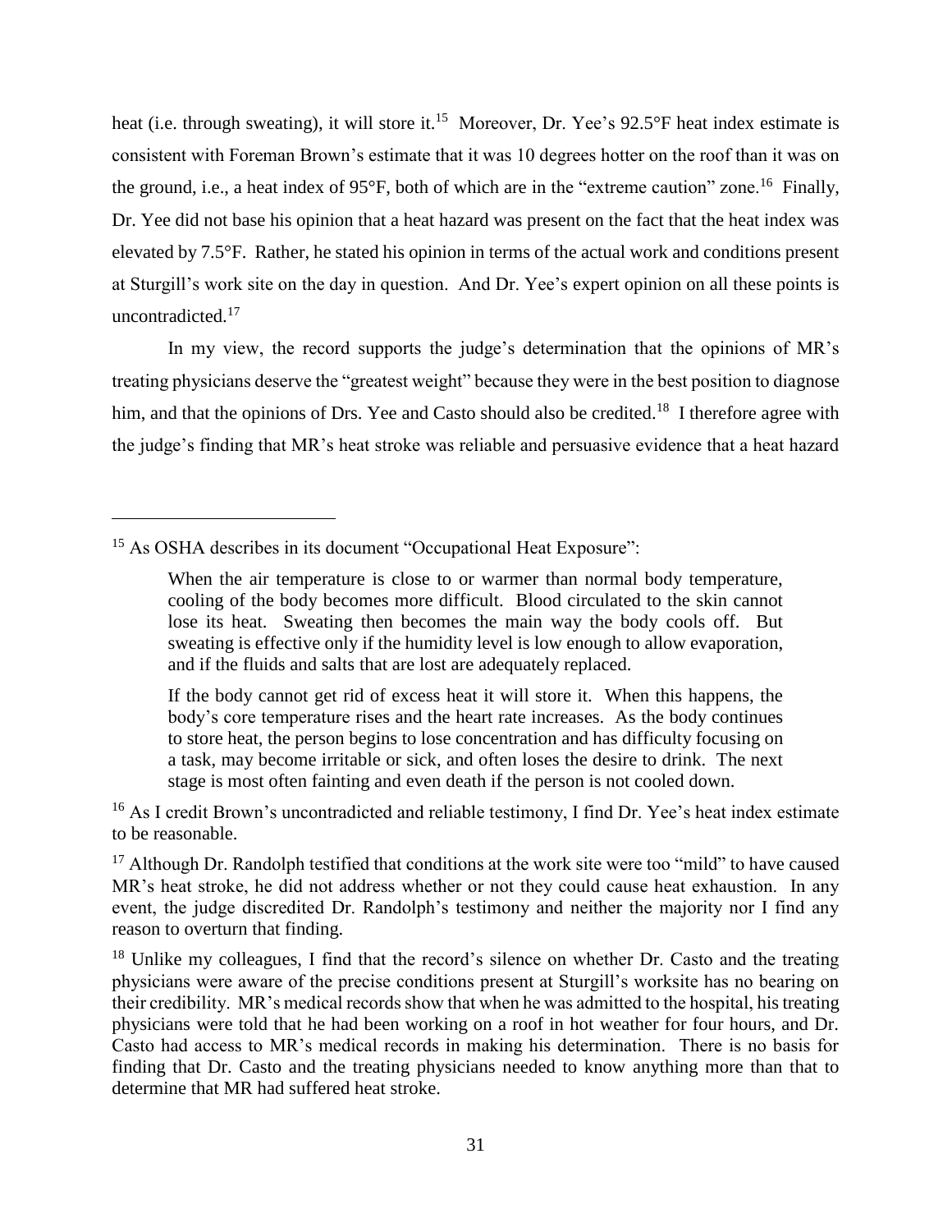heat (i.e. through sweating), it will store it.[15] Moreover, Dr. Yee's 92.5°F heat index estimate is consistent with Foreman Brown's estimate that it was 10 degrees hotter on the roof than it was on the ground, i.e., a heat index of 95°F, both of which are in the "extreme caution" zone.[16] Finally, Dr. Yee did not base his opinion that a heat hazard was present on the fact that the heat index was elevated by 7.5°F. Rather, he stated his opinion in terms of the actual work and conditions present at Sturgill's work site on the day in question. And Dr. Yee's expert opinion on all these points is uncontradicted.[17]

In my view, the record supports the judge's determination that the opinions of MR's treating physicians deserve the "greatest weight" because they were in the best position to diagnose him, and that the opinions of Drs. Yee and Casto should also be credited.[18] I therefore agree with the judge's finding that MR's heat stroke was reliable and persuasive evidence that a heat hazard

---

[15] As OSHA describes in its document "Occupational Heat Exposure":

> When the air temperature is close to or warmer than normal body temperature, cooling of the body becomes more difficult. Blood circulated to the skin cannot lose its heat. Sweating then becomes the main way the body cools off. But sweating is effective only if the humidity level is low enough to allow evaporation, and if the fluids and salts that are lost are adequately replaced.
>
> If the body cannot get rid of excess heat it will store it. When this happens, the body's core temperature rises and the heart rate increases. As the body continues to store heat, the person begins to lose concentration and has difficulty focusing on a task, may become irritable or sick, and often loses the desire to drink. The next stage is most often fainting and even death if the person is not cooled down.

[16] As I credit Brown's uncontradicted and reliable testimony, I find Dr. Yee's heat index estimate to be reasonable.

[17] Although Dr. Randolph testified that conditions at the work site were too "mild" to have caused MR's heat stroke, he did not address whether or not they could cause heat exhaustion. In any event, the judge discredited Dr. Randolph's testimony and neither the majority nor I find any reason to overturn that finding.

[18] Unlike my colleagues, I find that the record's silence on whether Dr. Casto and the treating physicians were aware of the precise conditions present at Sturgill's worksite has no bearing on their credibility. MR's medical records show that when he was admitted to the hospital, his treating physicians were told that he had been working on a roof in hot weather for four hours, and Dr. Casto had access to MR's medical records in making his determination. There is no basis for finding that Dr. Casto and the treating physicians needed to know anything more than that to determine that MR had suffered heat stroke.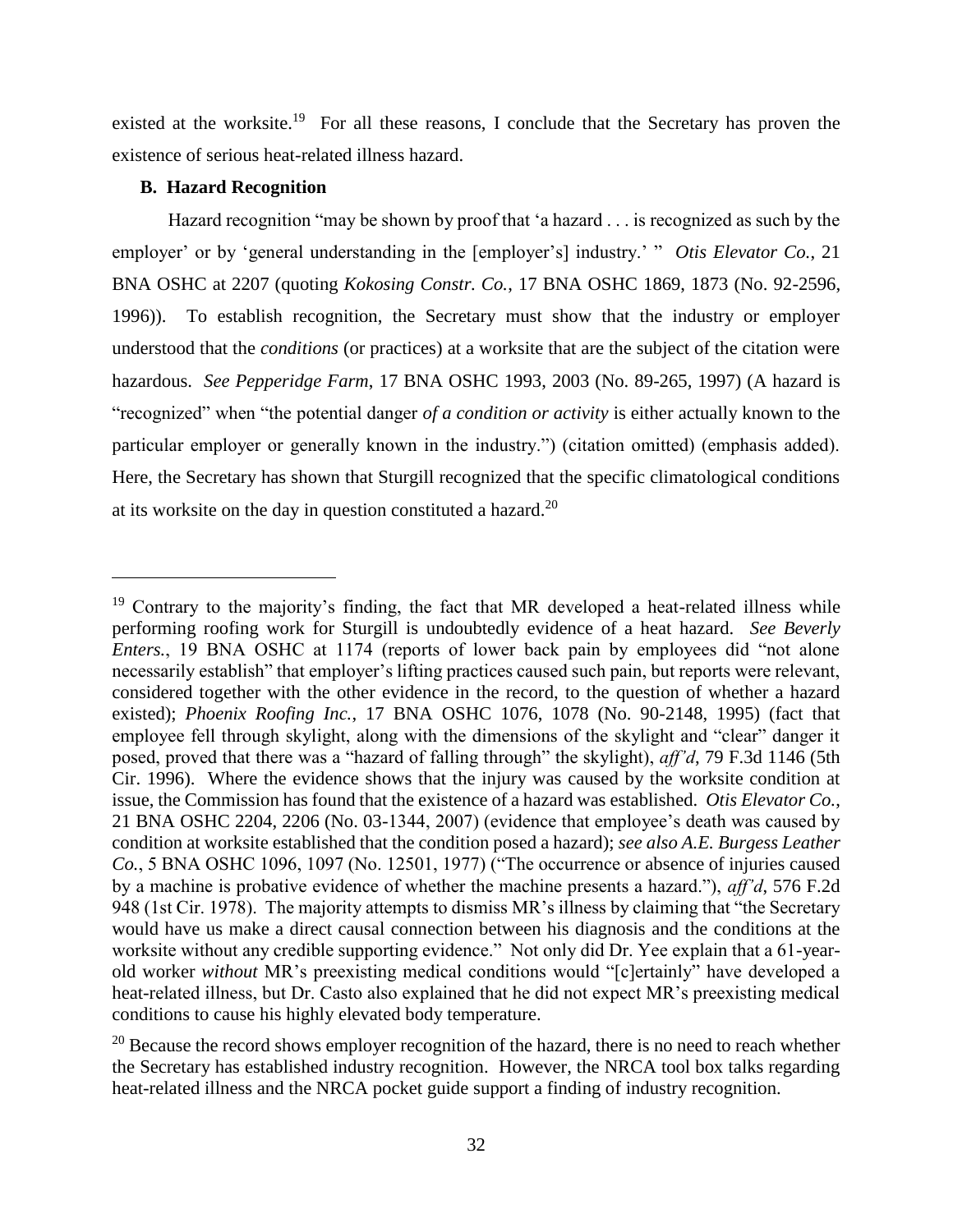existed at the worksite.[19] For all these reasons, I conclude that the Secretary has proven the existence of serious heat-related illness hazard.

**B. Hazard Recognition**

Hazard recognition "may be shown by proof that 'a hazard . . . is recognized as such by the employer' or by 'general understanding in the [employer's] industry.' " *Otis Elevator Co.*, 21 BNA OSHC at 2207 (quoting *Kokosing Constr. Co.*, 17 BNA OSHC 1869, 1873 (No. 92-2596, 1996)). To establish recognition, the Secretary must show that the industry or employer understood that the *conditions* (or practices) at a worksite that are the subject of the citation were hazardous. *See Pepperidge Farm*, 17 BNA OSHC 1993, 2003 (No. 89-265, 1997) (A hazard is "recognized" when "the potential danger *of a condition or activity* is either actually known to the particular employer or generally known in the industry.") (citation omitted) (emphasis added). Here, the Secretary has shown that Sturgill recognized that the specific climatological conditions at its worksite on the day in question constituted a hazard.[20]

---

[19] Contrary to the majority's finding, the fact that MR developed a heat-related illness while performing roofing work for Sturgill is undoubtedly evidence of a heat hazard. *See Beverly Enters.*, 19 BNA OSHC at 1174 (reports of lower back pain by employees did "not alone necessarily establish" that employer's lifting practices caused such pain, but reports were relevant, considered together with the other evidence in the record, to the question of whether a hazard existed); *Phoenix Roofing Inc.*, 17 BNA OSHC 1076, 1078 (No. 90-2148, 1995) (fact that employee fell through skylight, along with the dimensions of the skylight and "clear" danger it posed, proved that there was a "hazard of falling through" the skylight), *aff'd*, 79 F.3d 1146 (5th Cir. 1996). Where the evidence shows that the injury was caused by the worksite condition at issue, the Commission has found that the existence of a hazard was established. *Otis Elevator Co.*, 21 BNA OSHC 2204, 2206 (No. 03-1344, 2007) (evidence that employee's death was caused by condition at worksite established that the condition posed a hazard); *see also A.E. Burgess Leather Co.*, 5 BNA OSHC 1096, 1097 (No. 12501, 1977) ("The occurrence or absence of injuries caused by a machine is probative evidence of whether the machine presents a hazard."), *aff'd*, 576 F.2d 948 (1st Cir. 1978). The majority attempts to dismiss MR's illness by claiming that "the Secretary would have us make a direct causal connection between his diagnosis and the conditions at the worksite without any credible supporting evidence." Not only did Dr. Yee explain that a 61-year-old worker *without* MR's preexisting medical conditions would "[c]ertainly" have developed a heat-related illness, but Dr. Casto also explained that he did not expect MR's preexisting medical conditions to cause his highly elevated body temperature.

[20] Because the record shows employer recognition of the hazard, there is no need to reach whether the Secretary has established industry recognition. However, the NRCA tool box talks regarding heat-related illness and the NRCA pocket guide support a finding of industry recognition.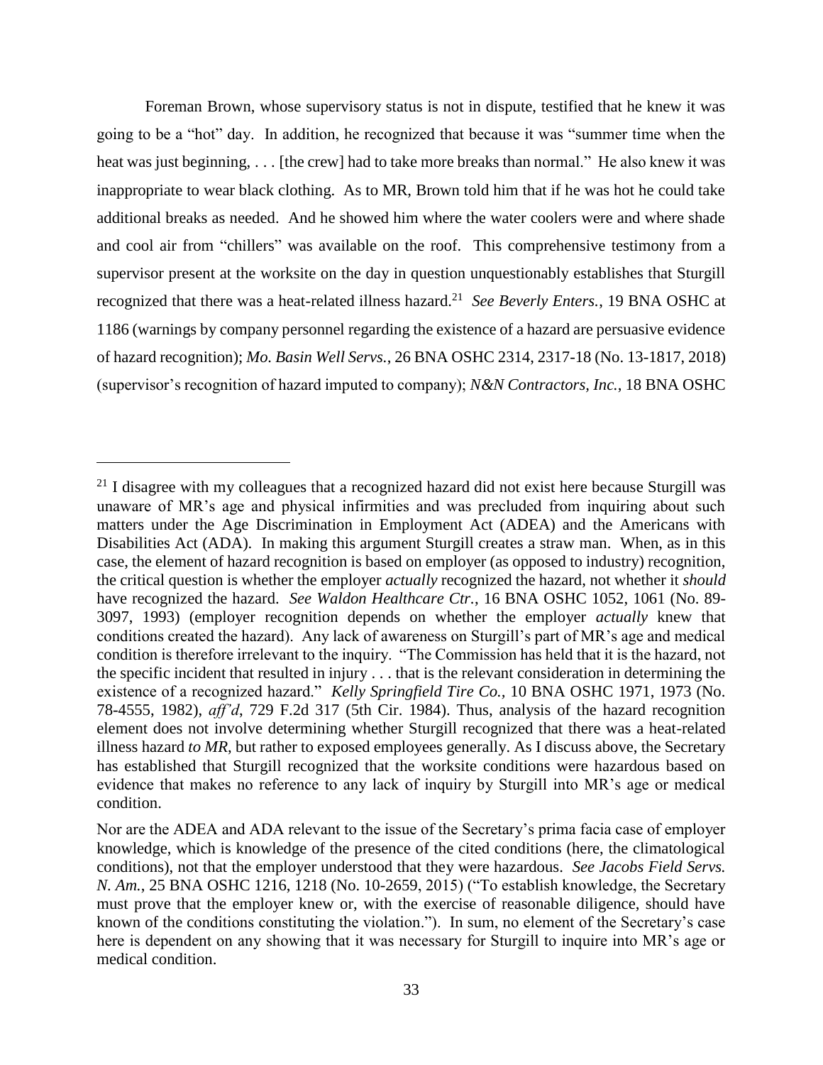Foreman Brown, whose supervisory status is not in dispute, testified that he knew it was going to be a "hot" day. In addition, he recognized that because it was "summer time when the heat was just beginning, . . . [the crew] had to take more breaks than normal." He also knew it was inappropriate to wear black clothing. As to MR, Brown told him that if he was hot he could take additional breaks as needed. And he showed him where the water coolers were and where shade and cool air from "chillers" was available on the roof. This comprehensive testimony from a supervisor present at the worksite on the day in question unquestionably establishes that Sturgill recognized that there was a heat-related illness hazard.[21] *See Beverly Enters.*, 19 BNA OSHC at 1186 (warnings by company personnel regarding the existence of a hazard are persuasive evidence of hazard recognition); *Mo. Basin Well Servs.*, 26 BNA OSHC 2314, 2317-18 (No. 13-1817, 2018) (supervisor's recognition of hazard imputed to company); *N&N Contractors, Inc.*, 18 BNA OSHC

---

[21] I disagree with my colleagues that a recognized hazard did not exist here because Sturgill was unaware of MR's age and physical infirmities and was precluded from inquiring about such matters under the Age Discrimination in Employment Act (ADEA) and the Americans with Disabilities Act (ADA). In making this argument Sturgill creates a straw man. When, as in this case, the element of hazard recognition is based on employer (as opposed to industry) recognition, the critical question is whether the employer *actually* recognized the hazard, not whether it *should* have recognized the hazard. *See Waldon Healthcare Ctr.*, 16 BNA OSHC 1052, 1061 (No. 89-3097, 1993) (employer recognition depends on whether the employer *actually* knew that conditions created the hazard). Any lack of awareness on Sturgill's part of MR's age and medical condition is therefore irrelevant to the inquiry. "The Commission has held that it is the hazard, not the specific incident that resulted in injury . . . that is the relevant consideration in determining the existence of a recognized hazard." *Kelly Springfield Tire Co.,* 10 BNA OSHC 1971, 1973 (No. 78-4555, 1982), *aff'd*, 729 F.2d 317 (5th Cir. 1984). Thus, analysis of the hazard recognition element does not involve determining whether Sturgill recognized that there was a heat-related illness hazard *to MR*, but rather to exposed employees generally. As I discuss above, the Secretary has established that Sturgill recognized that the worksite conditions were hazardous based on evidence that makes no reference to any lack of inquiry by Sturgill into MR's age or medical condition.

Nor are the ADEA and ADA relevant to the issue of the Secretary's prima facia case of employer knowledge, which is knowledge of the presence of the cited conditions (here, the climatological conditions), not that the employer understood that they were hazardous. *See Jacobs Field Servs. N. Am.*, 25 BNA OSHC 1216, 1218 (No. 10-2659, 2015) ("To establish knowledge, the Secretary must prove that the employer knew or, with the exercise of reasonable diligence, should have known of the conditions constituting the violation."). In sum, no element of the Secretary's case here is dependent on any showing that it was necessary for Sturgill to inquire into MR's age or medical condition.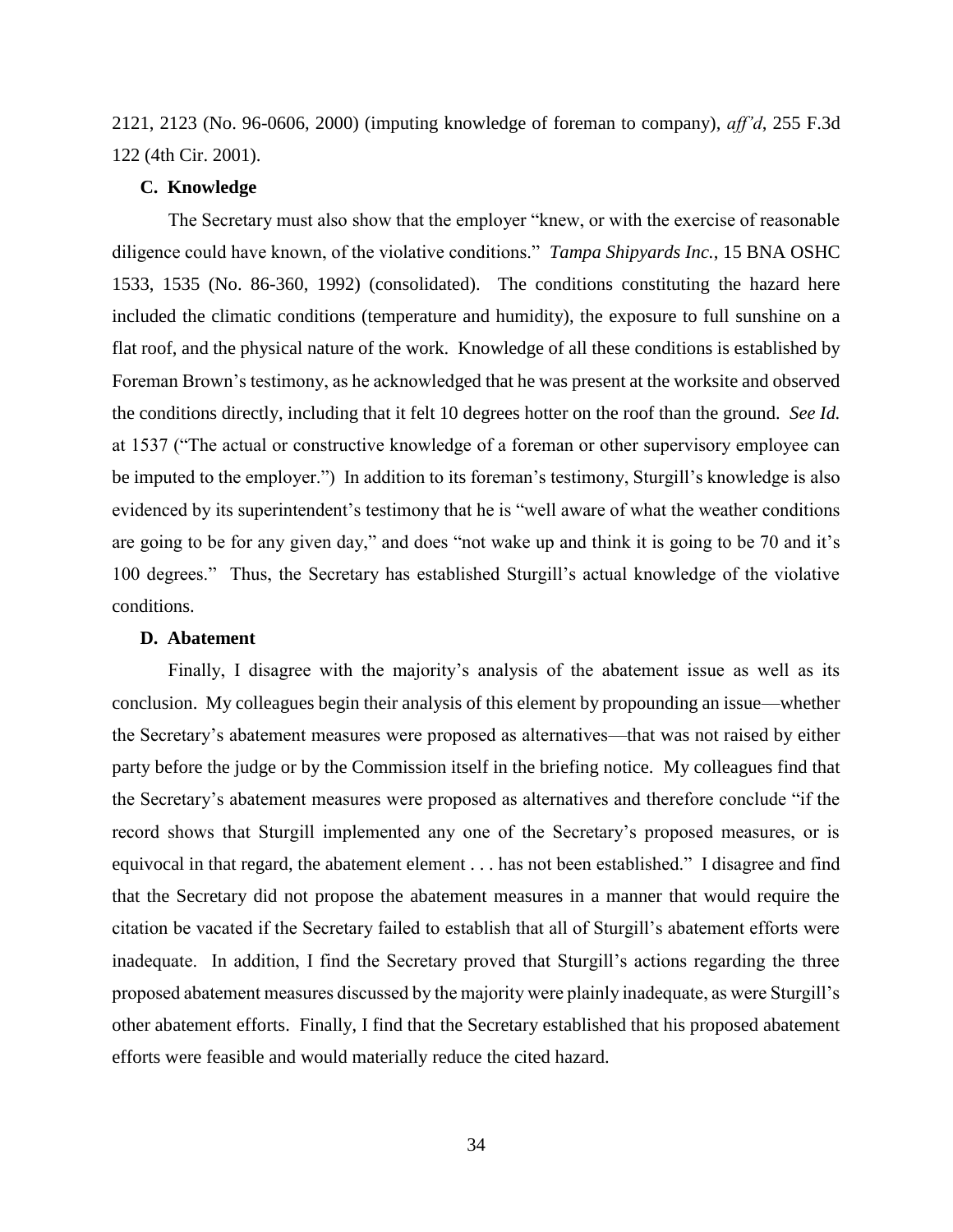2121, 2123 (No. 96-0606, 2000) (imputing knowledge of foreman to company), *aff'd*, 255 F.3d 122 (4th Cir. 2001).

### C. Knowledge

The Secretary must also show that the employer "knew, or with the exercise of reasonable diligence could have known, of the violative conditions." *Tampa Shipyards Inc.*, 15 BNA OSHC 1533, 1535 (No. 86-360, 1992) (consolidated). The conditions constituting the hazard here included the climatic conditions (temperature and humidity), the exposure to full sunshine on a flat roof, and the physical nature of the work. Knowledge of all these conditions is established by Foreman Brown's testimony, as he acknowledged that he was present at the worksite and observed the conditions directly, including that it felt 10 degrees hotter on the roof than the ground. *See Id.* at 1537 ("The actual or constructive knowledge of a foreman or other supervisory employee can be imputed to the employer.") In addition to its foreman's testimony, Sturgill's knowledge is also evidenced by its superintendent's testimony that he is "well aware of what the weather conditions are going to be for any given day," and does "not wake up and think it is going to be 70 and it's 100 degrees." Thus, the Secretary has established Sturgill's actual knowledge of the violative conditions.

### D. Abatement

Finally, I disagree with the majority's analysis of the abatement issue as well as its conclusion. My colleagues begin their analysis of this element by propounding an issue—whether the Secretary's abatement measures were proposed as alternatives—that was not raised by either party before the judge or by the Commission itself in the briefing notice. My colleagues find that the Secretary's abatement measures were proposed as alternatives and therefore conclude "if the record shows that Sturgill implemented any one of the Secretary's proposed measures, or is equivocal in that regard, the abatement element . . . has not been established." I disagree and find that the Secretary did not propose the abatement measures in a manner that would require the citation be vacated if the Secretary failed to establish that all of Sturgill's abatement efforts were inadequate. In addition, I find the Secretary proved that Sturgill's actions regarding the three proposed abatement measures discussed by the majority were plainly inadequate, as were Sturgill's other abatement efforts. Finally, I find that the Secretary established that his proposed abatement efforts were feasible and would materially reduce the cited hazard.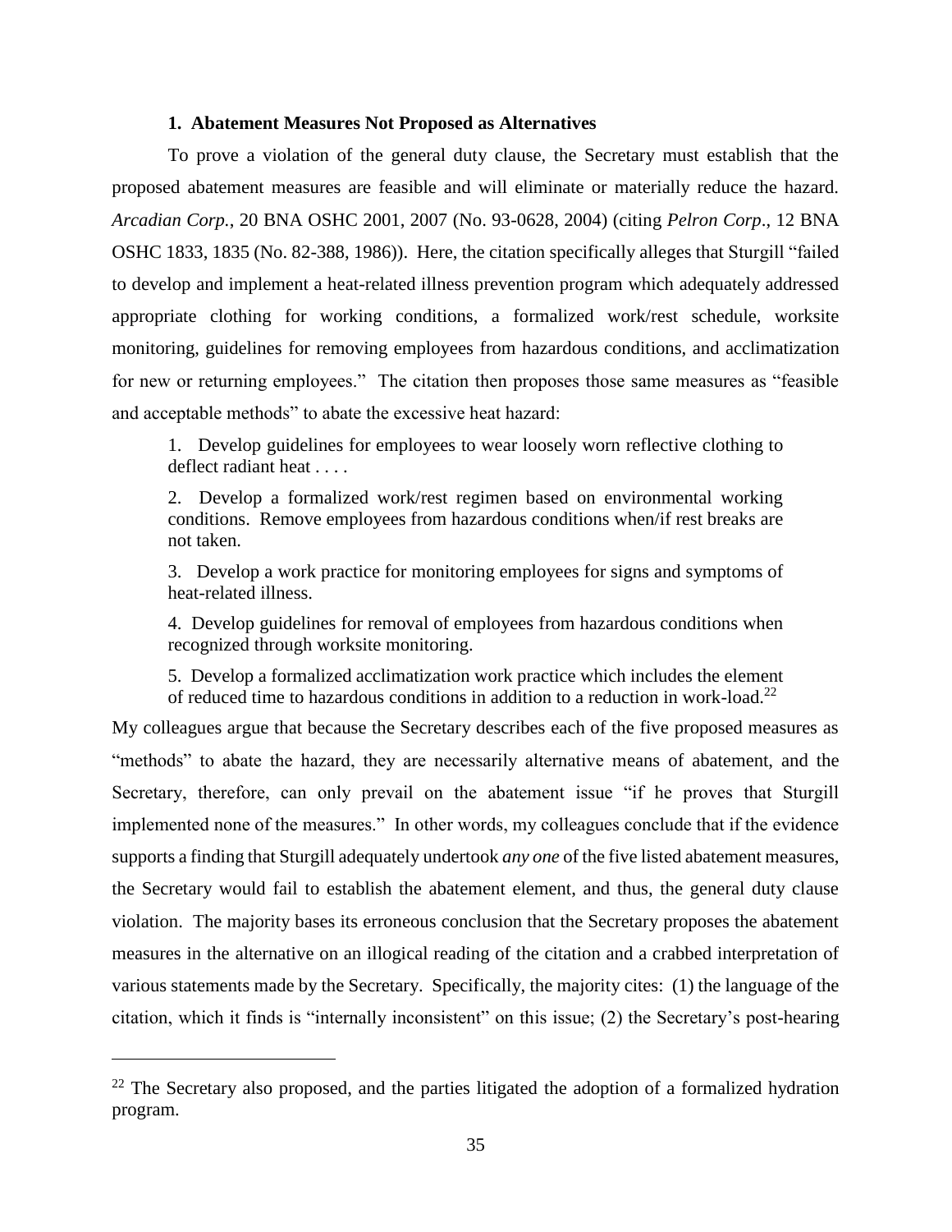### 1. Abatement Measures Not Proposed as Alternatives

To prove a violation of the general duty clause, the Secretary must establish that the proposed abatement measures are feasible and will eliminate or materially reduce the hazard. *Arcadian Corp.*, 20 BNA OSHC 2001, 2007 (No. 93-0628, 2004) (citing *Pelron Corp*., 12 BNA OSHC 1833, 1835 (No. 82-388, 1986)). Here, the citation specifically alleges that Sturgill "failed to develop and implement a heat-related illness prevention program which adequately addressed appropriate clothing for working conditions, a formalized work/rest schedule, worksite monitoring, guidelines for removing employees from hazardous conditions, and acclimatization for new or returning employees." The citation then proposes those same measures as "feasible and acceptable methods" to abate the excessive heat hazard:

> 1. Develop guidelines for employees to wear loosely worn reflective clothing to deflect radiant heat . . . .
>
> 2. Develop a formalized work/rest regimen based on environmental working conditions. Remove employees from hazardous conditions when/if rest breaks are not taken.
>
> 3. Develop a work practice for monitoring employees for signs and symptoms of heat-related illness.
>
> 4. Develop guidelines for removal of employees from hazardous conditions when recognized through worksite monitoring.
>
> 5. Develop a formalized acclimatization work practice which includes the element of reduced time to hazardous conditions in addition to a reduction in work-load.[22]

My colleagues argue that because the Secretary describes each of the five proposed measures as "methods" to abate the hazard, they are necessarily alternative means of abatement, and the Secretary, therefore, can only prevail on the abatement issue "if he proves that Sturgill implemented none of the measures." In other words, my colleagues conclude that if the evidence supports a finding that Sturgill adequately undertook *any one* of the five listed abatement measures, the Secretary would fail to establish the abatement element, and thus, the general duty clause violation. The majority bases its erroneous conclusion that the Secretary proposes the abatement measures in the alternative on an illogical reading of the citation and a crabbed interpretation of various statements made by the Secretary. Specifically, the majority cites: (1) the language of the citation, which it finds is "internally inconsistent" on this issue; (2) the Secretary's post-hearing

---

[22] The Secretary also proposed, and the parties litigated the adoption of a formalized hydration program.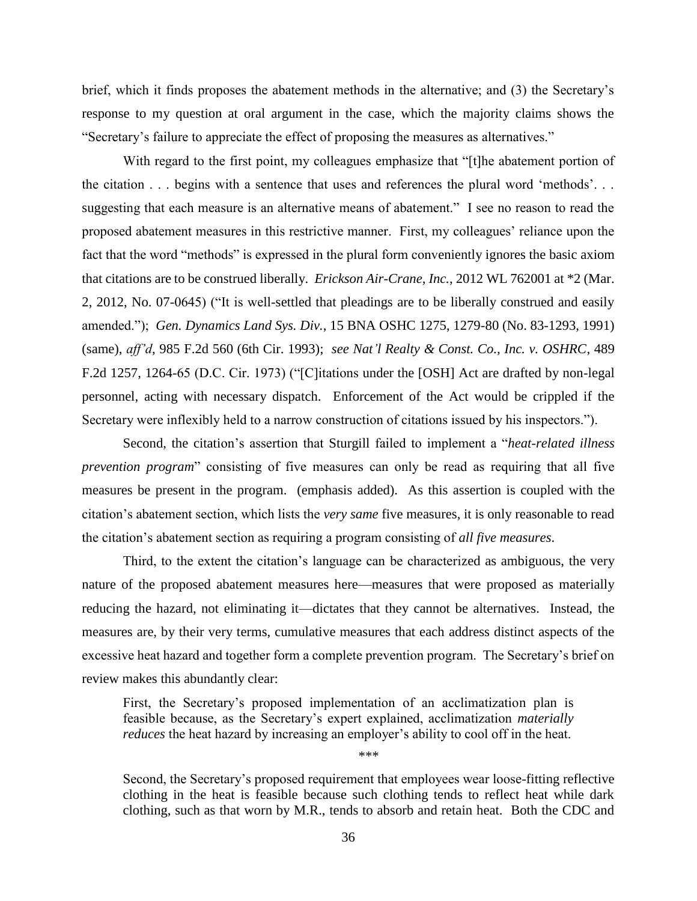brief, which it finds proposes the abatement methods in the alternative; and (3) the Secretary's response to my question at oral argument in the case, which the majority claims shows the "Secretary's failure to appreciate the effect of proposing the measures as alternatives."

With regard to the first point, my colleagues emphasize that "[t]he abatement portion of the citation . . . begins with a sentence that uses and references the plural word 'methods'. . . suggesting that each measure is an alternative means of abatement." I see no reason to read the proposed abatement measures in this restrictive manner. First, my colleagues' reliance upon the fact that the word "methods" is expressed in the plural form conveniently ignores the basic axiom that citations are to be construed liberally. *Erickson Air-Crane, Inc.*, 2012 WL 762001 at *2 (Mar. 2, 2012, No. 07-0645) ("It is well-settled that pleadings are to be liberally construed and easily amended."); *Gen. Dynamics Land Sys. Div.*, 15 BNA OSHC 1275, 1279-80 (No. 83-1293, 1991) (same), *aff'd*, 985 F.2d 560 (6th Cir. 1993); *see Nat'l Realty & Const. Co., Inc. v. OSHRC*, 489 F.2d 1257, 1264-65 (D.C. Cir. 1973) ("[C]itations under the [OSH] Act are drafted by non-legal personnel, acting with necessary dispatch. Enforcement of the Act would be crippled if the Secretary were inflexibly held to a narrow construction of citations issued by his inspectors.").

Second, the citation's assertion that Sturgill failed to implement a "*heat-related illness prevention program*" consisting of five measures can only be read as requiring that all five measures be present in the program. (emphasis added). As this assertion is coupled with the citation's abatement section, which lists the *very same* five measures, it is only reasonable to read the citation's abatement section as requiring a program consisting of *all five measures*.

Third, to the extent the citation's language can be characterized as ambiguous, the very nature of the proposed abatement measures here—measures that were proposed as materially reducing the hazard, not eliminating it—dictates that they cannot be alternatives. Instead, the measures are, by their very terms, cumulative measures that each address distinct aspects of the excessive heat hazard and together form a complete prevention program. The Secretary's brief on review makes this abundantly clear:

> First, the Secretary's proposed implementation of an acclimatization plan is feasible because, as the Secretary's expert explained, acclimatization *materially reduces* the heat hazard by increasing an employer's ability to cool off in the heat.
>
> \*\*\*
>
> Second, the Secretary's proposed requirement that employees wear loose-fitting reflective clothing in the heat is feasible because such clothing tends to reflect heat while dark clothing, such as that worn by M.R., tends to absorb and retain heat. Both the CDC and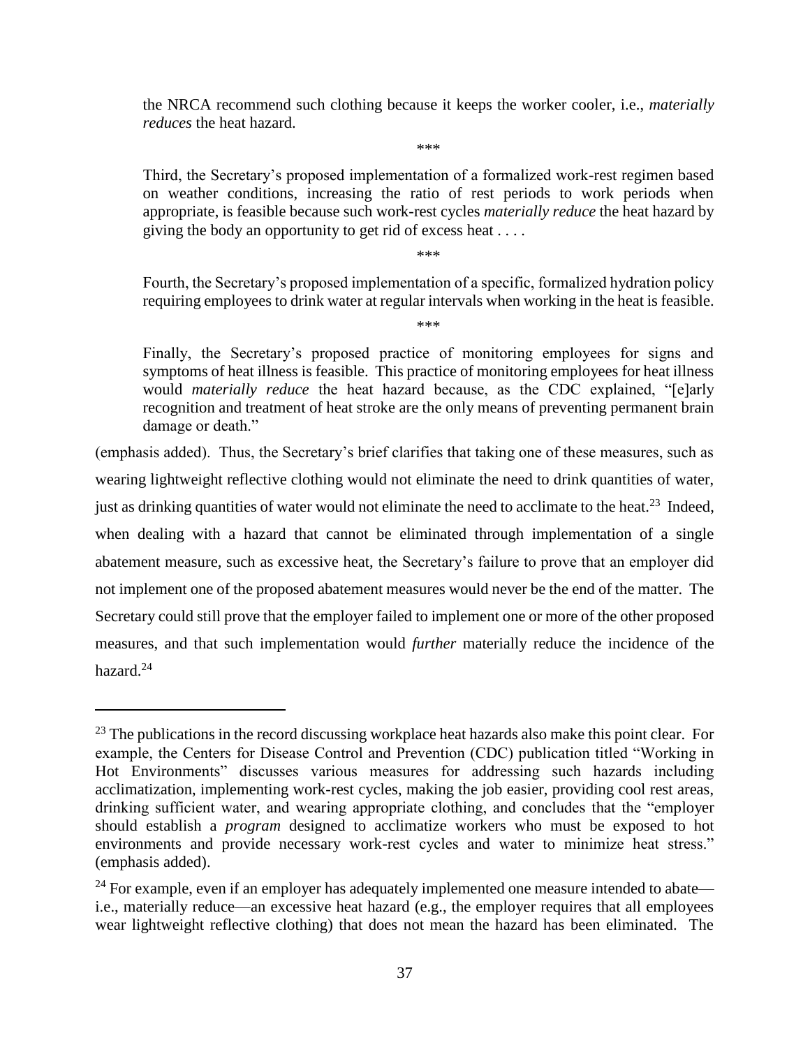> the NRCA recommend such clothing because it keeps the worker cooler, i.e., *materially reduces* the heat hazard.
>
> \*\*\*
>
> Third, the Secretary's proposed implementation of a formalized work-rest regimen based on weather conditions, increasing the ratio of rest periods to work periods when appropriate, is feasible because such work-rest cycles *materially reduce* the heat hazard by giving the body an opportunity to get rid of excess heat . . . .
>
> \*\*\*
>
> Fourth, the Secretary's proposed implementation of a specific, formalized hydration policy requiring employees to drink water at regular intervals when working in the heat is feasible.
>
> \*\*\*
>
> Finally, the Secretary's proposed practice of monitoring employees for signs and symptoms of heat illness is feasible. This practice of monitoring employees for heat illness would *materially reduce* the heat hazard because, as the CDC explained, "[e]arly recognition and treatment of heat stroke are the only means of preventing permanent brain damage or death."

(emphasis added). Thus, the Secretary's brief clarifies that taking one of these measures, such as wearing lightweight reflective clothing would not eliminate the need to drink quantities of water, just as drinking quantities of water would not eliminate the need to acclimate to the heat.[23] Indeed, when dealing with a hazard that cannot be eliminated through implementation of a single abatement measure, such as excessive heat, the Secretary's failure to prove that an employer did not implement one of the proposed abatement measures would never be the end of the matter. The Secretary could still prove that the employer failed to implement one or more of the other proposed measures, and that such implementation would *further* materially reduce the incidence of the hazard.[24]

---

[23] The publications in the record discussing workplace heat hazards also make this point clear. For example, the Centers for Disease Control and Prevention (CDC) publication titled "Working in Hot Environments" discusses various measures for addressing such hazards including acclimatization, implementing work-rest cycles, making the job easier, providing cool rest areas, drinking sufficient water, and wearing appropriate clothing, and concludes that the "employer should establish a *program* designed to acclimatize workers who must be exposed to hot environments and provide necessary work-rest cycles and water to minimize heat stress." (emphasis added).

[24] For example, even if an employer has adequately implemented one measure intended to abate—i.e., materially reduce—an excessive heat hazard (e.g., the employer requires that all employees wear lightweight reflective clothing) that does not mean the hazard has been eliminated. The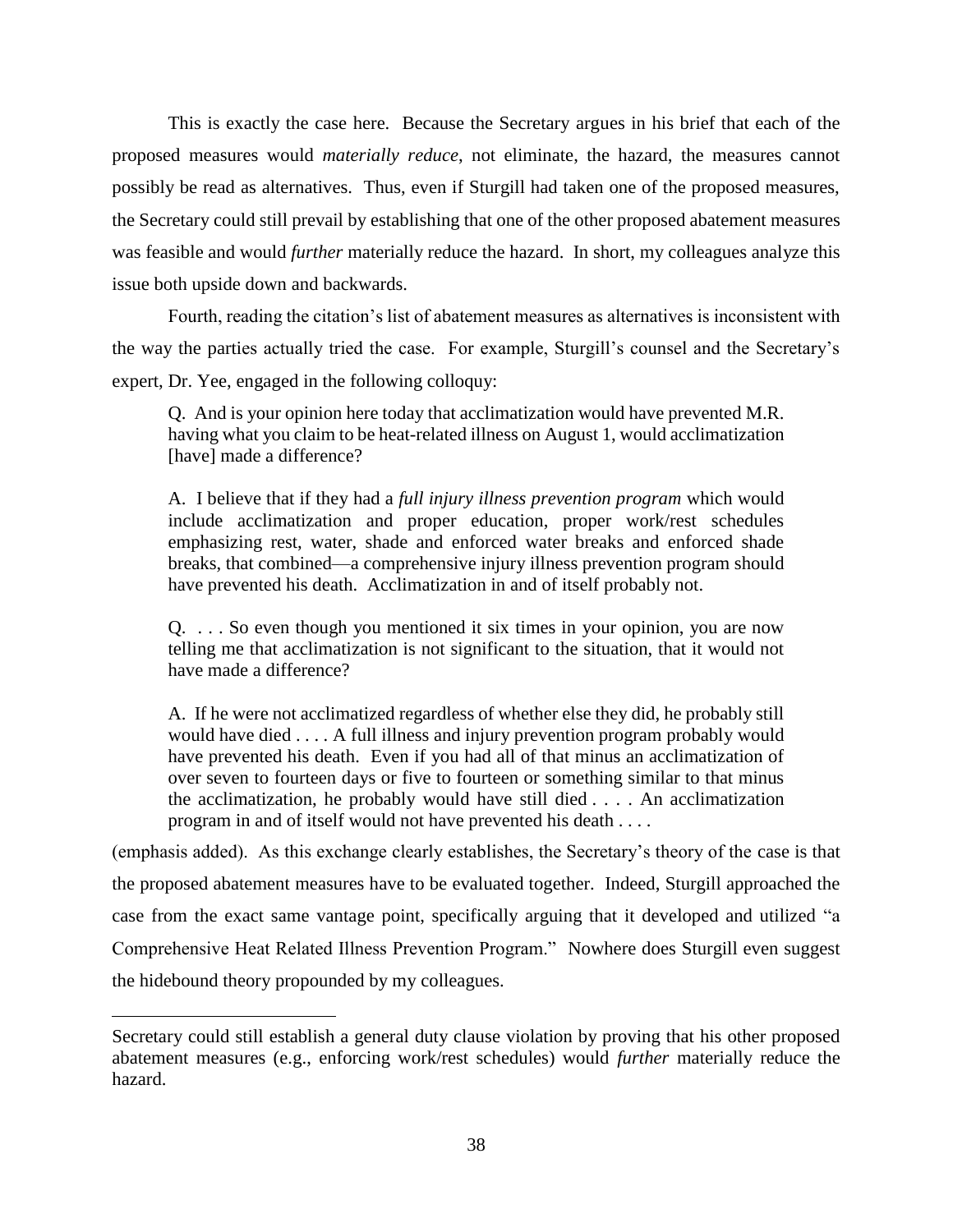This is exactly the case here. Because the Secretary argues in his brief that each of the proposed measures would *materially reduce*, not eliminate, the hazard, the measures cannot possibly be read as alternatives. Thus, even if Sturgill had taken one of the proposed measures, the Secretary could still prevail by establishing that one of the other proposed abatement measures was feasible and would *further* materially reduce the hazard. In short, my colleagues analyze this issue both upside down and backwards.

Fourth, reading the citation's list of abatement measures as alternatives is inconsistent with the way the parties actually tried the case. For example, Sturgill's counsel and the Secretary's expert, Dr. Yee, engaged in the following colloquy:

> Q. And is your opinion here today that acclimatization would have prevented M.R. having what you claim to be heat-related illness on August 1, would acclimatization [have] made a difference?
>
> A. I believe that if they had a *full injury illness prevention program* which would include acclimatization and proper education, proper work/rest schedules emphasizing rest, water, shade and enforced water breaks and enforced shade breaks, that combined—a comprehensive injury illness prevention program should have prevented his death. Acclimatization in and of itself probably not.
>
> Q. . . . So even though you mentioned it six times in your opinion, you are now telling me that acclimatization is not significant to the situation, that it would not have made a difference?
>
> A. If he were not acclimatized regardless of whether else they did, he probably still would have died . . . . A full illness and injury prevention program probably would have prevented his death. Even if you had all of that minus an acclimatization of over seven to fourteen days or five to fourteen or something similar to that minus the acclimatization, he probably would have still died . . . . An acclimatization program in and of itself would not have prevented his death . . . .

(emphasis added). As this exchange clearly establishes, the Secretary's theory of the case is that the proposed abatement measures have to be evaluated together. Indeed, Sturgill approached the case from the exact same vantage point, specifically arguing that it developed and utilized "a Comprehensive Heat Related Illness Prevention Program." Nowhere does Sturgill even suggest the hidebound theory propounded by my colleagues.

---

Secretary could still establish a general duty clause violation by proving that his other proposed abatement measures (e.g., enforcing work/rest schedules) would *further* materially reduce the hazard.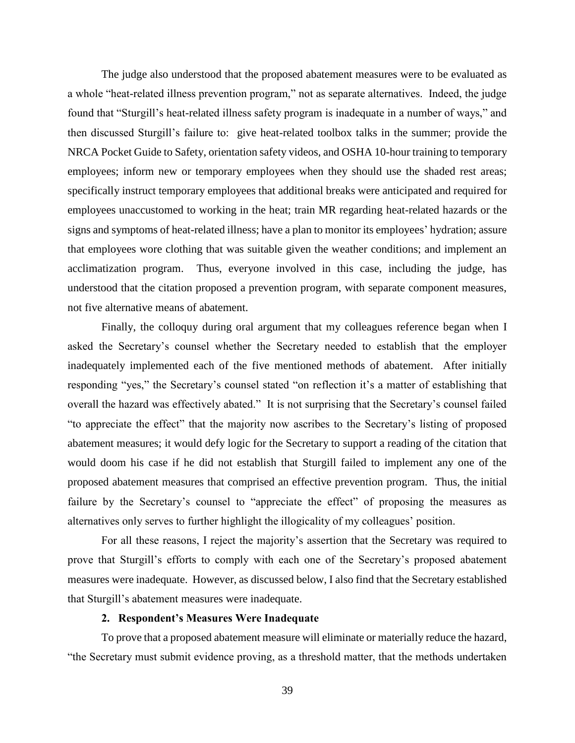The judge also understood that the proposed abatement measures were to be evaluated as a whole "heat-related illness prevention program," not as separate alternatives. Indeed, the judge found that "Sturgill's heat-related illness safety program is inadequate in a number of ways," and then discussed Sturgill's failure to: give heat-related toolbox talks in the summer; provide the NRCA Pocket Guide to Safety, orientation safety videos, and OSHA 10-hour training to temporary employees; inform new or temporary employees when they should use the shaded rest areas; specifically instruct temporary employees that additional breaks were anticipated and required for employees unaccustomed to working in the heat; train MR regarding heat-related hazards or the signs and symptoms of heat-related illness; have a plan to monitor its employees' hydration; assure that employees wore clothing that was suitable given the weather conditions; and implement an acclimatization program. Thus, everyone involved in this case, including the judge, has understood that the citation proposed a prevention program, with separate component measures, not five alternative means of abatement.

Finally, the colloquy during oral argument that my colleagues reference began when I asked the Secretary's counsel whether the Secretary needed to establish that the employer inadequately implemented each of the five mentioned methods of abatement. After initially responding "yes," the Secretary's counsel stated "on reflection it's a matter of establishing that overall the hazard was effectively abated." It is not surprising that the Secretary's counsel failed "to appreciate the effect" that the majority now ascribes to the Secretary's listing of proposed abatement measures; it would defy logic for the Secretary to support a reading of the citation that would doom his case if he did not establish that Sturgill failed to implement any one of the proposed abatement measures that comprised an effective prevention program. Thus, the initial failure by the Secretary's counsel to "appreciate the effect" of proposing the measures as alternatives only serves to further highlight the illogicality of my colleagues' position.

For all these reasons, I reject the majority's assertion that the Secretary was required to prove that Sturgill's efforts to comply with each one of the Secretary's proposed abatement measures were inadequate. However, as discussed below, I also find that the Secretary established that Sturgill's abatement measures were inadequate.

**2. Respondent's Measures Were Inadequate**

To prove that a proposed abatement measure will eliminate or materially reduce the hazard, "the Secretary must submit evidence proving, as a threshold matter, that the methods undertaken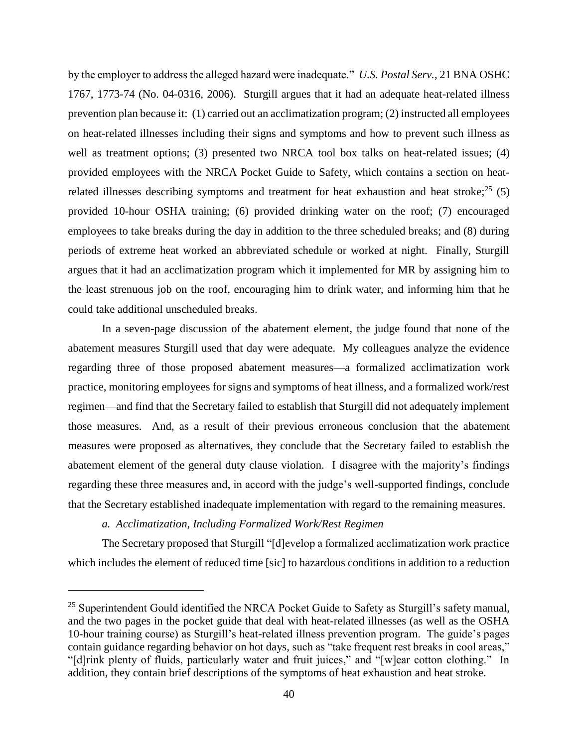by the employer to address the alleged hazard were inadequate." *U.S. Postal Serv.*, 21 BNA OSHC 1767, 1773-74 (No. 04-0316, 2006). Sturgill argues that it had an adequate heat-related illness prevention plan because it: (1) carried out an acclimatization program; (2) instructed all employees on heat-related illnesses including their signs and symptoms and how to prevent such illness as well as treatment options; (3) presented two NRCA tool box talks on heat-related issues; (4) provided employees with the NRCA Pocket Guide to Safety, which contains a section on heat-related illnesses describing symptoms and treatment for heat exhaustion and heat stroke;[25] (5) provided 10-hour OSHA training; (6) provided drinking water on the roof; (7) encouraged employees to take breaks during the day in addition to the three scheduled breaks; and (8) during periods of extreme heat worked an abbreviated schedule or worked at night. Finally, Sturgill argues that it had an acclimatization program which it implemented for MR by assigning him to the least strenuous job on the roof, encouraging him to drink water, and informing him that he could take additional unscheduled breaks.

In a seven-page discussion of the abatement element, the judge found that none of the abatement measures Sturgill used that day were adequate. My colleagues analyze the evidence regarding three of those proposed abatement measures—a formalized acclimatization work practice, monitoring employees for signs and symptoms of heat illness, and a formalized work/rest regimen—and find that the Secretary failed to establish that Sturgill did not adequately implement those measures. And, as a result of their previous erroneous conclusion that the abatement measures were proposed as alternatives, they conclude that the Secretary failed to establish the abatement element of the general duty clause violation. I disagree with the majority's findings regarding these three measures and, in accord with the judge's well-supported findings, conclude that the Secretary established inadequate implementation with regard to the remaining measures.

*a. Acclimatization, Including Formalized Work/Rest Regimen*

The Secretary proposed that Sturgill "[d]evelop a formalized acclimatization work practice which includes the element of reduced time [sic] to hazardous conditions in addition to a reduction

---

[25] Superintendent Gould identified the NRCA Pocket Guide to Safety as Sturgill's safety manual, and the two pages in the pocket guide that deal with heat-related illnesses (as well as the OSHA 10-hour training course) as Sturgill's heat-related illness prevention program. The guide's pages contain guidance regarding behavior on hot days, such as "take frequent rest breaks in cool areas," "[d]rink plenty of fluids, particularly water and fruit juices," and "[w]ear cotton clothing." In addition, they contain brief descriptions of the symptoms of heat exhaustion and heat stroke.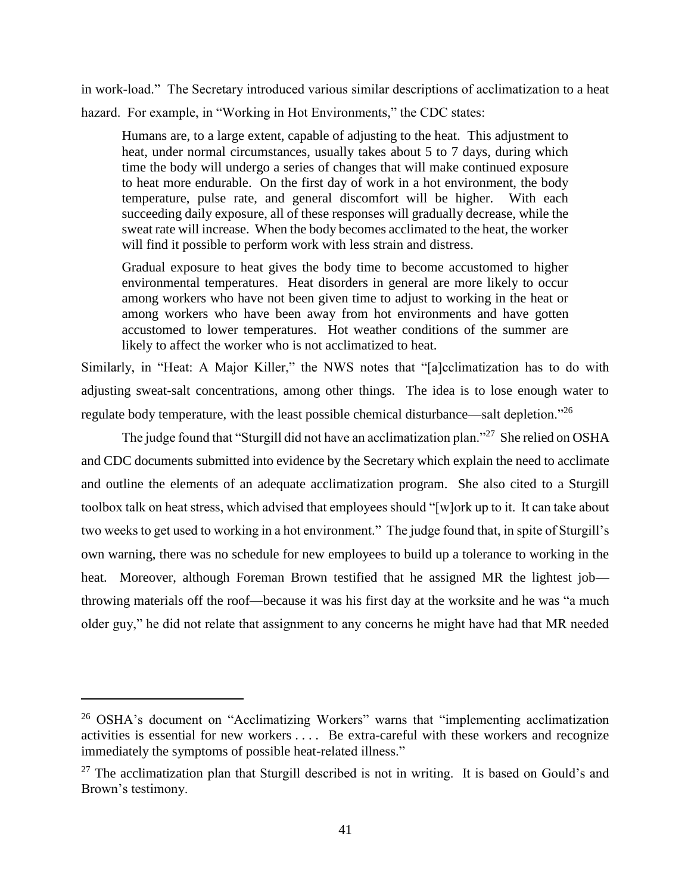in work-load." The Secretary introduced various similar descriptions of acclimatization to a heat hazard. For example, in "Working in Hot Environments," the CDC states:

> Humans are, to a large extent, capable of adjusting to the heat. This adjustment to heat, under normal circumstances, usually takes about 5 to 7 days, during which time the body will undergo a series of changes that will make continued exposure to heat more endurable. On the first day of work in a hot environment, the body temperature, pulse rate, and general discomfort will be higher. With each succeeding daily exposure, all of these responses will gradually decrease, while the sweat rate will increase. When the body becomes acclimated to the heat, the worker will find it possible to perform work with less strain and distress.
>
> Gradual exposure to heat gives the body time to become accustomed to higher environmental temperatures. Heat disorders in general are more likely to occur among workers who have not been given time to adjust to working in the heat or among workers who have been away from hot environments and have gotten accustomed to lower temperatures. Hot weather conditions of the summer are likely to affect the worker who is not acclimatized to heat.

Similarly, in "Heat: A Major Killer," the NWS notes that "[a]cclimatization has to do with adjusting sweat-salt concentrations, among other things. The idea is to lose enough water to regulate body temperature, with the least possible chemical disturbance—salt depletion."[26]

The judge found that "Sturgill did not have an acclimatization plan."[27] She relied on OSHA and CDC documents submitted into evidence by the Secretary which explain the need to acclimate and outline the elements of an adequate acclimatization program. She also cited to a Sturgill toolbox talk on heat stress, which advised that employees should "[w]ork up to it. It can take about two weeks to get used to working in a hot environment." The judge found that, in spite of Sturgill's own warning, there was no schedule for new employees to build up a tolerance to working in the heat. Moreover, although Foreman Brown testified that he assigned MR the lightest job—throwing materials off the roof—because it was his first day at the worksite and he was "a much older guy," he did not relate that assignment to any concerns he might have had that MR needed

---

[26] OSHA's document on "Acclimatizing Workers" warns that "implementing acclimatization activities is essential for new workers . . . . Be extra-careful with these workers and recognize immediately the symptoms of possible heat-related illness."

[27] The acclimatization plan that Sturgill described is not in writing. It is based on Gould's and Brown's testimony.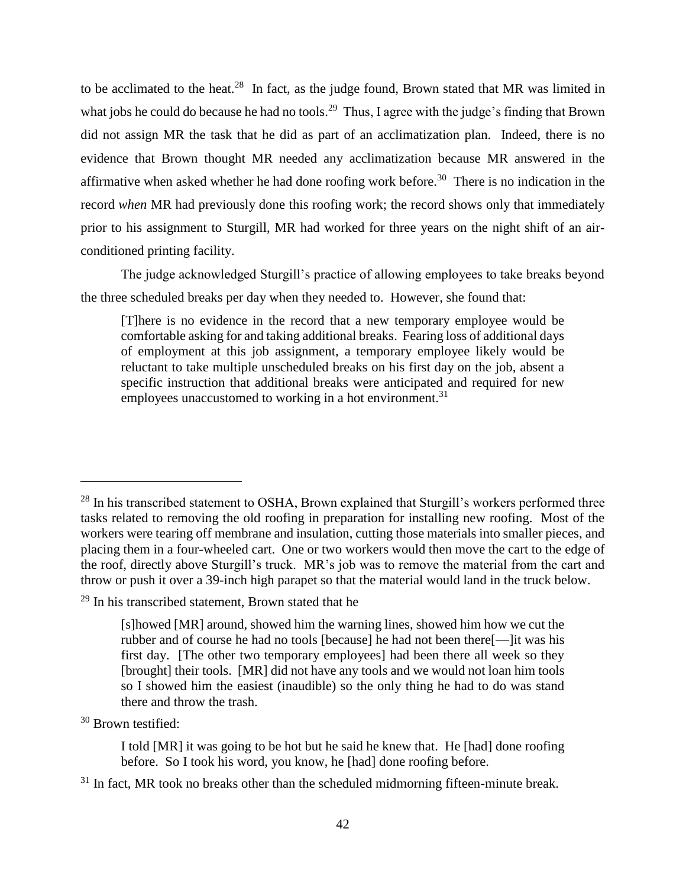to be acclimated to the heat.[28] In fact, as the judge found, Brown stated that MR was limited in what jobs he could do because he had no tools.[29] Thus, I agree with the judge's finding that Brown did not assign MR the task that he did as part of an acclimatization plan. Indeed, there is no evidence that Brown thought MR needed any acclimatization because MR answered in the affirmative when asked whether he had done roofing work before.[30] There is no indication in the record *when* MR had previously done this roofing work; the record shows only that immediately prior to his assignment to Sturgill, MR had worked for three years on the night shift of an air-conditioned printing facility.

The judge acknowledged Sturgill's practice of allowing employees to take breaks beyond the three scheduled breaks per day when they needed to. However, she found that:

> [T]here is no evidence in the record that a new temporary employee would be comfortable asking for and taking additional breaks. Fearing loss of additional days of employment at this job assignment, a temporary employee likely would be reluctant to take multiple unscheduled breaks on his first day on the job, absent a specific instruction that additional breaks were anticipated and required for new employees unaccustomed to working in a hot environment.[31]

---

[28] In his transcribed statement to OSHA, Brown explained that Sturgill's workers performed three tasks related to removing the old roofing in preparation for installing new roofing. Most of the workers were tearing off membrane and insulation, cutting those materials into smaller pieces, and placing them in a four-wheeled cart. One or two workers would then move the cart to the edge of the roof, directly above Sturgill's truck. MR's job was to remove the material from the cart and throw or push it over a 39-inch high parapet so that the material would land in the truck below.

[29] In his transcribed statement, Brown stated that he

> [s]howed [MR] around, showed him the warning lines, showed him how we cut the rubber and of course he had no tools [because] he had not been there[—]it was his first day. [The other two temporary employees] had been there all week so they [brought] their tools. [MR] did not have any tools and we would not loan him tools so I showed him the easiest (inaudible) so the only thing he had to do was stand there and throw the trash.

[30] Brown testified:

> I told [MR] it was going to be hot but he said he knew that. He [had] done roofing before. So I took his word, you know, he [had] done roofing before.

[31] In fact, MR took no breaks other than the scheduled midmorning fifteen-minute break.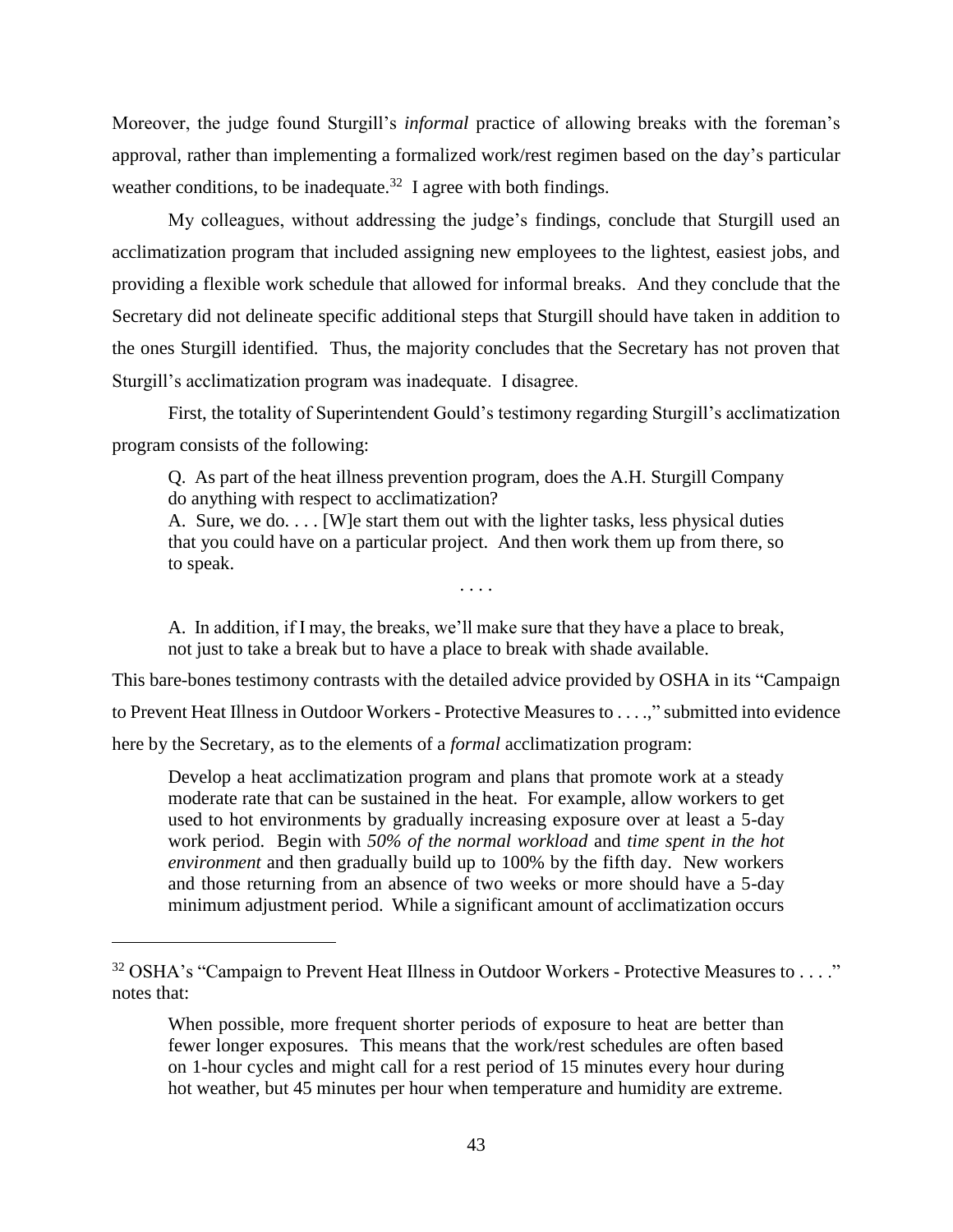Moreover, the judge found Sturgill's *informal* practice of allowing breaks with the foreman's approval, rather than implementing a formalized work/rest regimen based on the day's particular weather conditions, to be inadequate.[32] I agree with both findings.

My colleagues, without addressing the judge's findings, conclude that Sturgill used an acclimatization program that included assigning new employees to the lightest, easiest jobs, and providing a flexible work schedule that allowed for informal breaks. And they conclude that the Secretary did not delineate specific additional steps that Sturgill should have taken in addition to the ones Sturgill identified. Thus, the majority concludes that the Secretary has not proven that Sturgill's acclimatization program was inadequate. I disagree.

First, the totality of Superintendent Gould's testimony regarding Sturgill's acclimatization program consists of the following:

> Q. As part of the heat illness prevention program, does the A.H. Sturgill Company do anything with respect to acclimatization?
>
> A. Sure, we do. . . . [W]e start them out with the lighter tasks, less physical duties that you could have on a particular project. And then work them up from there, so to speak.
>
> . . . .
>
> A. In addition, if I may, the breaks, we'll make sure that they have a place to break, not just to take a break but to have a place to break with shade available.

This bare-bones testimony contrasts with the detailed advice provided by OSHA in its "Campaign to Prevent Heat Illness in Outdoor Workers - Protective Measures to . . . .," submitted into evidence here by the Secretary, as to the elements of a *formal* acclimatization program:

> Develop a heat acclimatization program and plans that promote work at a steady moderate rate that can be sustained in the heat. For example, allow workers to get used to hot environments by gradually increasing exposure over at least a 5-day work period. Begin with *50% of the normal workload* and *time spent in the hot environment* and then gradually build up to 100% by the fifth day. New workers and those returning from an absence of two weeks or more should have a 5-day minimum adjustment period. While a significant amount of acclimatization occurs

---

[32] OSHA's "Campaign to Prevent Heat Illness in Outdoor Workers - Protective Measures to . . . ." notes that:

> When possible, more frequent shorter periods of exposure to heat are better than fewer longer exposures. This means that the work/rest schedules are often based on 1-hour cycles and might call for a rest period of 15 minutes every hour during hot weather, but 45 minutes per hour when temperature and humidity are extreme.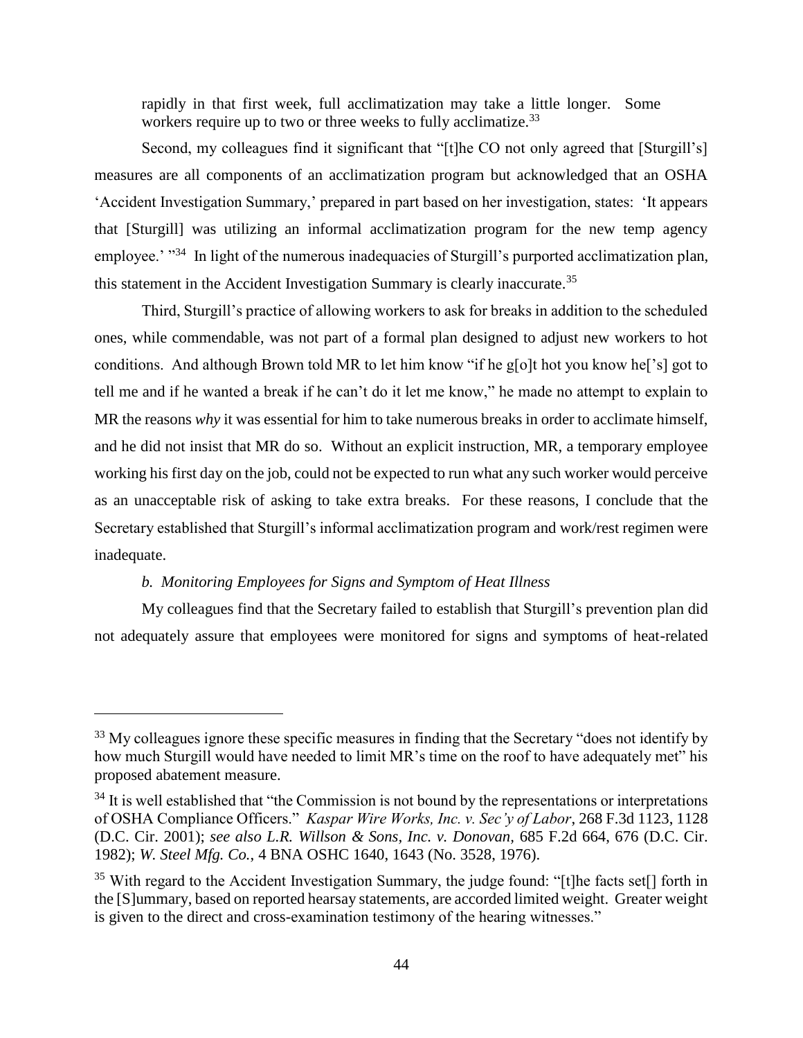rapidly in that first week, full acclimatization may take a little longer. Some workers require up to two or three weeks to fully acclimatize.[33]

Second, my colleagues find it significant that "[t]he CO not only agreed that [Sturgill's] measures are all components of an acclimatization program but acknowledged that an OSHA 'Accident Investigation Summary,' prepared in part based on her investigation, states: 'It appears that [Sturgill] was utilizing an informal acclimatization program for the new temp agency employee.' "[34] In light of the numerous inadequacies of Sturgill's purported acclimatization plan, this statement in the Accident Investigation Summary is clearly inaccurate.[35]

Third, Sturgill's practice of allowing workers to ask for breaks in addition to the scheduled ones, while commendable, was not part of a formal plan designed to adjust new workers to hot conditions. And although Brown told MR to let him know "if he g[o]t hot you know he['s] got to tell me and if he wanted a break if he can't do it let me know," he made no attempt to explain to MR the reasons *why* it was essential for him to take numerous breaks in order to acclimate himself, and he did not insist that MR do so. Without an explicit instruction, MR, a temporary employee working his first day on the job, could not be expected to run what any such worker would perceive as an unacceptable risk of asking to take extra breaks. For these reasons, I conclude that the Secretary established that Sturgill's informal acclimatization program and work/rest regimen were inadequate.

*b. Monitoring Employees for Signs and Symptom of Heat Illness*

My colleagues find that the Secretary failed to establish that Sturgill's prevention plan did not adequately assure that employees were monitored for signs and symptoms of heat-related

---

[33] My colleagues ignore these specific measures in finding that the Secretary "does not identify by how much Sturgill would have needed to limit MR's time on the roof to have adequately met" his proposed abatement measure.

[34] It is well established that "the Commission is not bound by the representations or interpretations of OSHA Compliance Officers." *Kaspar Wire Works, Inc. v. Sec'y of Labor*, 268 F.3d 1123, 1128 (D.C. Cir. 2001); *see also L.R. Willson & Sons, Inc. v. Donovan*, 685 F.2d 664, 676 (D.C. Cir. 1982); *W. Steel Mfg. Co.*, 4 BNA OSHC 1640, 1643 (No. 3528, 1976).

[35] With regard to the Accident Investigation Summary, the judge found: "[t]he facts set[] forth in the [S]ummary, based on reported hearsay statements, are accorded limited weight. Greater weight is given to the direct and cross-examination testimony of the hearing witnesses."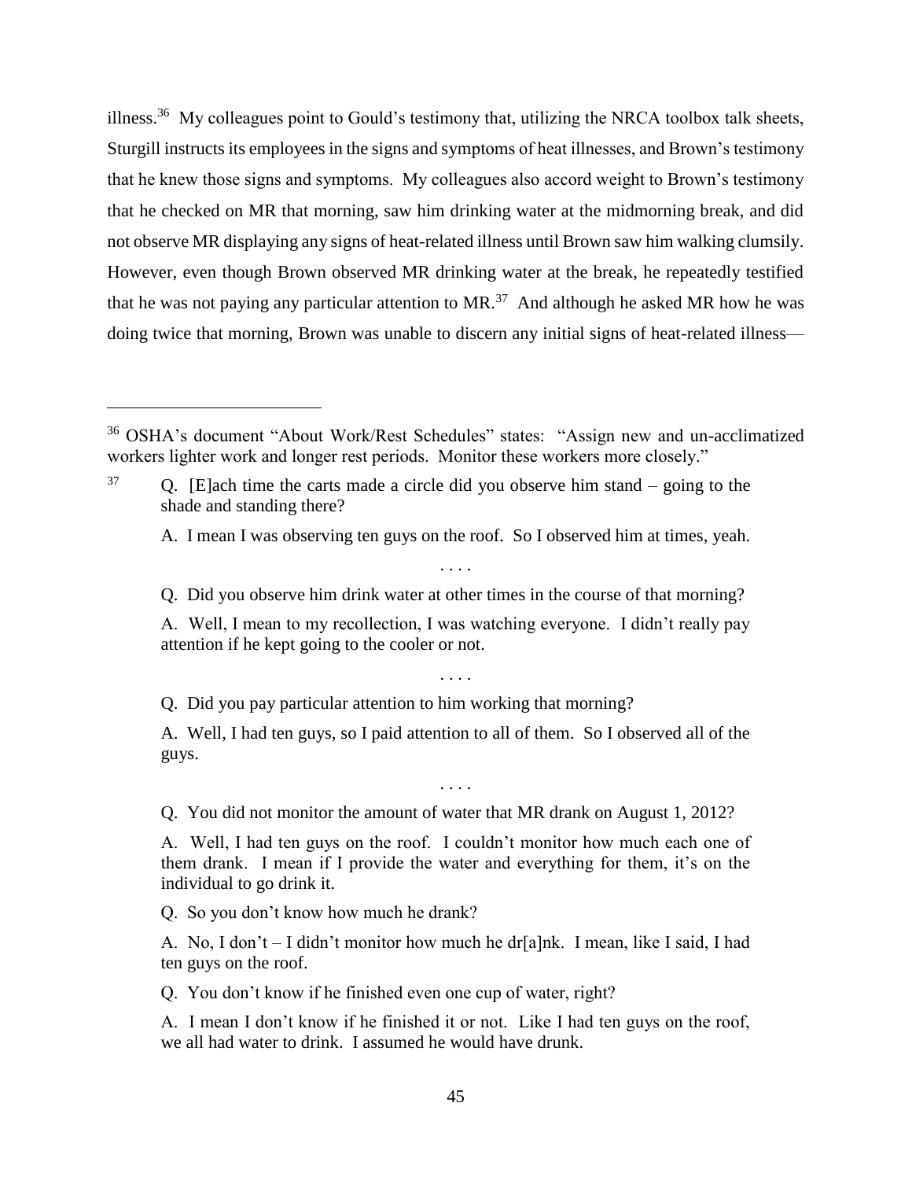illness.[36] My colleagues point to Gould's testimony that, utilizing the NRCA toolbox talk sheets, Sturgill instructs its employees in the signs and symptoms of heat illnesses, and Brown's testimony that he knew those signs and symptoms. My colleagues also accord weight to Brown's testimony that he checked on MR that morning, saw him drinking water at the midmorning break, and did not observe MR displaying any signs of heat-related illness until Brown saw him walking clumsily. However, even though Brown observed MR drinking water at the break, he repeatedly testified that he was not paying any particular attention to MR.[37] And although he asked MR how he was doing twice that morning, Brown was unable to discern any initial signs of heat-related illness—

---

[36] OSHA's document "About Work/Rest Schedules" states: "Assign new and un-acclimatized workers lighter work and longer rest periods. Monitor these workers more closely."

[37] Q. [E]ach time the carts made a circle did you observe him stand – going to the shade and standing there?

> A. I mean I was observing ten guys on the roof. So I observed him at times, yeah.
>
> . . . .
>
> Q. Did you observe him drink water at other times in the course of that morning?
>
> A. Well, I mean to my recollection, I was watching everyone. I didn't really pay attention if he kept going to the cooler or not.
>
> . . . .
>
> Q. Did you pay particular attention to him working that morning?
>
> A. Well, I had ten guys, so I paid attention to all of them. So I observed all of the guys.
>
> . . . .
>
> Q. You did not monitor the amount of water that MR drank on August 1, 2012?
>
> A. Well, I had ten guys on the roof. I couldn't monitor how much each one of them drank. I mean if I provide the water and everything for them, it's on the individual to go drink it.
>
> Q. So you don't know how much he drank?
>
> A. No, I don't – I didn't monitor how much he dr[a]nk. I mean, like I said, I had ten guys on the roof.
>
> Q. You don't know if he finished even one cup of water, right?
>
> A. I mean I don't know if he finished it or not. Like I had ten guys on the roof, we all had water to drink. I assumed he would have drunk.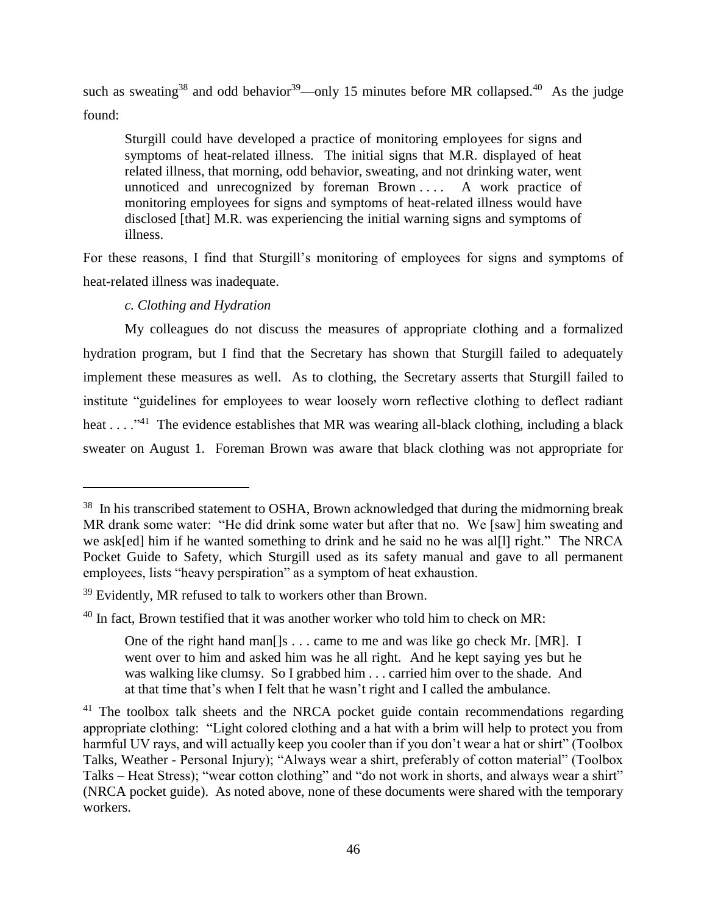such as sweating[38] and odd behavior[39]—only 15 minutes before MR collapsed.[40] As the judge found:

> Sturgill could have developed a practice of monitoring employees for signs and symptoms of heat-related illness. The initial signs that M.R. displayed of heat related illness, that morning, odd behavior, sweating, and not drinking water, went unnoticed and unrecognized by foreman Brown . . . . A work practice of monitoring employees for signs and symptoms of heat-related illness would have disclosed [that] M.R. was experiencing the initial warning signs and symptoms of illness.

For these reasons, I find that Sturgill's monitoring of employees for signs and symptoms of heat-related illness was inadequate.

*c. Clothing and Hydration*

My colleagues do not discuss the measures of appropriate clothing and a formalized hydration program, but I find that the Secretary has shown that Sturgill failed to adequately implement these measures as well. As to clothing, the Secretary asserts that Sturgill failed to institute "guidelines for employees to wear loosely worn reflective clothing to deflect radiant heat . . . ."[41] The evidence establishes that MR was wearing all-black clothing, including a black sweater on August 1. Foreman Brown was aware that black clothing was not appropriate for

---

[38] In his transcribed statement to OSHA, Brown acknowledged that during the midmorning break MR drank some water: "He did drink some water but after that no. We [saw] him sweating and we ask[ed] him if he wanted something to drink and he said no he was al[l] right." The NRCA Pocket Guide to Safety, which Sturgill used as its safety manual and gave to all permanent employees, lists "heavy perspiration" as a symptom of heat exhaustion.

[39] Evidently, MR refused to talk to workers other than Brown.

[40] In fact, Brown testified that it was another worker who told him to check on MR:

> One of the right hand man[]s . . . came to me and was like go check Mr. [MR]. I went over to him and asked him was he all right. And he kept saying yes but he was walking like clumsy. So I grabbed him . . . carried him over to the shade. And at that time that's when I felt that he wasn't right and I called the ambulance.

[41] The toolbox talk sheets and the NRCA pocket guide contain recommendations regarding appropriate clothing: "Light colored clothing and a hat with a brim will help to protect you from harmful UV rays, and will actually keep you cooler than if you don't wear a hat or shirt" (Toolbox Talks, Weather - Personal Injury); "Always wear a shirt, preferably of cotton material" (Toolbox Talks – Heat Stress); "wear cotton clothing" and "do not work in shorts, and always wear a shirt" (NRCA pocket guide). As noted above, none of these documents were shared with the temporary workers.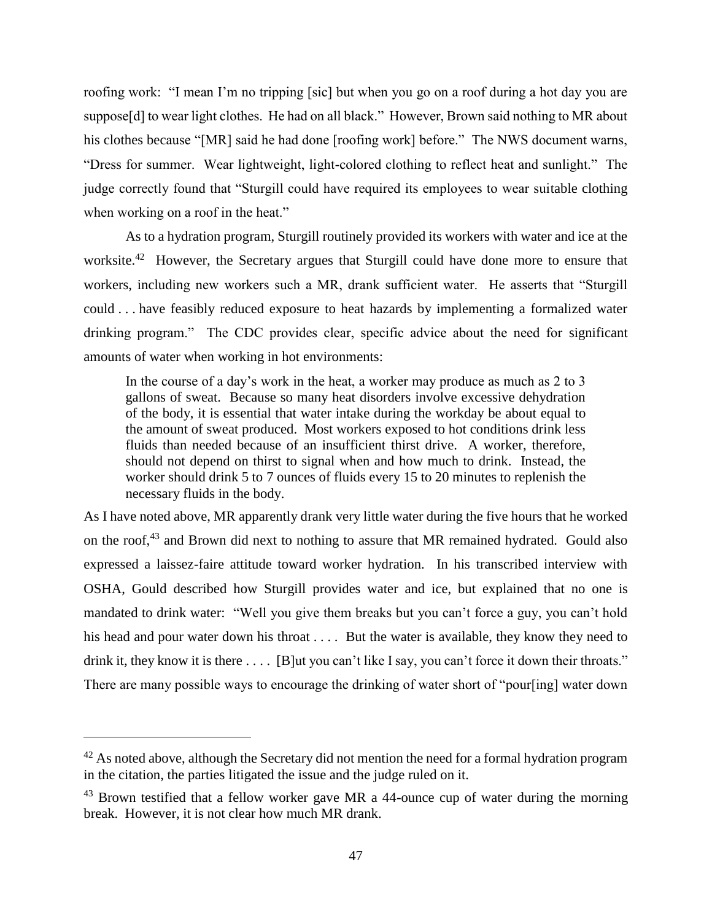roofing work: "I mean I'm no tripping [sic] but when you go on a roof during a hot day you are suppose[d] to wear light clothes. He had on all black." However, Brown said nothing to MR about his clothes because "[MR] said he had done [roofing work] before." The NWS document warns, "Dress for summer. Wear lightweight, light-colored clothing to reflect heat and sunlight." The judge correctly found that "Sturgill could have required its employees to wear suitable clothing when working on a roof in the heat."

As to a hydration program, Sturgill routinely provided its workers with water and ice at the worksite.[42] However, the Secretary argues that Sturgill could have done more to ensure that workers, including new workers such a MR, drank sufficient water. He asserts that "Sturgill could . . . have feasibly reduced exposure to heat hazards by implementing a formalized water drinking program." The CDC provides clear, specific advice about the need for significant amounts of water when working in hot environments:

> In the course of a day's work in the heat, a worker may produce as much as 2 to 3 gallons of sweat. Because so many heat disorders involve excessive dehydration of the body, it is essential that water intake during the workday be about equal to the amount of sweat produced. Most workers exposed to hot conditions drink less fluids than needed because of an insufficient thirst drive. A worker, therefore, should not depend on thirst to signal when and how much to drink. Instead, the worker should drink 5 to 7 ounces of fluids every 15 to 20 minutes to replenish the necessary fluids in the body.

As I have noted above, MR apparently drank very little water during the five hours that he worked on the roof,[43] and Brown did next to nothing to assure that MR remained hydrated. Gould also expressed a laissez-faire attitude toward worker hydration. In his transcribed interview with OSHA, Gould described how Sturgill provides water and ice, but explained that no one is mandated to drink water: "Well you give them breaks but you can't force a guy, you can't hold his head and pour water down his throat . . . . But the water is available, they know they need to drink it, they know it is there . . . . [B]ut you can't like I say, you can't force it down their throats." There are many possible ways to encourage the drinking of water short of "pour[ing] water down

---

[42] As noted above, although the Secretary did not mention the need for a formal hydration program in the citation, the parties litigated the issue and the judge ruled on it.

[43] Brown testified that a fellow worker gave MR a 44-ounce cup of water during the morning break. However, it is not clear how much MR drank.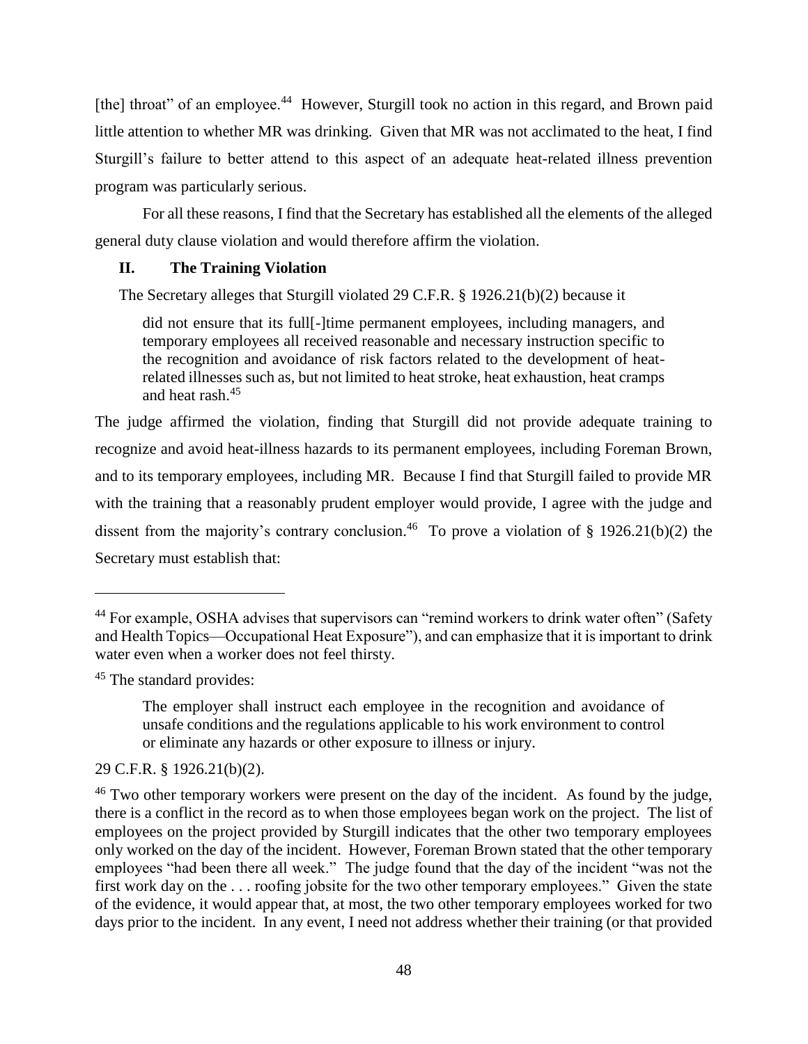[the] throat" of an employee.[44] However, Sturgill took no action in this regard, and Brown paid little attention to whether MR was drinking. Given that MR was not acclimated to the heat, I find Sturgill's failure to better attend to this aspect of an adequate heat-related illness prevention program was particularly serious.

For all these reasons, I find that the Secretary has established all the elements of the alleged general duty clause violation and would therefore affirm the violation.

## II. The Training Violation

The Secretary alleges that Sturgill violated 29 C.F.R. § 1926.21(b)(2) because it

> did not ensure that its full[-]time permanent employees, including managers, and temporary employees all received reasonable and necessary instruction specific to the recognition and avoidance of risk factors related to the development of heat-related illnesses such as, but not limited to heat stroke, heat exhaustion, heat cramps and heat rash.[45]

The judge affirmed the violation, finding that Sturgill did not provide adequate training to recognize and avoid heat-illness hazards to its permanent employees, including Foreman Brown, and to its temporary employees, including MR. Because I find that Sturgill failed to provide MR with the training that a reasonably prudent employer would provide, I agree with the judge and dissent from the majority's contrary conclusion.[46] To prove a violation of § 1926.21(b)(2) the Secretary must establish that:

---

[44] For example, OSHA advises that supervisors can "remind workers to drink water often" (Safety and Health Topics—Occupational Heat Exposure"), and can emphasize that it is important to drink water even when a worker does not feel thirsty.

[45] The standard provides:

> The employer shall instruct each employee in the recognition and avoidance of unsafe conditions and the regulations applicable to his work environment to control or eliminate any hazards or other exposure to illness or injury.

29 C.F.R. § 1926.21(b)(2).

[46] Two other temporary workers were present on the day of the incident. As found by the judge, there is a conflict in the record as to when those employees began work on the project. The list of employees on the project provided by Sturgill indicates that the other two temporary employees only worked on the day of the incident. However, Foreman Brown stated that the other temporary employees "had been there all week." The judge found that the day of the incident "was not the first work day on the . . . roofing jobsite for the two other temporary employees." Given the state of the evidence, it would appear that, at most, the two other temporary employees worked for two days prior to the incident. In any event, I need not address whether their training (or that provided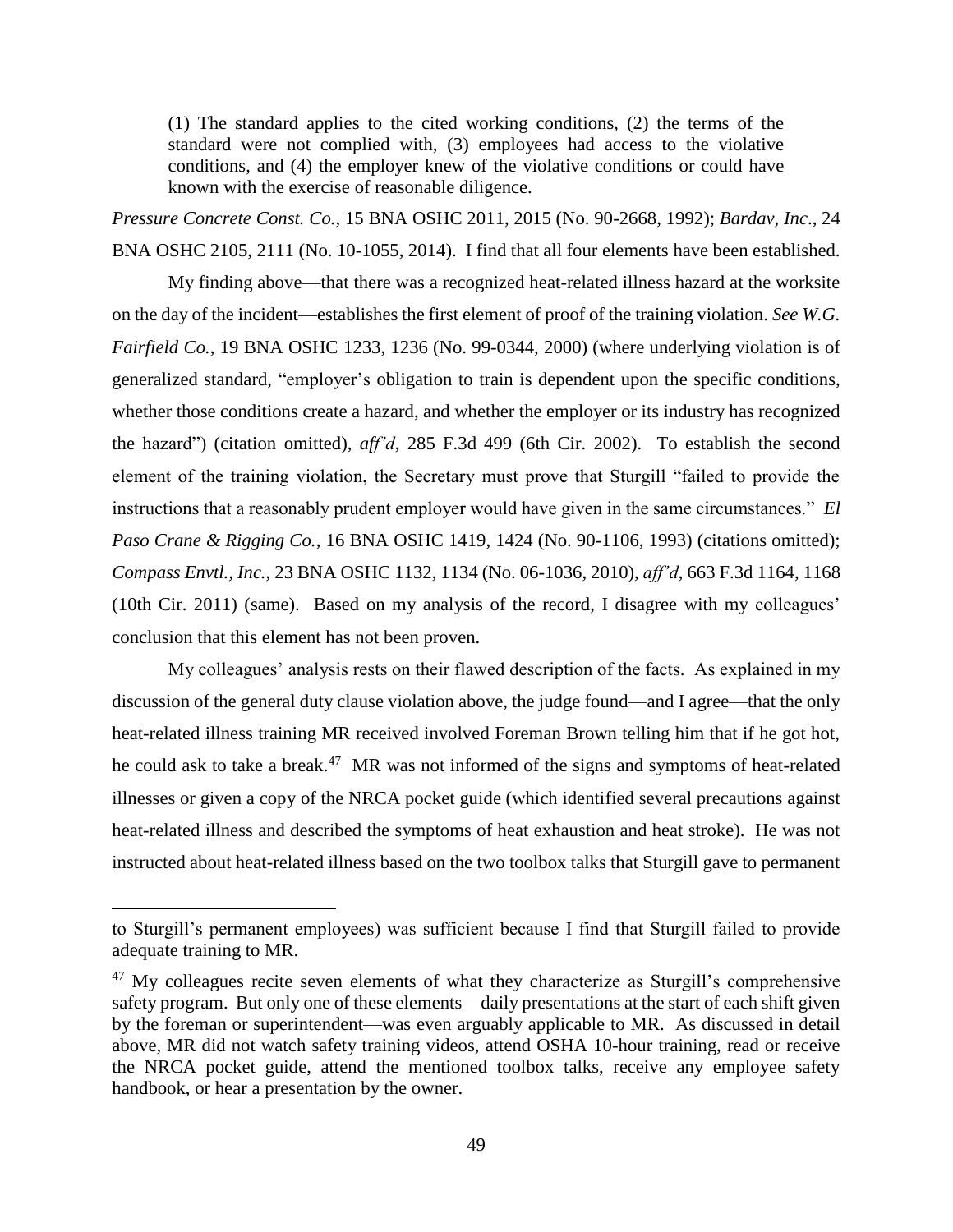> (1) The standard applies to the cited working conditions, (2) the terms of the standard were not complied with, (3) employees had access to the violative conditions, and (4) the employer knew of the violative conditions or could have known with the exercise of reasonable diligence.

*Pressure Concrete Const. Co.*, 15 BNA OSHC 2011, 2015 (No. 90-2668, 1992); *Bardav, Inc*., 24 BNA OSHC 2105, 2111 (No. 10-1055, 2014). I find that all four elements have been established.

My finding above—that there was a recognized heat-related illness hazard at the worksite on the day of the incident—establishes the first element of proof of the training violation. *See W.G. Fairfield Co.*, 19 BNA OSHC 1233, 1236 (No. 99-0344, 2000) (where underlying violation is of generalized standard, "employer's obligation to train is dependent upon the specific conditions, whether those conditions create a hazard, and whether the employer or its industry has recognized the hazard") (citation omitted), *aff'd*, 285 F.3d 499 (6th Cir. 2002). To establish the second element of the training violation, the Secretary must prove that Sturgill "failed to provide the instructions that a reasonably prudent employer would have given in the same circumstances." *El Paso Crane & Rigging Co.*, 16 BNA OSHC 1419, 1424 (No. 90-1106, 1993) (citations omitted); *Compass Envtl., Inc.*, 23 BNA OSHC 1132, 1134 (No. 06-1036, 2010), *aff'd*, 663 F.3d 1164, 1168 (10th Cir. 2011) (same). Based on my analysis of the record, I disagree with my colleagues' conclusion that this element has not been proven.

My colleagues' analysis rests on their flawed description of the facts. As explained in my discussion of the general duty clause violation above, the judge found—and I agree—that the only heat-related illness training MR received involved Foreman Brown telling him that if he got hot, he could ask to take a break.[47] MR was not informed of the signs and symptoms of heat-related illnesses or given a copy of the NRCA pocket guide (which identified several precautions against heat-related illness and described the symptoms of heat exhaustion and heat stroke). He was not instructed about heat-related illness based on the two toolbox talks that Sturgill gave to permanent

---

to Sturgill's permanent employees) was sufficient because I find that Sturgill failed to provide adequate training to MR.

[47] My colleagues recite seven elements of what they characterize as Sturgill's comprehensive safety program. But only one of these elements—daily presentations at the start of each shift given by the foreman or superintendent—was even arguably applicable to MR. As discussed in detail above, MR did not watch safety training videos, attend OSHA 10-hour training, read or receive the NRCA pocket guide, attend the mentioned toolbox talks, receive any employee safety handbook, or hear a presentation by the owner.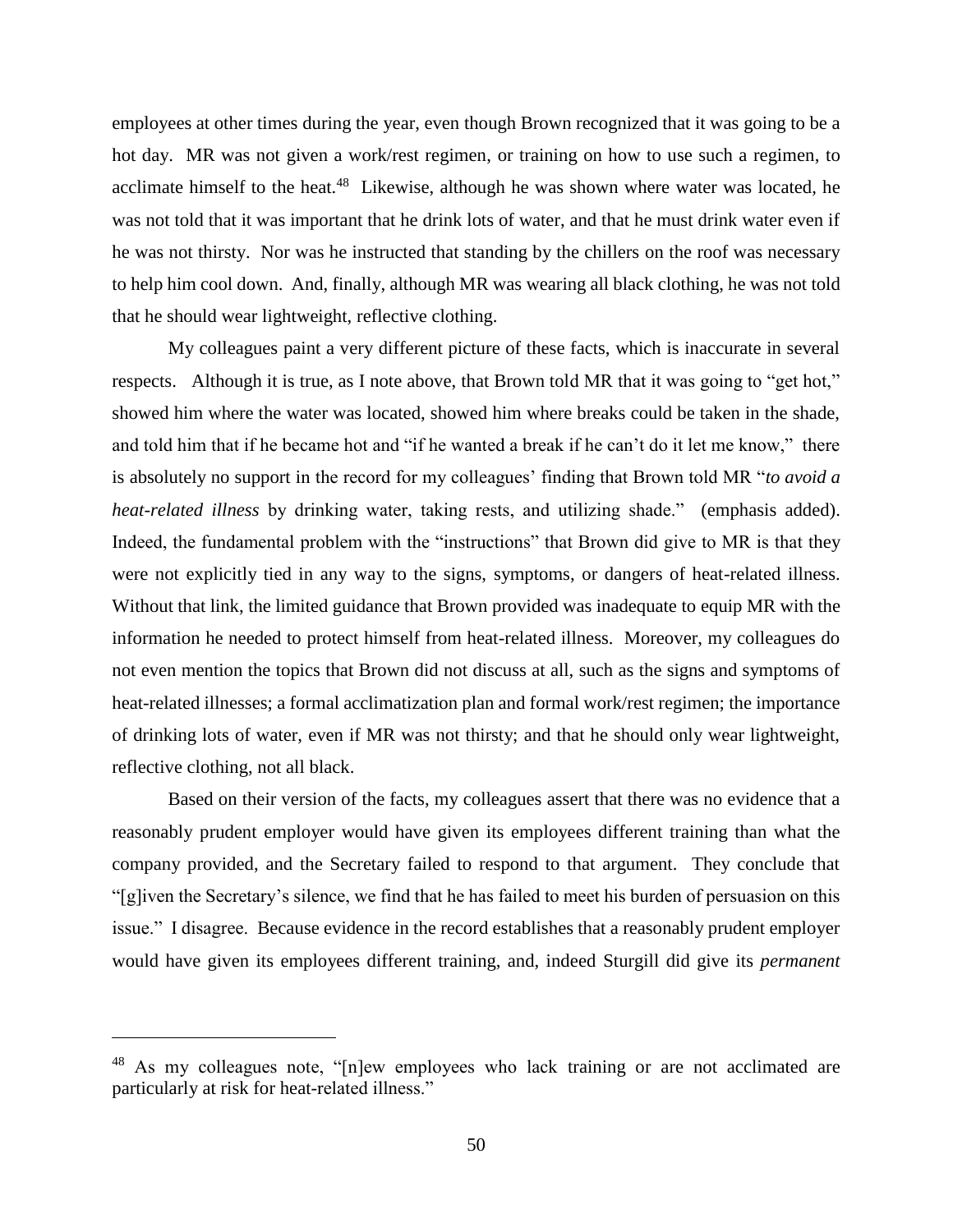employees at other times during the year, even though Brown recognized that it was going to be a hot day. MR was not given a work/rest regimen, or training on how to use such a regimen, to acclimate himself to the heat.[48] Likewise, although he was shown where water was located, he was not told that it was important that he drink lots of water, and that he must drink water even if he was not thirsty. Nor was he instructed that standing by the chillers on the roof was necessary to help him cool down. And, finally, although MR was wearing all black clothing, he was not told that he should wear lightweight, reflective clothing.

My colleagues paint a very different picture of these facts, which is inaccurate in several respects. Although it is true, as I note above, that Brown told MR that it was going to "get hot," showed him where the water was located, showed him where breaks could be taken in the shade, and told him that if he became hot and "if he wanted a break if he can't do it let me know," there is absolutely no support in the record for my colleagues' finding that Brown told MR "*to avoid a heat-related illness* by drinking water, taking rests, and utilizing shade." (emphasis added). Indeed, the fundamental problem with the "instructions" that Brown did give to MR is that they were not explicitly tied in any way to the signs, symptoms, or dangers of heat-related illness. Without that link, the limited guidance that Brown provided was inadequate to equip MR with the information he needed to protect himself from heat-related illness. Moreover, my colleagues do not even mention the topics that Brown did not discuss at all, such as the signs and symptoms of heat-related illnesses; a formal acclimatization plan and formal work/rest regimen; the importance of drinking lots of water, even if MR was not thirsty; and that he should only wear lightweight, reflective clothing, not all black.

Based on their version of the facts, my colleagues assert that there was no evidence that a reasonably prudent employer would have given its employees different training than what the company provided, and the Secretary failed to respond to that argument. They conclude that "[g]iven the Secretary's silence, we find that he has failed to meet his burden of persuasion on this issue." I disagree. Because evidence in the record establishes that a reasonably prudent employer would have given its employees different training, and, indeed Sturgill did give its *permanent*

[48] As my colleagues note, "[n]ew employees who lack training or are not acclimated are particularly at risk for heat-related illness."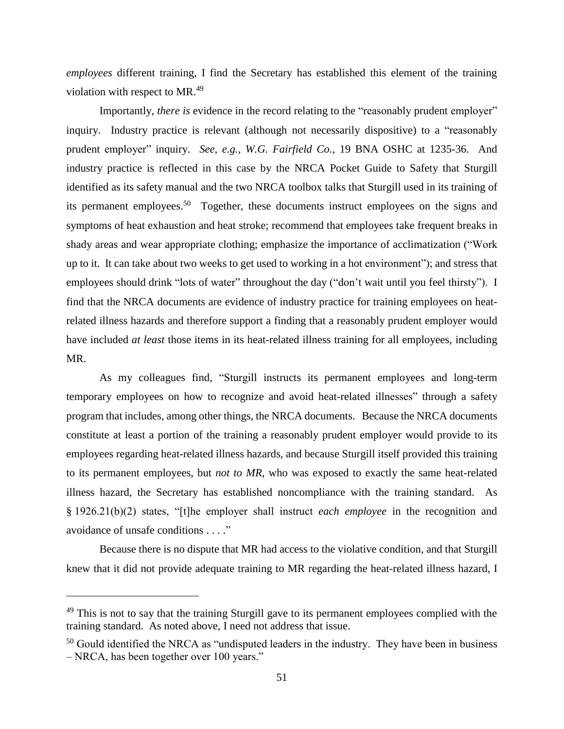*employees* different training, I find the Secretary has established this element of the training violation with respect to MR.[49]

Importantly, *there is* evidence in the record relating to the "reasonably prudent employer" inquiry. Industry practice is relevant (although not necessarily dispositive) to a "reasonably prudent employer" inquiry. *See, e.g.*, *W.G. Fairfield Co.*, 19 BNA OSHC at 1235-36. And industry practice is reflected in this case by the NRCA Pocket Guide to Safety that Sturgill identified as its safety manual and the two NRCA toolbox talks that Sturgill used in its training of its permanent employees.[50] Together, these documents instruct employees on the signs and symptoms of heat exhaustion and heat stroke; recommend that employees take frequent breaks in shady areas and wear appropriate clothing; emphasize the importance of acclimatization ("Work up to it. It can take about two weeks to get used to working in a hot environment"); and stress that employees should drink "lots of water" throughout the day ("don't wait until you feel thirsty"). I find that the NRCA documents are evidence of industry practice for training employees on heat-related illness hazards and therefore support a finding that a reasonably prudent employer would have included *at least* those items in its heat-related illness training for all employees, including MR.

As my colleagues find, "Sturgill instructs its permanent employees and long-term temporary employees on how to recognize and avoid heat-related illnesses" through a safety program that includes, among other things, the NRCA documents. Because the NRCA documents constitute at least a portion of the training a reasonably prudent employer would provide to its employees regarding heat-related illness hazards, and because Sturgill itself provided this training to its permanent employees, but *not to MR*, who was exposed to exactly the same heat-related illness hazard, the Secretary has established noncompliance with the training standard. As § 1926.21(b)(2) states, "[t]he employer shall instruct *each employee* in the recognition and avoidance of unsafe conditions . . . ."

Because there is no dispute that MR had access to the violative condition, and that Sturgill knew that it did not provide adequate training to MR regarding the heat-related illness hazard, I

---

[49] This is not to say that the training Sturgill gave to its permanent employees complied with the training standard. As noted above, I need not address that issue.

[50] Gould identified the NRCA as "undisputed leaders in the industry. They have been in business – NRCA, has been together over 100 years."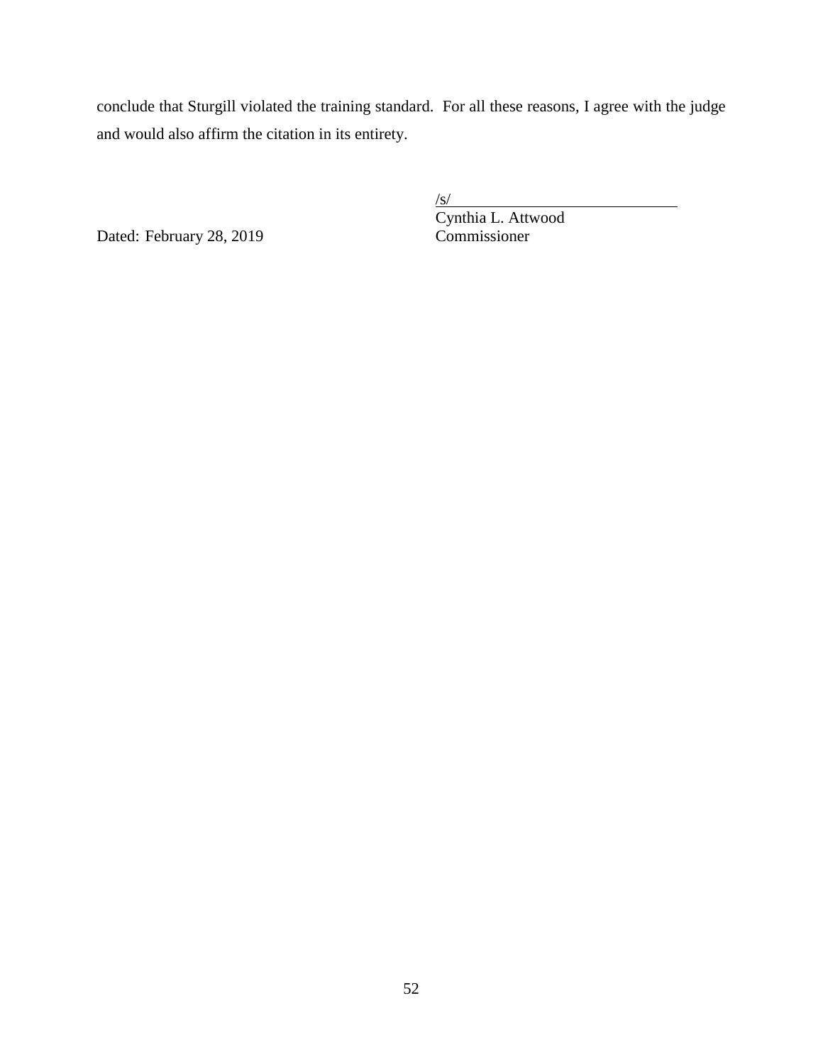conclude that Sturgill violated the training standard. For all these reasons, I agree with the judge and would also affirm the citation in its entirety.

/s/
Cynthia L. Attwood
Commissioner

Dated: February 28, 2019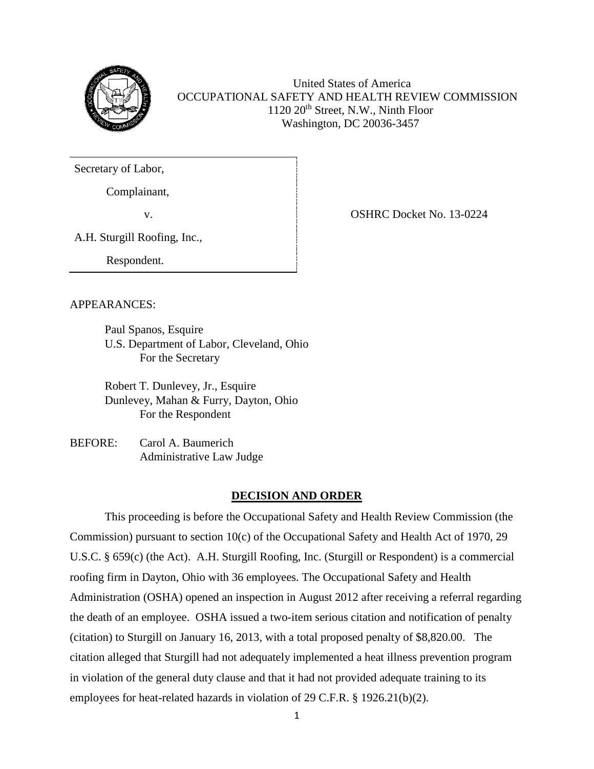United States of America
OCCUPATIONAL SAFETY AND HEALTH REVIEW COMMISSION
1120 20th Street, N.W., Ninth Floor
Washington, DC 20036-3457

| | |
|---|---|
| Secretary of Labor,<br><br>Complainant,<br><br>v.<br><br>A.H. Sturgill Roofing, Inc.,<br><br>Respondent. | OSHRC Docket No. 13-0224 |

APPEARANCES:

Paul Spanos, Esquire
U.S. Department of Labor, Cleveland, Ohio
For the Secretary

Robert T. Dunlevey, Jr., Esquire
Dunlevey, Mahan & Furry, Dayton, Ohio
For the Respondent

BEFORE: Carol A. Baumerich
Administrative Law Judge

## DECISION AND ORDER

This proceeding is before the Occupational Safety and Health Review Commission (the Commission) pursuant to section 10(c) of the Occupational Safety and Health Act of 1970, 29 U.S.C. § 659(c) (the Act). A.H. Sturgill Roofing, Inc. (Sturgill or Respondent) is a commercial roofing firm in Dayton, Ohio with 36 employees. The Occupational Safety and Health Administration (OSHA) opened an inspection in August 2012 after receiving a referral regarding the death of an employee. OSHA issued a two-item serious citation and notification of penalty (citation) to Sturgill on January 16, 2013, with a total proposed penalty of $8,820.00. The citation alleged that Sturgill had not adequately implemented a heat illness prevention program in violation of the general duty clause and that it had not provided adequate training to its employees for heat-related hazards in violation of 29 C.F.R. § 1926.21(b)(2).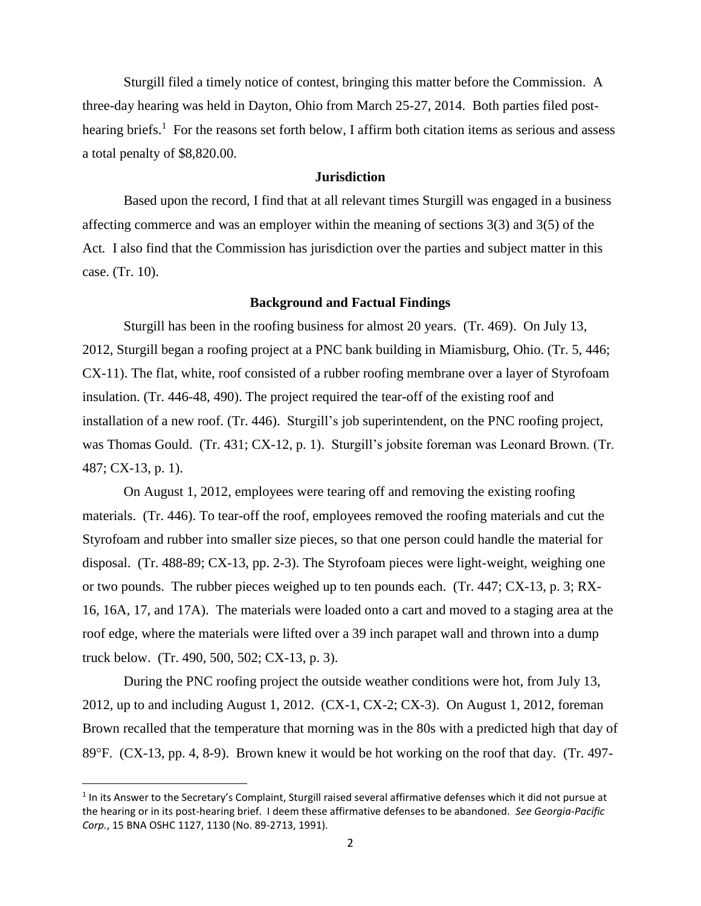Sturgill filed a timely notice of contest, bringing this matter before the Commission. A three-day hearing was held in Dayton, Ohio from March 25-27, 2014. Both parties filed post-hearing briefs.[1] For the reasons set forth below, I affirm both citation items as serious and assess a total penalty of $8,820.00.

**Jurisdiction**

Based upon the record, I find that at all relevant times Sturgill was engaged in a business affecting commerce and was an employer within the meaning of sections 3(3) and 3(5) of the Act. I also find that the Commission has jurisdiction over the parties and subject matter in this case. (Tr. 10).

**Background and Factual Findings**

Sturgill has been in the roofing business for almost 20 years. (Tr. 469). On July 13, 2012, Sturgill began a roofing project at a PNC bank building in Miamisburg, Ohio. (Tr. 5, 446; CX-11). The flat, white, roof consisted of a rubber roofing membrane over a layer of Styrofoam insulation. (Tr. 446-48, 490). The project required the tear-off of the existing roof and installation of a new roof. (Tr. 446). Sturgill's job superintendent, on the PNC roofing project, was Thomas Gould. (Tr. 431; CX-12, p. 1). Sturgill's jobsite foreman was Leonard Brown. (Tr. 487; CX-13, p. 1).

On August 1, 2012, employees were tearing off and removing the existing roofing materials. (Tr. 446). To tear-off the roof, employees removed the roofing materials and cut the Styrofoam and rubber into smaller size pieces, so that one person could handle the material for disposal. (Tr. 488-89; CX-13, pp. 2-3). The Styrofoam pieces were light-weight, weighing one or two pounds. The rubber pieces weighed up to ten pounds each. (Tr. 447; CX-13, p. 3; RX-16, 16A, 17, and 17A). The materials were loaded onto a cart and moved to a staging area at the roof edge, where the materials were lifted over a 39 inch parapet wall and thrown into a dump truck below. (Tr. 490, 500, 502; CX-13, p. 3).

During the PNC roofing project the outside weather conditions were hot, from July 13, 2012, up to and including August 1, 2012. (CX-1, CX-2; CX-3). On August 1, 2012, foreman Brown recalled that the temperature that morning was in the 80s with a predicted high that day of 89°F. (CX-13, pp. 4, 8-9). Brown knew it would be hot working on the roof that day. (Tr. 497-

[1] In its Answer to the Secretary's Complaint, Sturgill raised several affirmative defenses which it did not pursue at the hearing or in its post-hearing brief. I deem these affirmative defenses to be abandoned. *See Georgia-Pacific Corp.*, 15 BNA OSHC 1127, 1130 (No. 89-2713, 1991).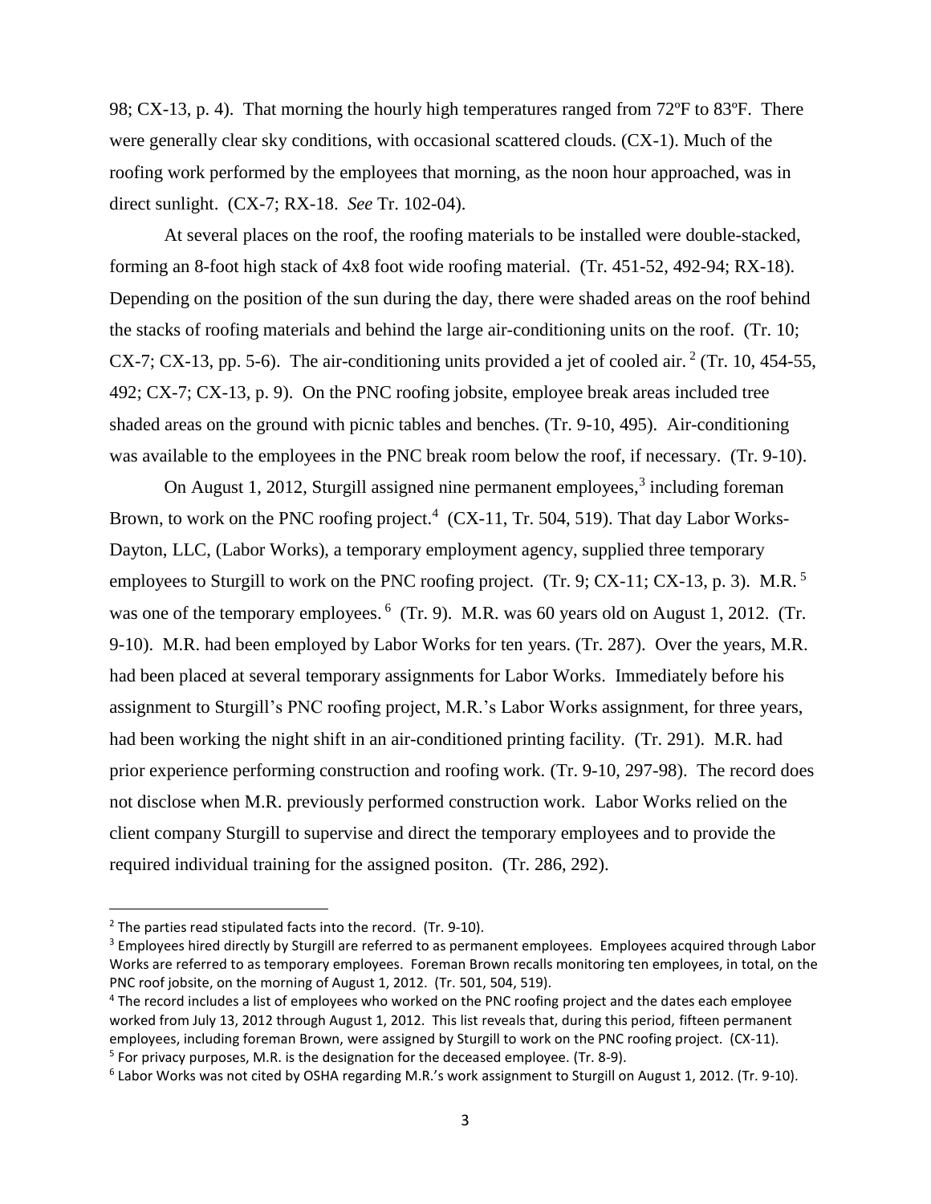98; CX-13, p. 4). That morning the hourly high temperatures ranged from 72ºF to 83ºF. There were generally clear sky conditions, with occasional scattered clouds. (CX-1). Much of the roofing work performed by the employees that morning, as the noon hour approached, was in direct sunlight. (CX-7; RX-18. *See* Tr. 102-04).

At several places on the roof, the roofing materials to be installed were double-stacked, forming an 8-foot high stack of 4x8 foot wide roofing material. (Tr. 451-52, 492-94; RX-18). Depending on the position of the sun during the day, there were shaded areas on the roof behind the stacks of roofing materials and behind the large air-conditioning units on the roof. (Tr. 10; CX-7; CX-13, pp. 5-6). The air-conditioning units provided a jet of cooled air.[2] (Tr. 10, 454-55, 492; CX-7; CX-13, p. 9). On the PNC roofing jobsite, employee break areas included tree shaded areas on the ground with picnic tables and benches. (Tr. 9-10, 495). Air-conditioning was available to the employees in the PNC break room below the roof, if necessary. (Tr. 9-10).

On August 1, 2012, Sturgill assigned nine permanent employees,[3] including foreman Brown, to work on the PNC roofing project.[4] (CX-11, Tr. 504, 519). That day Labor Works-Dayton, LLC, (Labor Works), a temporary employment agency, supplied three temporary employees to Sturgill to work on the PNC roofing project. (Tr. 9; CX-11; CX-13, p. 3). M.R.[5] was one of the temporary employees.[6] (Tr. 9). M.R. was 60 years old on August 1, 2012. (Tr. 9-10). M.R. had been employed by Labor Works for ten years. (Tr. 287). Over the years, M.R. had been placed at several temporary assignments for Labor Works. Immediately before his assignment to Sturgill's PNC roofing project, M.R.'s Labor Works assignment, for three years, had been working the night shift in an air-conditioned printing facility. (Tr. 291). M.R. had prior experience performing construction and roofing work. (Tr. 9-10, 297-98). The record does not disclose when M.R. previously performed construction work. Labor Works relied on the client company Sturgill to supervise and direct the temporary employees and to provide the required individual training for the assigned positon. (Tr. 286, 292).

---

[2] The parties read stipulated facts into the record. (Tr. 9-10).

[3] Employees hired directly by Sturgill are referred to as permanent employees. Employees acquired through Labor Works are referred to as temporary employees. Foreman Brown recalls monitoring ten employees, in total, on the PNC roof jobsite, on the morning of August 1, 2012. (Tr. 501, 504, 519).

[4] The record includes a list of employees who worked on the PNC roofing project and the dates each employee worked from July 13, 2012 through August 1, 2012. This list reveals that, during this period, fifteen permanent employees, including foreman Brown, were assigned by Sturgill to work on the PNC roofing project. (CX-11).

[5] For privacy purposes, M.R. is the designation for the deceased employee. (Tr. 8-9).

[6] Labor Works was not cited by OSHA regarding M.R.'s work assignment to Sturgill on August 1, 2012. (Tr. 9-10).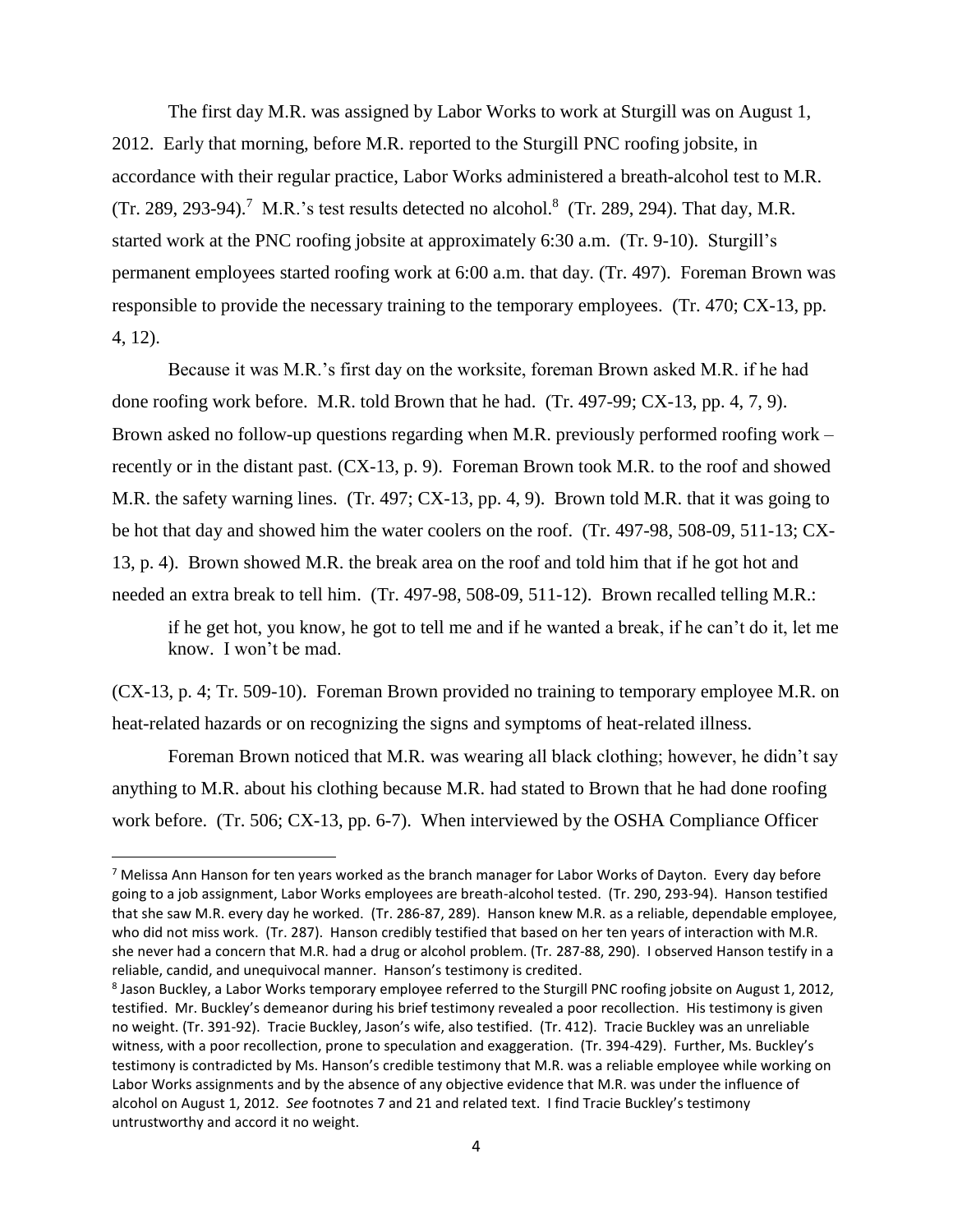The first day M.R. was assigned by Labor Works to work at Sturgill was on August 1, 2012. Early that morning, before M.R. reported to the Sturgill PNC roofing jobsite, in accordance with their regular practice, Labor Works administered a breath-alcohol test to M.R. (Tr. 289, 293-94).[7] M.R.'s test results detected no alcohol.[8] (Tr. 289, 294). That day, M.R. started work at the PNC roofing jobsite at approximately 6:30 a.m. (Tr. 9-10). Sturgill's permanent employees started roofing work at 6:00 a.m. that day. (Tr. 497). Foreman Brown was responsible to provide the necessary training to the temporary employees. (Tr. 470; CX-13, pp. 4, 12).

Because it was M.R.'s first day on the worksite, foreman Brown asked M.R. if he had done roofing work before. M.R. told Brown that he had. (Tr. 497-99; CX-13, pp. 4, 7, 9). Brown asked no follow-up questions regarding when M.R. previously performed roofing work – recently or in the distant past. (CX-13, p. 9). Foreman Brown took M.R. to the roof and showed M.R. the safety warning lines. (Tr. 497; CX-13, pp. 4, 9). Brown told M.R. that it was going to be hot that day and showed him the water coolers on the roof. (Tr. 497-98, 508-09, 511-13; CX-13, p. 4). Brown showed M.R. the break area on the roof and told him that if he got hot and needed an extra break to tell him. (Tr. 497-98, 508-09, 511-12). Brown recalled telling M.R.:

> if he get hot, you know, he got to tell me and if he wanted a break, if he can't do it, let me know. I won't be mad.

(CX-13, p. 4; Tr. 509-10). Foreman Brown provided no training to temporary employee M.R. on heat-related hazards or on recognizing the signs and symptoms of heat-related illness.

Foreman Brown noticed that M.R. was wearing all black clothing; however, he didn't say anything to M.R. about his clothing because M.R. had stated to Brown that he had done roofing work before. (Tr. 506; CX-13, pp. 6-7). When interviewed by the OSHA Compliance Officer

---

[7] Melissa Ann Hanson for ten years worked as the branch manager for Labor Works of Dayton. Every day before going to a job assignment, Labor Works employees are breath-alcohol tested. (Tr. 290, 293-94). Hanson testified that she saw M.R. every day he worked. (Tr. 286-87, 289). Hanson knew M.R. as a reliable, dependable employee, who did not miss work. (Tr. 287). Hanson credibly testified that based on her ten years of interaction with M.R. she never had a concern that M.R. had a drug or alcohol problem. (Tr. 287-88, 290). I observed Hanson testify in a reliable, candid, and unequivocal manner. Hanson's testimony is credited.

[8] Jason Buckley, a Labor Works temporary employee referred to the Sturgill PNC roofing jobsite on August 1, 2012, testified. Mr. Buckley's demeanor during his brief testimony revealed a poor recollection. His testimony is given no weight. (Tr. 391-92). Tracie Buckley, Jason's wife, also testified. (Tr. 412). Tracie Buckley was an unreliable witness, with a poor recollection, prone to speculation and exaggeration. (Tr. 394-429). Further, Ms. Buckley's testimony is contradicted by Ms. Hanson's credible testimony that M.R. was a reliable employee while working on Labor Works assignments and by the absence of any objective evidence that M.R. was under the influence of alcohol on August 1, 2012. *See* footnotes 7 and 21 and related text. I find Tracie Buckley's testimony untrustworthy and accord it no weight.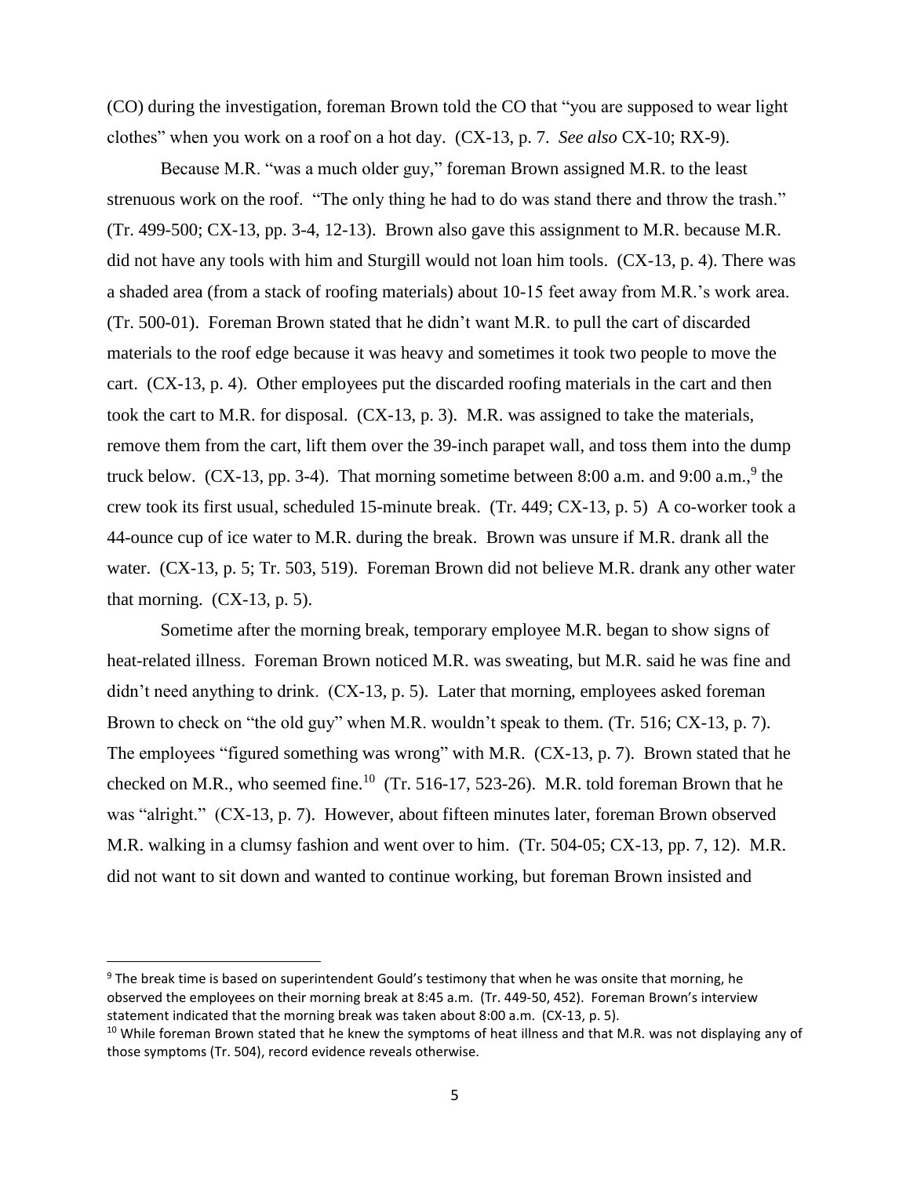(CO) during the investigation, foreman Brown told the CO that "you are supposed to wear light clothes" when you work on a roof on a hot day. (CX-13, p. 7. *See also* CX-10; RX-9).

Because M.R. "was a much older guy," foreman Brown assigned M.R. to the least strenuous work on the roof. "The only thing he had to do was stand there and throw the trash." (Tr. 499-500; CX-13, pp. 3-4, 12-13). Brown also gave this assignment to M.R. because M.R. did not have any tools with him and Sturgill would not loan him tools. (CX-13, p. 4). There was a shaded area (from a stack of roofing materials) about 10-15 feet away from M.R.'s work area. (Tr. 500-01). Foreman Brown stated that he didn't want M.R. to pull the cart of discarded materials to the roof edge because it was heavy and sometimes it took two people to move the cart. (CX-13, p. 4). Other employees put the discarded roofing materials in the cart and then took the cart to M.R. for disposal. (CX-13, p. 3). M.R. was assigned to take the materials, remove them from the cart, lift them over the 39-inch parapet wall, and toss them into the dump truck below. (CX-13, pp. 3-4). That morning sometime between 8:00 a.m. and 9:00 a.m.,[9] the crew took its first usual, scheduled 15-minute break. (Tr. 449; CX-13, p. 5) A co-worker took a 44-ounce cup of ice water to M.R. during the break. Brown was unsure if M.R. drank all the water. (CX-13, p. 5; Tr. 503, 519). Foreman Brown did not believe M.R. drank any other water that morning. (CX-13, p. 5).

Sometime after the morning break, temporary employee M.R. began to show signs of heat-related illness. Foreman Brown noticed M.R. was sweating, but M.R. said he was fine and didn't need anything to drink. (CX-13, p. 5). Later that morning, employees asked foreman Brown to check on "the old guy" when M.R. wouldn't speak to them. (Tr. 516; CX-13, p. 7). The employees "figured something was wrong" with M.R. (CX-13, p. 7). Brown stated that he checked on M.R., who seemed fine.[10] (Tr. 516-17, 523-26). M.R. told foreman Brown that he was "alright." (CX-13, p. 7). However, about fifteen minutes later, foreman Brown observed M.R. walking in a clumsy fashion and went over to him. (Tr. 504-05; CX-13, pp. 7, 12). M.R. did not want to sit down and wanted to continue working, but foreman Brown insisted and

---

[9] The break time is based on superintendent Gould's testimony that when he was onsite that morning, he observed the employees on their morning break at 8:45 a.m. (Tr. 449-50, 452). Foreman Brown's interview statement indicated that the morning break was taken about 8:00 a.m. (CX-13, p. 5).

[10] While foreman Brown stated that he knew the symptoms of heat illness and that M.R. was not displaying any of those symptoms (Tr. 504), record evidence reveals otherwise.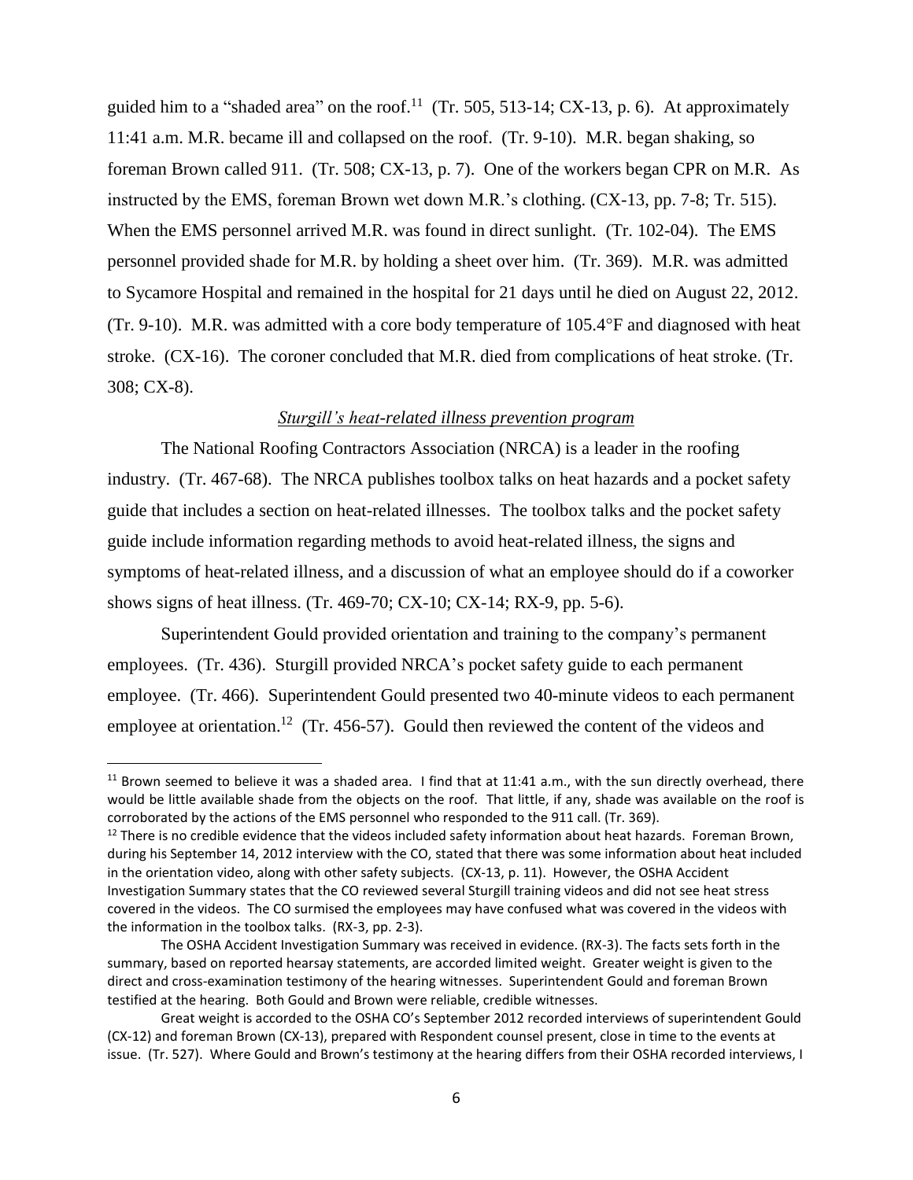guided him to a "shaded area" on the roof.[11] (Tr. 505, 513-14; CX-13, p. 6). At approximately 11:41 a.m. M.R. became ill and collapsed on the roof. (Tr. 9-10). M.R. began shaking, so foreman Brown called 911. (Tr. 508; CX-13, p. 7). One of the workers began CPR on M.R. As instructed by the EMS, foreman Brown wet down M.R.'s clothing. (CX-13, pp. 7-8; Tr. 515). When the EMS personnel arrived M.R. was found in direct sunlight. (Tr. 102-04). The EMS personnel provided shade for M.R. by holding a sheet over him. (Tr. 369). M.R. was admitted to Sycamore Hospital and remained in the hospital for 21 days until he died on August 22, 2012. (Tr. 9-10). M.R. was admitted with a core body temperature of 105.4°F and diagnosed with heat stroke. (CX-16). The coroner concluded that M.R. died from complications of heat stroke. (Tr. 308; CX-8).

*Sturgill's heat-related illness prevention program*

The National Roofing Contractors Association (NRCA) is a leader in the roofing industry. (Tr. 467-68). The NRCA publishes toolbox talks on heat hazards and a pocket safety guide that includes a section on heat-related illnesses. The toolbox talks and the pocket safety guide include information regarding methods to avoid heat-related illness, the signs and symptoms of heat-related illness, and a discussion of what an employee should do if a coworker shows signs of heat illness. (Tr. 469-70; CX-10; CX-14; RX-9, pp. 5-6).

Superintendent Gould provided orientation and training to the company's permanent employees. (Tr. 436). Sturgill provided NRCA's pocket safety guide to each permanent employee. (Tr. 466). Superintendent Gould presented two 40-minute videos to each permanent employee at orientation.[12] (Tr. 456-57). Gould then reviewed the content of the videos and

---

[11] Brown seemed to believe it was a shaded area. I find that at 11:41 a.m., with the sun directly overhead, there would be little available shade from the objects on the roof. That little, if any, shade was available on the roof is corroborated by the actions of the EMS personnel who responded to the 911 call. (Tr. 369).

[12] There is no credible evidence that the videos included safety information about heat hazards. Foreman Brown, during his September 14, 2012 interview with the CO, stated that there was some information about heat included in the orientation video, along with other safety subjects. (CX-13, p. 11). However, the OSHA Accident Investigation Summary states that the CO reviewed several Sturgill training videos and did not see heat stress covered in the videos. The CO surmised the employees may have confused what was covered in the videos with the information in the toolbox talks. (RX-3, pp. 2-3).

The OSHA Accident Investigation Summary was received in evidence. (RX-3). The facts sets forth in the summary, based on reported hearsay statements, are accorded limited weight. Greater weight is given to the direct and cross-examination testimony of the hearing witnesses. Superintendent Gould and foreman Brown testified at the hearing. Both Gould and Brown were reliable, credible witnesses.

Great weight is accorded to the OSHA CO's September 2012 recorded interviews of superintendent Gould (CX-12) and foreman Brown (CX-13), prepared with Respondent counsel present, close in time to the events at issue. (Tr. 527). Where Gould and Brown's testimony at the hearing differs from their OSHA recorded interviews, I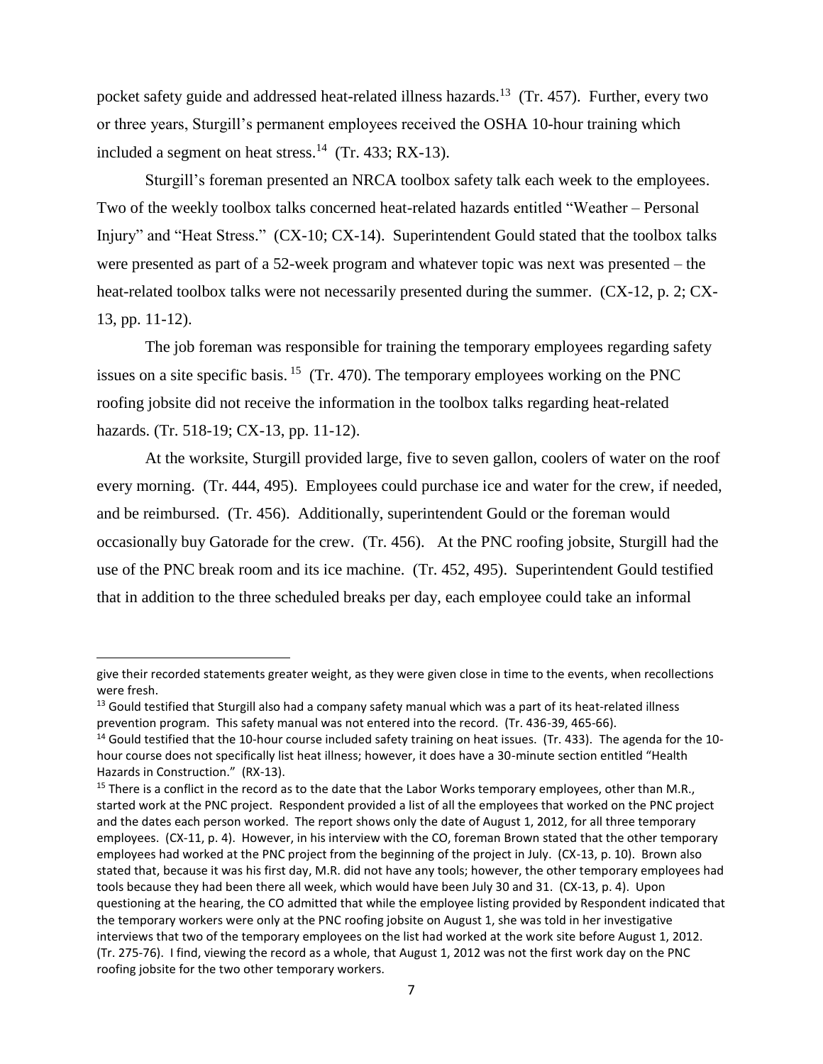pocket safety guide and addressed heat-related illness hazards.[13] (Tr. 457). Further, every two or three years, Sturgill's permanent employees received the OSHA 10-hour training which included a segment on heat stress.[14] (Tr. 433; RX-13).

Sturgill's foreman presented an NRCA toolbox safety talk each week to the employees. Two of the weekly toolbox talks concerned heat-related hazards entitled "Weather – Personal Injury" and "Heat Stress." (CX-10; CX-14). Superintendent Gould stated that the toolbox talks were presented as part of a 52-week program and whatever topic was next was presented – the heat-related toolbox talks were not necessarily presented during the summer. (CX-12, p. 2; CX-13, pp. 11-12).

The job foreman was responsible for training the temporary employees regarding safety issues on a site specific basis.[15] (Tr. 470). The temporary employees working on the PNC roofing jobsite did not receive the information in the toolbox talks regarding heat-related hazards. (Tr. 518-19; CX-13, pp. 11-12).

At the worksite, Sturgill provided large, five to seven gallon, coolers of water on the roof every morning. (Tr. 444, 495). Employees could purchase ice and water for the crew, if needed, and be reimbursed. (Tr. 456). Additionally, superintendent Gould or the foreman would occasionally buy Gatorade for the crew. (Tr. 456). At the PNC roofing jobsite, Sturgill had the use of the PNC break room and its ice machine. (Tr. 452, 495). Superintendent Gould testified that in addition to the three scheduled breaks per day, each employee could take an informal

---

give their recorded statements greater weight, as they were given close in time to the events, when recollections were fresh.

[13] Gould testified that Sturgill also had a company safety manual which was a part of its heat-related illness prevention program. This safety manual was not entered into the record. (Tr. 436-39, 465-66).

[14] Gould testified that the 10-hour course included safety training on heat issues. (Tr. 433). The agenda for the 10-hour course does not specifically list heat illness; however, it does have a 30-minute section entitled "Health Hazards in Construction." (RX-13).

[15] There is a conflict in the record as to the date that the Labor Works temporary employees, other than M.R., started work at the PNC project. Respondent provided a list of all the employees that worked on the PNC project and the dates each person worked. The report shows only the date of August 1, 2012, for all three temporary employees. (CX-11, p. 4). However, in his interview with the CO, foreman Brown stated that the other temporary employees had worked at the PNC project from the beginning of the project in July. (CX-13, p. 10). Brown also stated that, because it was his first day, M.R. did not have any tools; however, the other temporary employees had tools because they had been there all week, which would have been July 30 and 31. (CX-13, p. 4). Upon questioning at the hearing, the CO admitted that while the employee listing provided by Respondent indicated that the temporary workers were only at the PNC roofing jobsite on August 1, she was told in her investigative interviews that two of the temporary employees on the list had worked at the work site before August 1, 2012. (Tr. 275-76). I find, viewing the record as a whole, that August 1, 2012 was not the first work day on the PNC roofing jobsite for the two other temporary workers.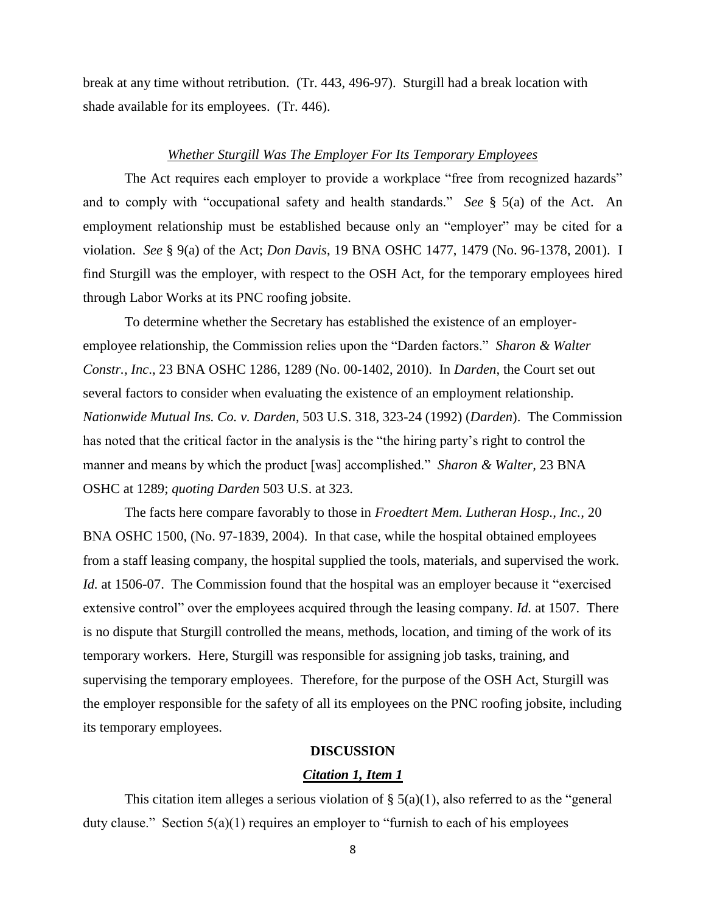break at any time without retribution. (Tr. 443, 496-97). Sturgill had a break location with shade available for its employees. (Tr. 446).

*Whether Sturgill Was The Employer For Its Temporary Employees*

The Act requires each employer to provide a workplace "free from recognized hazards" and to comply with "occupational safety and health standards." *See* § 5(a) of the Act. An employment relationship must be established because only an "employer" may be cited for a violation. *See* § 9(a) of the Act; *Don Davis*, 19 BNA OSHC 1477, 1479 (No. 96-1378, 2001). I find Sturgill was the employer, with respect to the OSH Act, for the temporary employees hired through Labor Works at its PNC roofing jobsite.

To determine whether the Secretary has established the existence of an employer-employee relationship, the Commission relies upon the "Darden factors." *Sharon & Walter Constr., Inc.*, 23 BNA OSHC 1286, 1289 (No. 00-1402, 2010). In *Darden*, the Court set out several factors to consider when evaluating the existence of an employment relationship. *Nationwide Mutual Ins. Co. v. Darden*, 503 U.S. 318, 323-24 (1992) (*Darden*). The Commission has noted that the critical factor in the analysis is the "the hiring party's right to control the manner and means by which the product [was] accomplished." *Sharon & Walter,* 23 BNA OSHC at 1289; *quoting Darden* 503 U.S. at 323.

The facts here compare favorably to those in *Froedtert Mem. Lutheran Hosp., Inc.,* 20 BNA OSHC 1500, (No. 97-1839, 2004). In that case, while the hospital obtained employees from a staff leasing company, the hospital supplied the tools, materials, and supervised the work. *Id.* at 1506-07. The Commission found that the hospital was an employer because it "exercised extensive control" over the employees acquired through the leasing company. *Id.* at 1507. There is no dispute that Sturgill controlled the means, methods, location, and timing of the work of its temporary workers. Here, Sturgill was responsible for assigning job tasks, training, and supervising the temporary employees. Therefore, for the purpose of the OSH Act, Sturgill was the employer responsible for the safety of all its employees on the PNC roofing jobsite, including its temporary employees.

## DISCUSSION

### ***Citation 1, Item 1***

This citation item alleges a serious violation of § 5(a)(1), also referred to as the "general duty clause." Section 5(a)(1) requires an employer to "furnish to each of his employees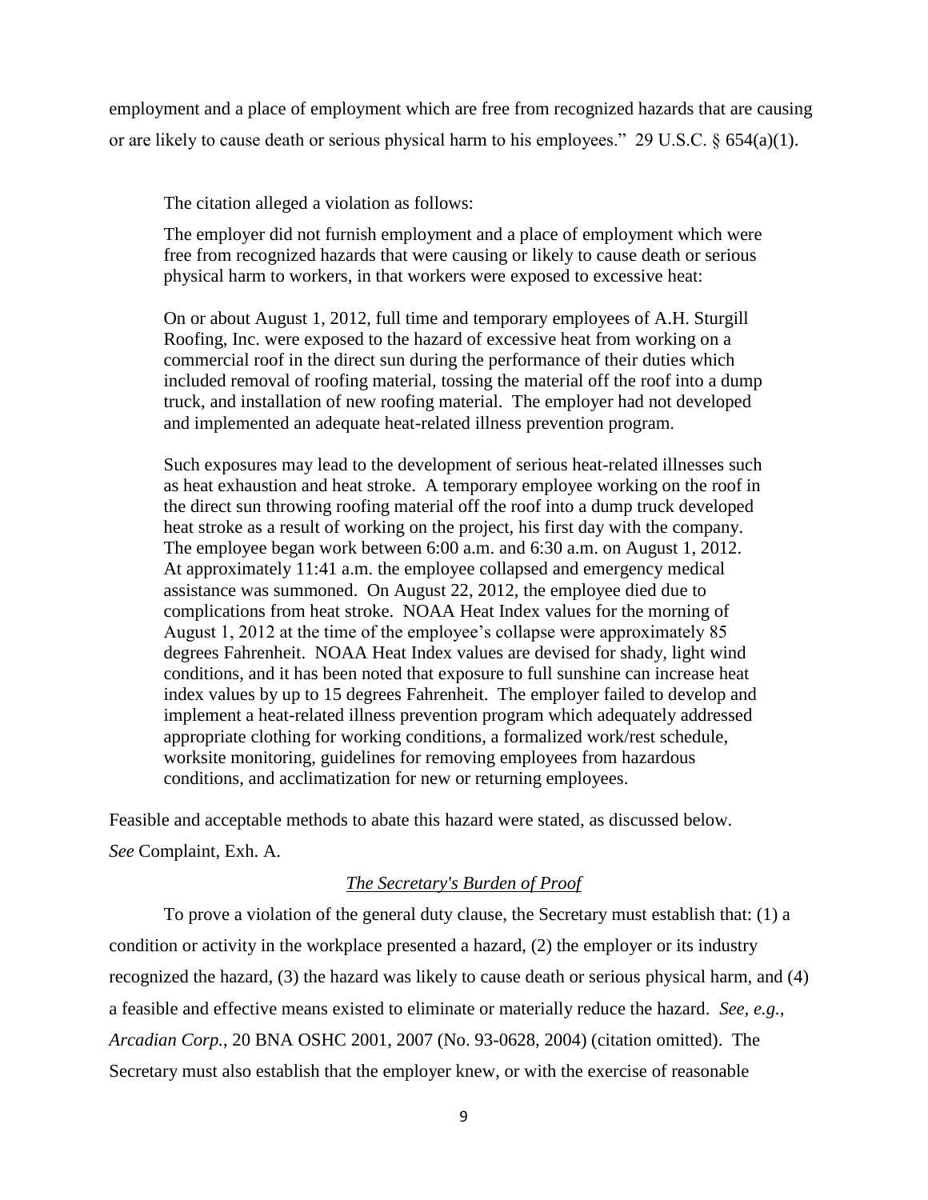employment and a place of employment which are free from recognized hazards that are causing or are likely to cause death or serious physical harm to his employees." 29 U.S.C. § 654(a)(1).

The citation alleged a violation as follows:

> The employer did not furnish employment and a place of employment which were free from recognized hazards that were causing or likely to cause death or serious physical harm to workers, in that workers were exposed to excessive heat:
>
> On or about August 1, 2012, full time and temporary employees of A.H. Sturgill Roofing, Inc. were exposed to the hazard of excessive heat from working on a commercial roof in the direct sun during the performance of their duties which included removal of roofing material, tossing the material off the roof into a dump truck, and installation of new roofing material. The employer had not developed and implemented an adequate heat-related illness prevention program.
>
> Such exposures may lead to the development of serious heat-related illnesses such as heat exhaustion and heat stroke. A temporary employee working on the roof in the direct sun throwing roofing material off the roof into a dump truck developed heat stroke as a result of working on the project, his first day with the company. The employee began work between 6:00 a.m. and 6:30 a.m. on August 1, 2012. At approximately 11:41 a.m. the employee collapsed and emergency medical assistance was summoned. On August 22, 2012, the employee died due to complications from heat stroke. NOAA Heat Index values for the morning of August 1, 2012 at the time of the employee's collapse were approximately 85 degrees Fahrenheit. NOAA Heat Index values are devised for shady, light wind conditions, and it has been noted that exposure to full sunshine can increase heat index values by up to 15 degrees Fahrenheit. The employer failed to develop and implement a heat-related illness prevention program which adequately addressed appropriate clothing for working conditions, a formalized work/rest schedule, worksite monitoring, guidelines for removing employees from hazardous conditions, and acclimatization for new or returning employees.

Feasible and acceptable methods to abate this hazard were stated, as discussed below. *See* Complaint, Exh. A.

*The Secretary's Burden of Proof*

To prove a violation of the general duty clause, the Secretary must establish that: (1) a condition or activity in the workplace presented a hazard, (2) the employer or its industry recognized the hazard, (3) the hazard was likely to cause death or serious physical harm, and (4) a feasible and effective means existed to eliminate or materially reduce the hazard. *See, e.g., Arcadian Corp.*, 20 BNA OSHC 2001, 2007 (No. 93-0628, 2004) (citation omitted). The Secretary must also establish that the employer knew, or with the exercise of reasonable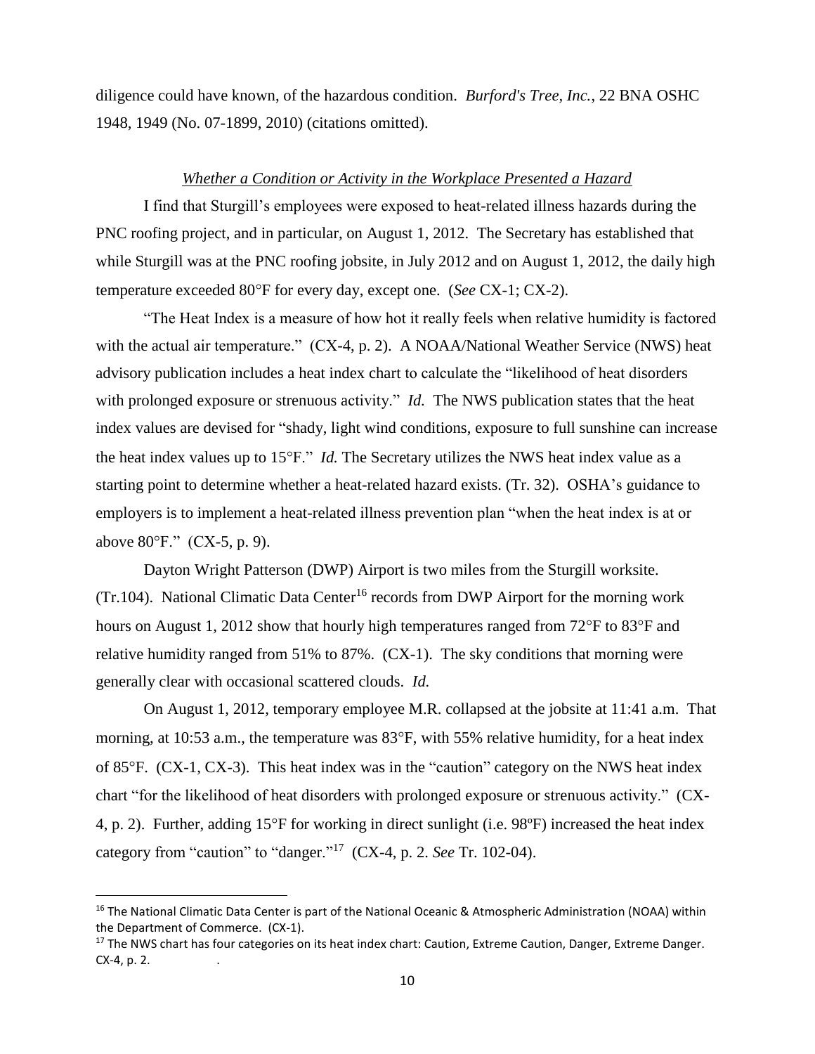diligence could have known, of the hazardous condition. *Burford's Tree, Inc.*, 22 BNA OSHC 1948, 1949 (No. 07-1899, 2010) (citations omitted).

*Whether a Condition or Activity in the Workplace Presented a Hazard*

I find that Sturgill's employees were exposed to heat-related illness hazards during the PNC roofing project, and in particular, on August 1, 2012. The Secretary has established that while Sturgill was at the PNC roofing jobsite, in July 2012 and on August 1, 2012, the daily high temperature exceeded 80°F for every day, except one. (*See* CX-1; CX-2).

"The Heat Index is a measure of how hot it really feels when relative humidity is factored with the actual air temperature." (CX-4, p. 2). A NOAA/National Weather Service (NWS) heat advisory publication includes a heat index chart to calculate the "likelihood of heat disorders with prolonged exposure or strenuous activity." *Id.* The NWS publication states that the heat index values are devised for "shady, light wind conditions, exposure to full sunshine can increase the heat index values up to 15°F." *Id.* The Secretary utilizes the NWS heat index value as a starting point to determine whether a heat-related hazard exists. (Tr. 32). OSHA's guidance to employers is to implement a heat-related illness prevention plan "when the heat index is at or above 80°F." (CX-5, p. 9).

Dayton Wright Patterson (DWP) Airport is two miles from the Sturgill worksite. (Tr.104). National Climatic Data Center[16] records from DWP Airport for the morning work hours on August 1, 2012 show that hourly high temperatures ranged from 72°F to 83°F and relative humidity ranged from 51% to 87%. (CX-1). The sky conditions that morning were generally clear with occasional scattered clouds. *Id.*

On August 1, 2012, temporary employee M.R. collapsed at the jobsite at 11:41 a.m. That morning, at 10:53 a.m., the temperature was 83°F, with 55% relative humidity, for a heat index of 85°F. (CX-1, CX-3). This heat index was in the "caution" category on the NWS heat index chart "for the likelihood of heat disorders with prolonged exposure or strenuous activity." (CX-4, p. 2). Further, adding 15°F for working in direct sunlight (i.e. 98ºF) increased the heat index category from "caution" to "danger."[17] (CX-4, p. 2. *See* Tr. 102-04).

---

[16] The National Climatic Data Center is part of the National Oceanic & Atmospheric Administration (NOAA) within the Department of Commerce. (CX-1).

[17] The NWS chart has four categories on its heat index chart: Caution, Extreme Caution, Danger, Extreme Danger. CX-4, p. 2.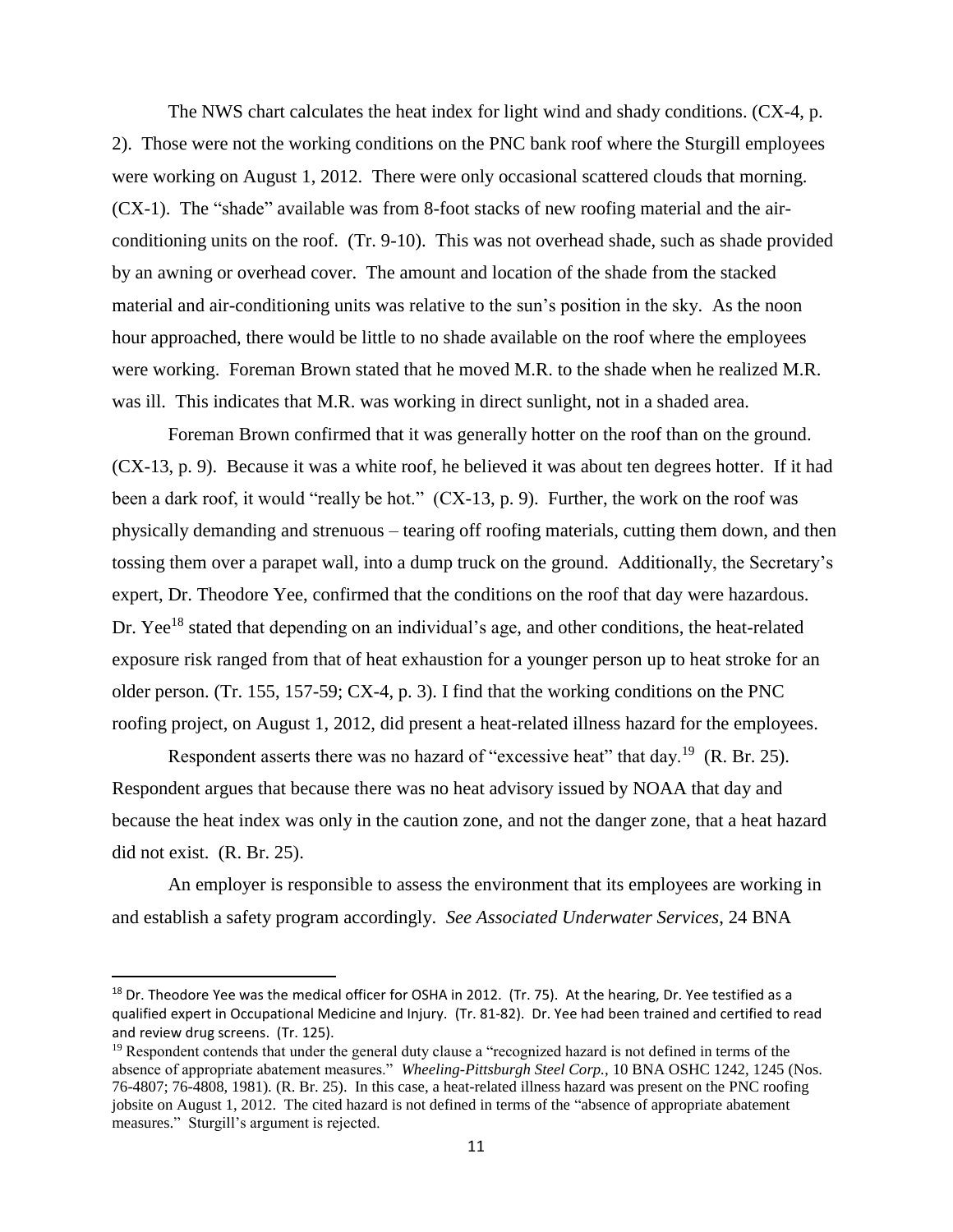The NWS chart calculates the heat index for light wind and shady conditions. (CX-4, p. 2). Those were not the working conditions on the PNC bank roof where the Sturgill employees were working on August 1, 2012. There were only occasional scattered clouds that morning. (CX-1). The "shade" available was from 8-foot stacks of new roofing material and the air-conditioning units on the roof. (Tr. 9-10). This was not overhead shade, such as shade provided by an awning or overhead cover. The amount and location of the shade from the stacked material and air-conditioning units was relative to the sun's position in the sky. As the noon hour approached, there would be little to no shade available on the roof where the employees were working. Foreman Brown stated that he moved M.R. to the shade when he realized M.R. was ill. This indicates that M.R. was working in direct sunlight, not in a shaded area.

Foreman Brown confirmed that it was generally hotter on the roof than on the ground. (CX-13, p. 9). Because it was a white roof, he believed it was about ten degrees hotter. If it had been a dark roof, it would "really be hot." (CX-13, p. 9). Further, the work on the roof was physically demanding and strenuous – tearing off roofing materials, cutting them down, and then tossing them over a parapet wall, into a dump truck on the ground. Additionally, the Secretary's expert, Dr. Theodore Yee, confirmed that the conditions on the roof that day were hazardous. Dr. Yee[18] stated that depending on an individual's age, and other conditions, the heat-related exposure risk ranged from that of heat exhaustion for a younger person up to heat stroke for an older person. (Tr. 155, 157-59; CX-4, p. 3). I find that the working conditions on the PNC roofing project, on August 1, 2012, did present a heat-related illness hazard for the employees.

Respondent asserts there was no hazard of "excessive heat" that day.[19] (R. Br. 25). Respondent argues that because there was no heat advisory issued by NOAA that day and because the heat index was only in the caution zone, and not the danger zone, that a heat hazard did not exist. (R. Br. 25).

An employer is responsible to assess the environment that its employees are working in and establish a safety program accordingly. *See Associated Underwater Services*, 24 BNA

---

[18] Dr. Theodore Yee was the medical officer for OSHA in 2012. (Tr. 75). At the hearing, Dr. Yee testified as a qualified expert in Occupational Medicine and Injury. (Tr. 81-82). Dr. Yee had been trained and certified to read and review drug screens. (Tr. 125).

[19] Respondent contends that under the general duty clause a "recognized hazard is not defined in terms of the absence of appropriate abatement measures." *Wheeling-Pittsburgh Steel Corp.*, 10 BNA OSHC 1242, 1245 (Nos. 76-4807; 76-4808, 1981). (R. Br. 25). In this case, a heat-related illness hazard was present on the PNC roofing jobsite on August 1, 2012. The cited hazard is not defined in terms of the "absence of appropriate abatement measures." Sturgill's argument is rejected.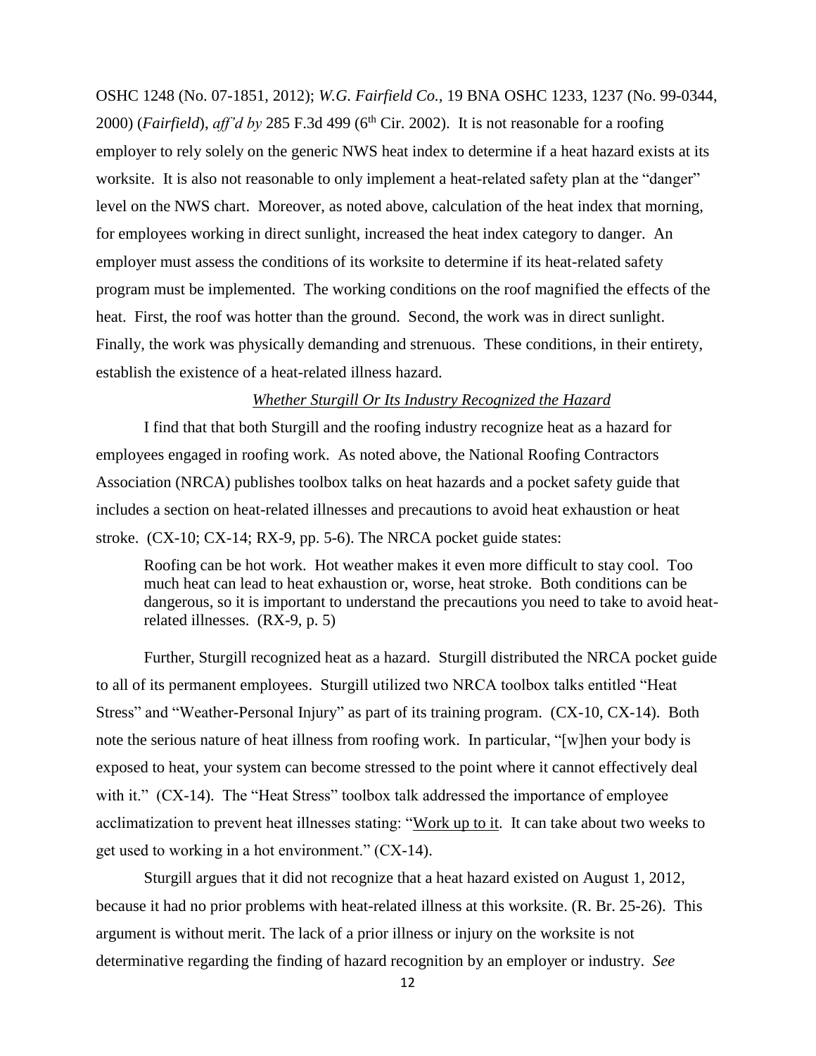OSHC 1248 (No. 07-1851, 2012); *W.G. Fairfield Co.*, 19 BNA OSHC 1233, 1237 (No. 99-0344, 2000) (*Fairfield*), *aff'd by* 285 F.3d 499 (6th Cir. 2002). It is not reasonable for a roofing employer to rely solely on the generic NWS heat index to determine if a heat hazard exists at its worksite. It is also not reasonable to only implement a heat-related safety plan at the "danger" level on the NWS chart. Moreover, as noted above, calculation of the heat index that morning, for employees working in direct sunlight, increased the heat index category to danger. An employer must assess the conditions of its worksite to determine if its heat-related safety program must be implemented. The working conditions on the roof magnified the effects of the heat. First, the roof was hotter than the ground. Second, the work was in direct sunlight. Finally, the work was physically demanding and strenuous. These conditions, in their entirety, establish the existence of a heat-related illness hazard.

*Whether Sturgill Or Its Industry Recognized the Hazard*

I find that that both Sturgill and the roofing industry recognize heat as a hazard for employees engaged in roofing work. As noted above, the National Roofing Contractors Association (NRCA) publishes toolbox talks on heat hazards and a pocket safety guide that includes a section on heat-related illnesses and precautions to avoid heat exhaustion or heat stroke. (CX-10; CX-14; RX-9, pp. 5-6). The NRCA pocket guide states:

> Roofing can be hot work. Hot weather makes it even more difficult to stay cool. Too much heat can lead to heat exhaustion or, worse, heat stroke. Both conditions can be dangerous, so it is important to understand the precautions you need to take to avoid heat-related illnesses. (RX-9, p. 5)

Further, Sturgill recognized heat as a hazard. Sturgill distributed the NRCA pocket guide to all of its permanent employees. Sturgill utilized two NRCA toolbox talks entitled "Heat Stress" and "Weather-Personal Injury" as part of its training program. (CX-10, CX-14). Both note the serious nature of heat illness from roofing work. In particular, "[w]hen your body is exposed to heat, your system can become stressed to the point where it cannot effectively deal with it." (CX-14). The "Heat Stress" toolbox talk addressed the importance of employee acclimatization to prevent heat illnesses stating: "Work up to it. It can take about two weeks to get used to working in a hot environment." (CX-14).

Sturgill argues that it did not recognize that a heat hazard existed on August 1, 2012, because it had no prior problems with heat-related illness at this worksite. (R. Br. 25-26). This argument is without merit. The lack of a prior illness or injury on the worksite is not determinative regarding the finding of hazard recognition by an employer or industry. *See*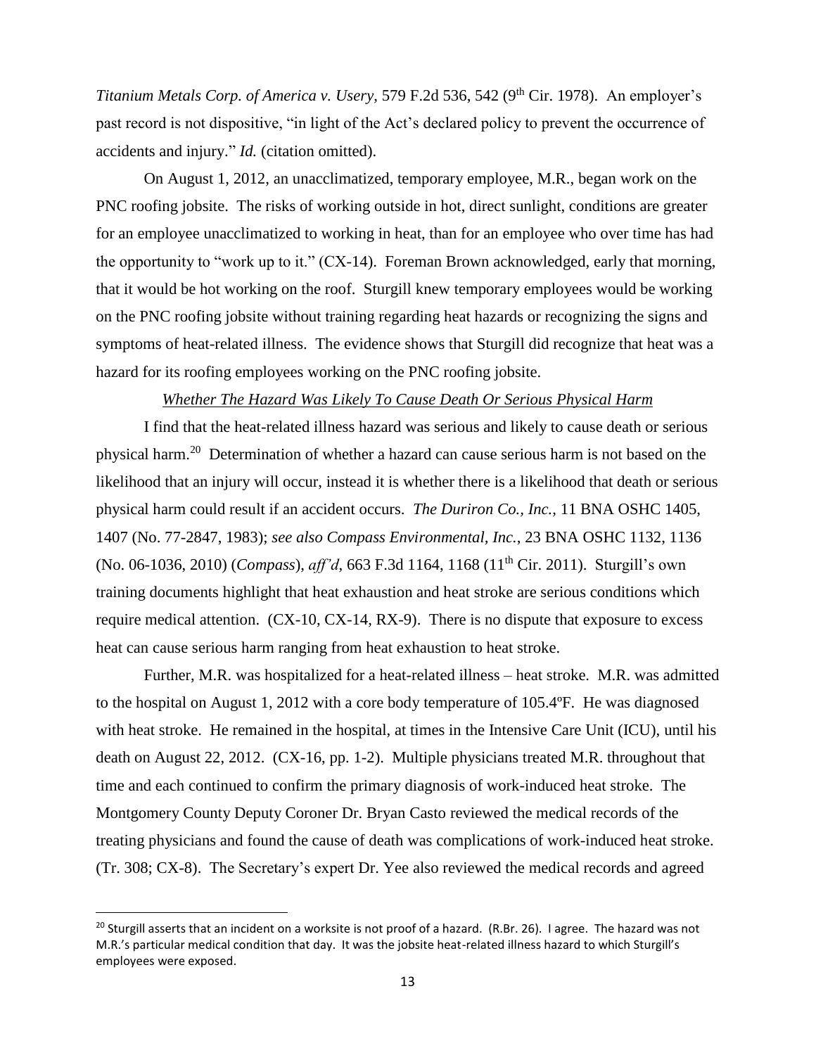*Titanium Metals Corp. of America v. Usery*, 579 F.2d 536, 542 (9th Cir. 1978). An employer's past record is not dispositive, "in light of the Act's declared policy to prevent the occurrence of accidents and injury." *Id.* (citation omitted).

On August 1, 2012, an unacclimatized, temporary employee, M.R., began work on the PNC roofing jobsite. The risks of working outside in hot, direct sunlight, conditions are greater for an employee unacclimatized to working in heat, than for an employee who over time has had the opportunity to "work up to it." (CX-14). Foreman Brown acknowledged, early that morning, that it would be hot working on the roof. Sturgill knew temporary employees would be working on the PNC roofing jobsite without training regarding heat hazards or recognizing the signs and symptoms of heat-related illness. The evidence shows that Sturgill did recognize that heat was a hazard for its roofing employees working on the PNC roofing jobsite.

*Whether The Hazard Was Likely To Cause Death Or Serious Physical Harm*

I find that the heat-related illness hazard was serious and likely to cause death or serious physical harm.[20] Determination of whether a hazard can cause serious harm is not based on the likelihood that an injury will occur, instead it is whether there is a likelihood that death or serious physical harm could result if an accident occurs. *The Duriron Co., Inc.*, 11 BNA OSHC 1405, 1407 (No. 77-2847, 1983); *see also Compass Environmental, Inc.*, 23 BNA OSHC 1132, 1136 (No. 06-1036, 2010) (*Compass*), *aff'd*, 663 F.3d 1164, 1168 (11th Cir. 2011). Sturgill's own training documents highlight that heat exhaustion and heat stroke are serious conditions which require medical attention. (CX-10, CX-14, RX-9). There is no dispute that exposure to excess heat can cause serious harm ranging from heat exhaustion to heat stroke.

Further, M.R. was hospitalized for a heat-related illness – heat stroke. M.R. was admitted to the hospital on August 1, 2012 with a core body temperature of 105.4ºF. He was diagnosed with heat stroke. He remained in the hospital, at times in the Intensive Care Unit (ICU), until his death on August 22, 2012. (CX-16, pp. 1-2). Multiple physicians treated M.R. throughout that time and each continued to confirm the primary diagnosis of work-induced heat stroke. The Montgomery County Deputy Coroner Dr. Bryan Casto reviewed the medical records of the treating physicians and found the cause of death was complications of work-induced heat stroke. (Tr. 308; CX-8). The Secretary's expert Dr. Yee also reviewed the medical records and agreed

---

[20] Sturgill asserts that an incident on a worksite is not proof of a hazard. (R.Br. 26). I agree. The hazard was not M.R.'s particular medical condition that day. It was the jobsite heat-related illness hazard to which Sturgill's employees were exposed.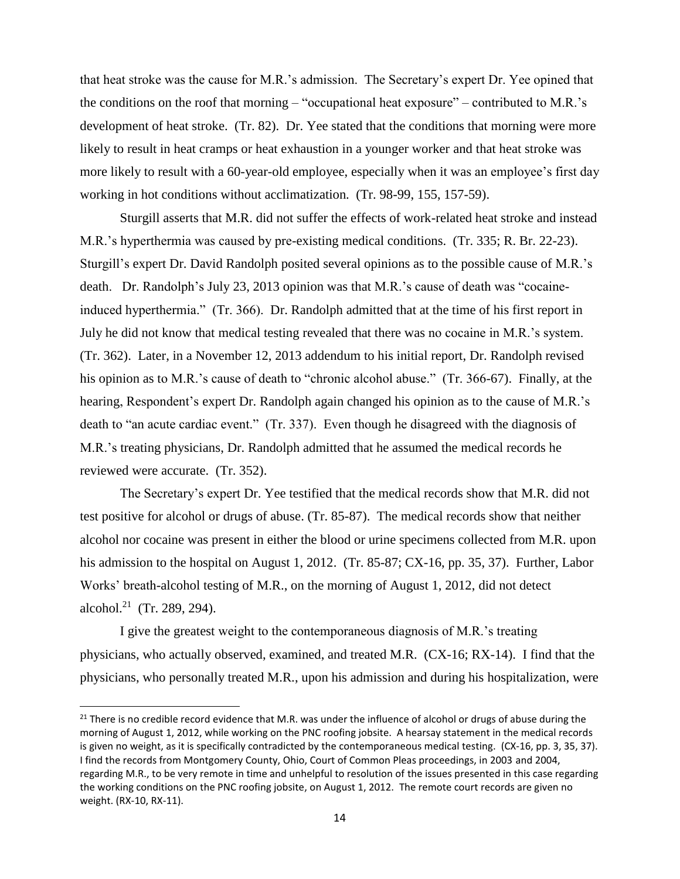that heat stroke was the cause for M.R.'s admission. The Secretary's expert Dr. Yee opined that the conditions on the roof that morning – "occupational heat exposure" – contributed to M.R.'s development of heat stroke. (Tr. 82). Dr. Yee stated that the conditions that morning were more likely to result in heat cramps or heat exhaustion in a younger worker and that heat stroke was more likely to result with a 60-year-old employee, especially when it was an employee's first day working in hot conditions without acclimatization. (Tr. 98-99, 155, 157-59).

Sturgill asserts that M.R. did not suffer the effects of work-related heat stroke and instead M.R.'s hyperthermia was caused by pre-existing medical conditions. (Tr. 335; R. Br. 22-23). Sturgill's expert Dr. David Randolph posited several opinions as to the possible cause of M.R.'s death. Dr. Randolph's July 23, 2013 opinion was that M.R.'s cause of death was "cocaine-induced hyperthermia." (Tr. 366). Dr. Randolph admitted that at the time of his first report in July he did not know that medical testing revealed that there was no cocaine in M.R.'s system. (Tr. 362). Later, in a November 12, 2013 addendum to his initial report, Dr. Randolph revised his opinion as to M.R.'s cause of death to "chronic alcohol abuse." (Tr. 366-67). Finally, at the hearing, Respondent's expert Dr. Randolph again changed his opinion as to the cause of M.R.'s death to "an acute cardiac event." (Tr. 337). Even though he disagreed with the diagnosis of M.R.'s treating physicians, Dr. Randolph admitted that he assumed the medical records he reviewed were accurate. (Tr. 352).

The Secretary's expert Dr. Yee testified that the medical records show that M.R. did not test positive for alcohol or drugs of abuse. (Tr. 85-87). The medical records show that neither alcohol nor cocaine was present in either the blood or urine specimens collected from M.R. upon his admission to the hospital on August 1, 2012. (Tr. 85-87; CX-16, pp. 35, 37). Further, Labor Works' breath-alcohol testing of M.R., on the morning of August 1, 2012, did not detect alcohol.[21] (Tr. 289, 294).

I give the greatest weight to the contemporaneous diagnosis of M.R.'s treating physicians, who actually observed, examined, and treated M.R. (CX-16; RX-14). I find that the physicians, who personally treated M.R., upon his admission and during his hospitalization, were

[21] There is no credible record evidence that M.R. was under the influence of alcohol or drugs of abuse during the morning of August 1, 2012, while working on the PNC roofing jobsite. A hearsay statement in the medical records is given no weight, as it is specifically contradicted by the contemporaneous medical testing. (CX-16, pp. 3, 35, 37). I find the records from Montgomery County, Ohio, Court of Common Pleas proceedings, in 2003 and 2004, regarding M.R., to be very remote in time and unhelpful to resolution of the issues presented in this case regarding the working conditions on the PNC roofing jobsite, on August 1, 2012. The remote court records are given no weight. (RX-10, RX-11).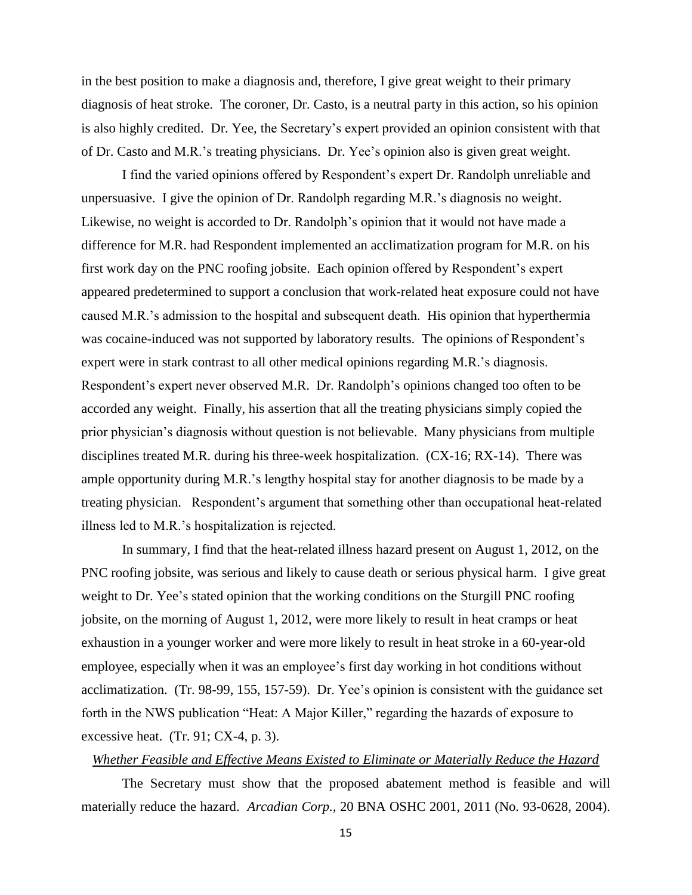in the best position to make a diagnosis and, therefore, I give great weight to their primary diagnosis of heat stroke. The coroner, Dr. Casto, is a neutral party in this action, so his opinion is also highly credited. Dr. Yee, the Secretary's expert provided an opinion consistent with that of Dr. Casto and M.R.'s treating physicians. Dr. Yee's opinion also is given great weight.

I find the varied opinions offered by Respondent's expert Dr. Randolph unreliable and unpersuasive. I give the opinion of Dr. Randolph regarding M.R.'s diagnosis no weight. Likewise, no weight is accorded to Dr. Randolph's opinion that it would not have made a difference for M.R. had Respondent implemented an acclimatization program for M.R. on his first work day on the PNC roofing jobsite. Each opinion offered by Respondent's expert appeared predetermined to support a conclusion that work-related heat exposure could not have caused M.R.'s admission to the hospital and subsequent death. His opinion that hyperthermia was cocaine-induced was not supported by laboratory results. The opinions of Respondent's expert were in stark contrast to all other medical opinions regarding M.R.'s diagnosis. Respondent's expert never observed M.R. Dr. Randolph's opinions changed too often to be accorded any weight. Finally, his assertion that all the treating physicians simply copied the prior physician's diagnosis without question is not believable. Many physicians from multiple disciplines treated M.R. during his three-week hospitalization. (CX-16; RX-14). There was ample opportunity during M.R.'s lengthy hospital stay for another diagnosis to be made by a treating physician. Respondent's argument that something other than occupational heat-related illness led to M.R.'s hospitalization is rejected.

In summary, I find that the heat-related illness hazard present on August 1, 2012, on the PNC roofing jobsite, was serious and likely to cause death or serious physical harm. I give great weight to Dr. Yee's stated opinion that the working conditions on the Sturgill PNC roofing jobsite, on the morning of August 1, 2012, were more likely to result in heat cramps or heat exhaustion in a younger worker and were more likely to result in heat stroke in a 60-year-old employee, especially when it was an employee's first day working in hot conditions without acclimatization. (Tr. 98-99, 155, 157-59). Dr. Yee's opinion is consistent with the guidance set forth in the NWS publication "Heat: A Major Killer," regarding the hazards of exposure to excessive heat. (Tr. 91; CX-4, p. 3).

*Whether Feasible and Effective Means Existed to Eliminate or Materially Reduce the Hazard*

The Secretary must show that the proposed abatement method is feasible and will materially reduce the hazard. *Arcadian Corp.,* 20 BNA OSHC 2001, 2011 (No. 93-0628, 2004).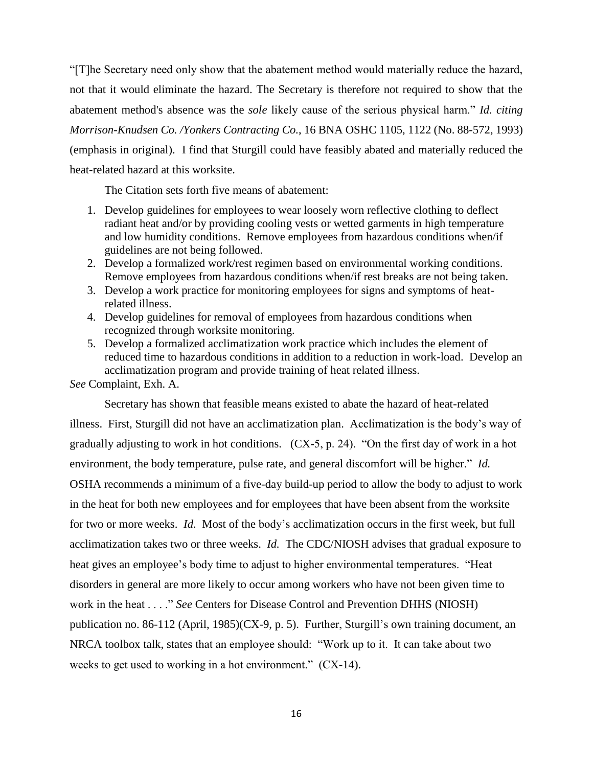"[T]he Secretary need only show that the abatement method would materially reduce the hazard, not that it would eliminate the hazard. The Secretary is therefore not required to show that the abatement method's absence was the *sole* likely cause of the serious physical harm." *Id. citing Morrison-Knudsen Co. /Yonkers Contracting Co.*, 16 BNA OSHC 1105, 1122 (No. 88-572, 1993) (emphasis in original). I find that Sturgill could have feasibly abated and materially reduced the heat-related hazard at this worksite.

The Citation sets forth five means of abatement:

1. Develop guidelines for employees to wear loosely worn reflective clothing to deflect radiant heat and/or by providing cooling vests or wetted garments in high temperature and low humidity conditions. Remove employees from hazardous conditions when/if guidelines are not being followed.
2. Develop a formalized work/rest regimen based on environmental working conditions. Remove employees from hazardous conditions when/if rest breaks are not being taken.
3. Develop a work practice for monitoring employees for signs and symptoms of heat-related illness.
4. Develop guidelines for removal of employees from hazardous conditions when recognized through worksite monitoring.
5. Develop a formalized acclimatization work practice which includes the element of reduced time to hazardous conditions in addition to a reduction in work-load. Develop an acclimatization program and provide training of heat related illness.

*See* Complaint, Exh. A.

Secretary has shown that feasible means existed to abate the hazard of heat-related illness. First, Sturgill did not have an acclimatization plan. Acclimatization is the body's way of gradually adjusting to work in hot conditions. (CX-5, p. 24). "On the first day of work in a hot environment, the body temperature, pulse rate, and general discomfort will be higher." *Id.* OSHA recommends a minimum of a five-day build-up period to allow the body to adjust to work in the heat for both new employees and for employees that have been absent from the worksite for two or more weeks. *Id.* Most of the body's acclimatization occurs in the first week, but full acclimatization takes two or three weeks. *Id.* The CDC/NIOSH advises that gradual exposure to heat gives an employee's body time to adjust to higher environmental temperatures. "Heat disorders in general are more likely to occur among workers who have not been given time to work in the heat . . . ." *See* Centers for Disease Control and Prevention DHHS (NIOSH) publication no. 86-112 (April, 1985)(CX-9, p. 5). Further, Sturgill's own training document, an NRCA toolbox talk, states that an employee should: "Work up to it. It can take about two weeks to get used to working in a hot environment." (CX-14).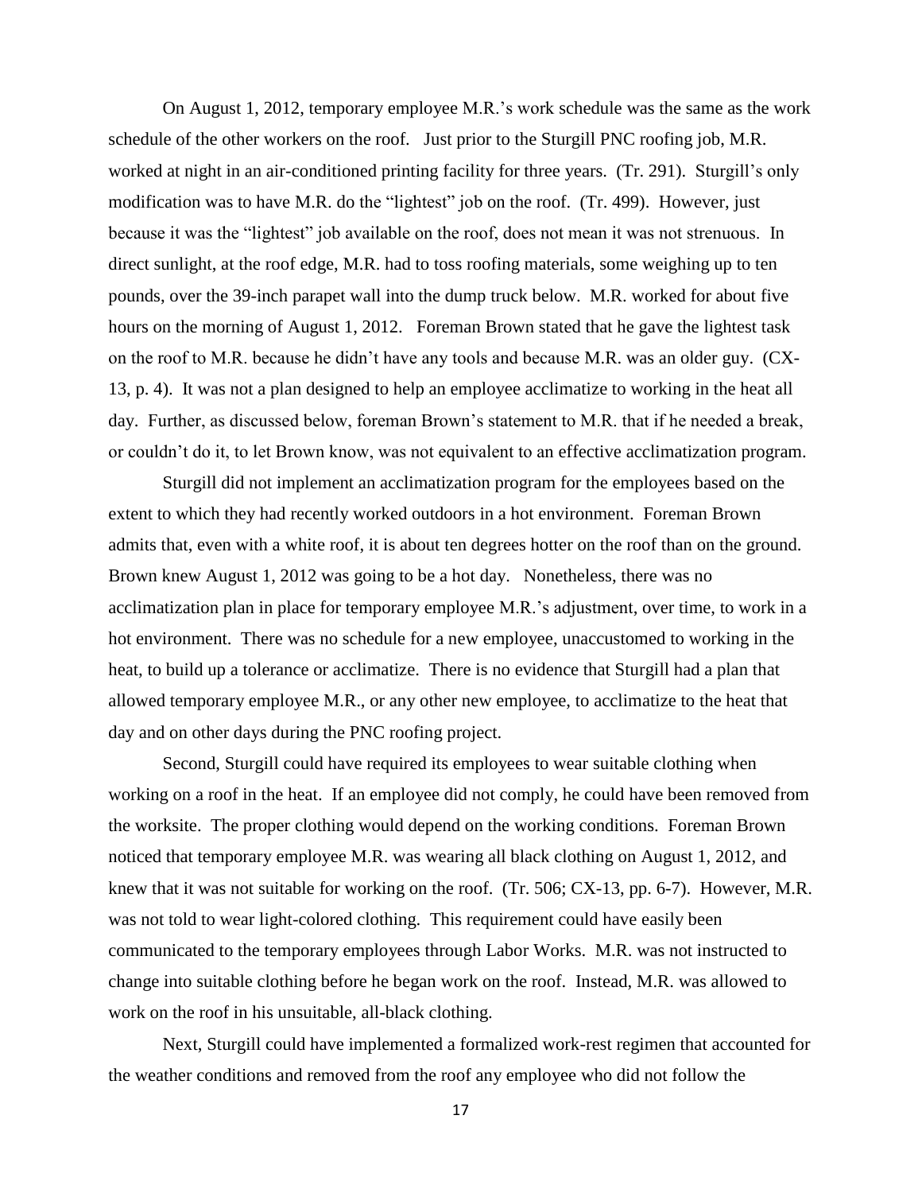On August 1, 2012, temporary employee M.R.'s work schedule was the same as the work schedule of the other workers on the roof. Just prior to the Sturgill PNC roofing job, M.R. worked at night in an air-conditioned printing facility for three years. (Tr. 291). Sturgill's only modification was to have M.R. do the "lightest" job on the roof. (Tr. 499). However, just because it was the "lightest" job available on the roof, does not mean it was not strenuous. In direct sunlight, at the roof edge, M.R. had to toss roofing materials, some weighing up to ten pounds, over the 39-inch parapet wall into the dump truck below. M.R. worked for about five hours on the morning of August 1, 2012. Foreman Brown stated that he gave the lightest task on the roof to M.R. because he didn't have any tools and because M.R. was an older guy. (CX-13, p. 4). It was not a plan designed to help an employee acclimatize to working in the heat all day. Further, as discussed below, foreman Brown's statement to M.R. that if he needed a break, or couldn't do it, to let Brown know, was not equivalent to an effective acclimatization program.

Sturgill did not implement an acclimatization program for the employees based on the extent to which they had recently worked outdoors in a hot environment. Foreman Brown admits that, even with a white roof, it is about ten degrees hotter on the roof than on the ground. Brown knew August 1, 2012 was going to be a hot day. Nonetheless, there was no acclimatization plan in place for temporary employee M.R.'s adjustment, over time, to work in a hot environment. There was no schedule for a new employee, unaccustomed to working in the heat, to build up a tolerance or acclimatize. There is no evidence that Sturgill had a plan that allowed temporary employee M.R., or any other new employee, to acclimatize to the heat that day and on other days during the PNC roofing project.

Second, Sturgill could have required its employees to wear suitable clothing when working on a roof in the heat. If an employee did not comply, he could have been removed from the worksite. The proper clothing would depend on the working conditions. Foreman Brown noticed that temporary employee M.R. was wearing all black clothing on August 1, 2012, and knew that it was not suitable for working on the roof. (Tr. 506; CX-13, pp. 6-7). However, M.R. was not told to wear light-colored clothing. This requirement could have easily been communicated to the temporary employees through Labor Works. M.R. was not instructed to change into suitable clothing before he began work on the roof. Instead, M.R. was allowed to work on the roof in his unsuitable, all-black clothing.

Next, Sturgill could have implemented a formalized work-rest regimen that accounted for the weather conditions and removed from the roof any employee who did not follow the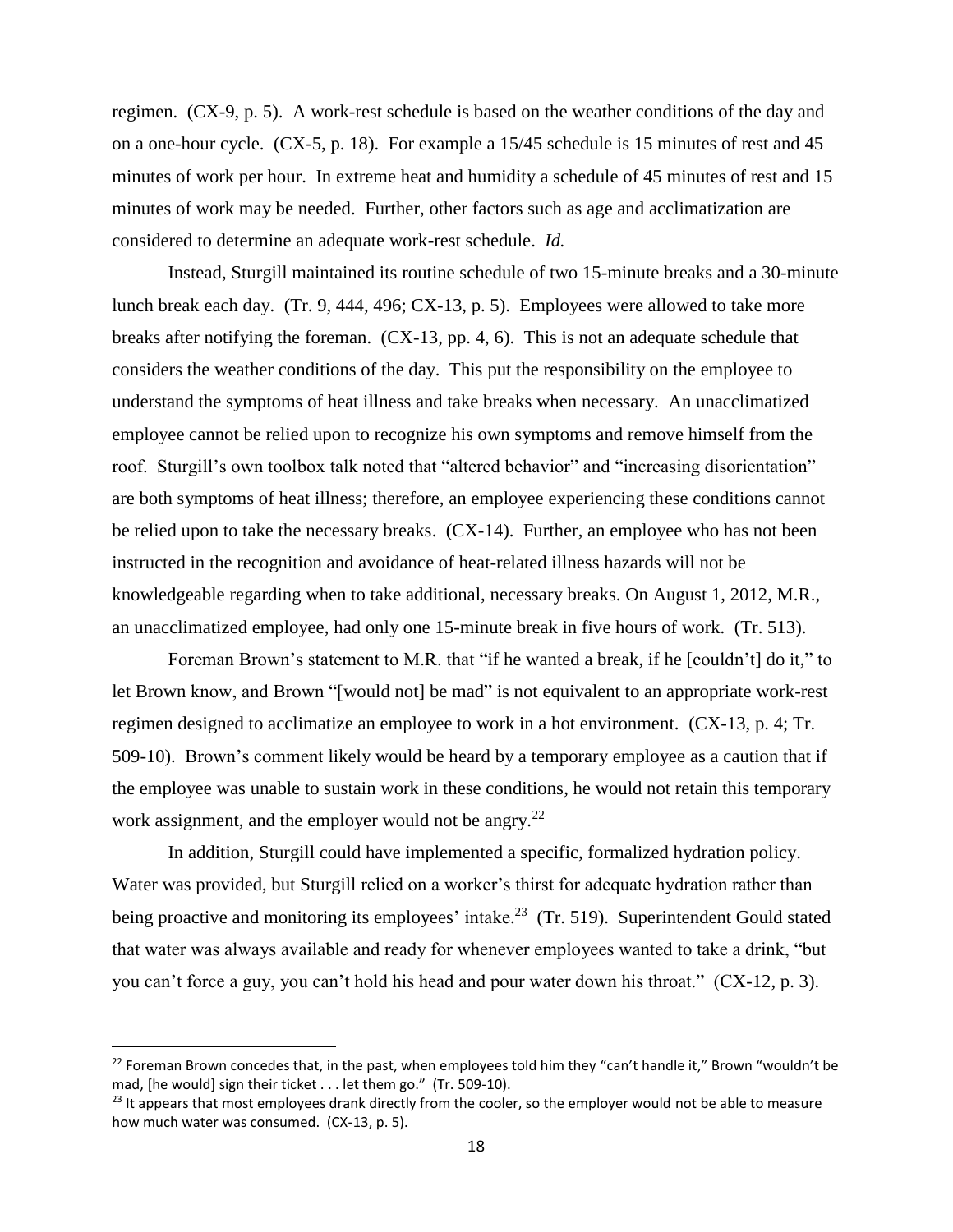regimen. (CX-9, p. 5). A work-rest schedule is based on the weather conditions of the day and on a one-hour cycle. (CX-5, p. 18). For example a 15/45 schedule is 15 minutes of rest and 45 minutes of work per hour. In extreme heat and humidity a schedule of 45 minutes of rest and 15 minutes of work may be needed. Further, other factors such as age and acclimatization are considered to determine an adequate work-rest schedule. *Id.*

Instead, Sturgill maintained its routine schedule of two 15-minute breaks and a 30-minute lunch break each day. (Tr. 9, 444, 496; CX-13, p. 5). Employees were allowed to take more breaks after notifying the foreman. (CX-13, pp. 4, 6). This is not an adequate schedule that considers the weather conditions of the day. This put the responsibility on the employee to understand the symptoms of heat illness and take breaks when necessary. An unacclimatized employee cannot be relied upon to recognize his own symptoms and remove himself from the roof. Sturgill's own toolbox talk noted that "altered behavior" and "increasing disorientation" are both symptoms of heat illness; therefore, an employee experiencing these conditions cannot be relied upon to take the necessary breaks. (CX-14). Further, an employee who has not been instructed in the recognition and avoidance of heat-related illness hazards will not be knowledgeable regarding when to take additional, necessary breaks. On August 1, 2012, M.R., an unacclimatized employee, had only one 15-minute break in five hours of work. (Tr. 513).

Foreman Brown's statement to M.R. that "if he wanted a break, if he [couldn't] do it," to let Brown know, and Brown "[would not] be mad" is not equivalent to an appropriate work-rest regimen designed to acclimatize an employee to work in a hot environment. (CX-13, p. 4; Tr. 509-10). Brown's comment likely would be heard by a temporary employee as a caution that if the employee was unable to sustain work in these conditions, he would not retain this temporary work assignment, and the employer would not be angry.[22]

In addition, Sturgill could have implemented a specific, formalized hydration policy. Water was provided, but Sturgill relied on a worker's thirst for adequate hydration rather than being proactive and monitoring its employees' intake.[23] (Tr. 519). Superintendent Gould stated that water was always available and ready for whenever employees wanted to take a drink, "but you can't force a guy, you can't hold his head and pour water down his throat." (CX-12, p. 3).

---

[22] Foreman Brown concedes that, in the past, when employees told him they "can't handle it," Brown "wouldn't be mad, [he would] sign their ticket . . . let them go." (Tr. 509-10).

[23] It appears that most employees drank directly from the cooler, so the employer would not be able to measure how much water was consumed. (CX-13, p. 5).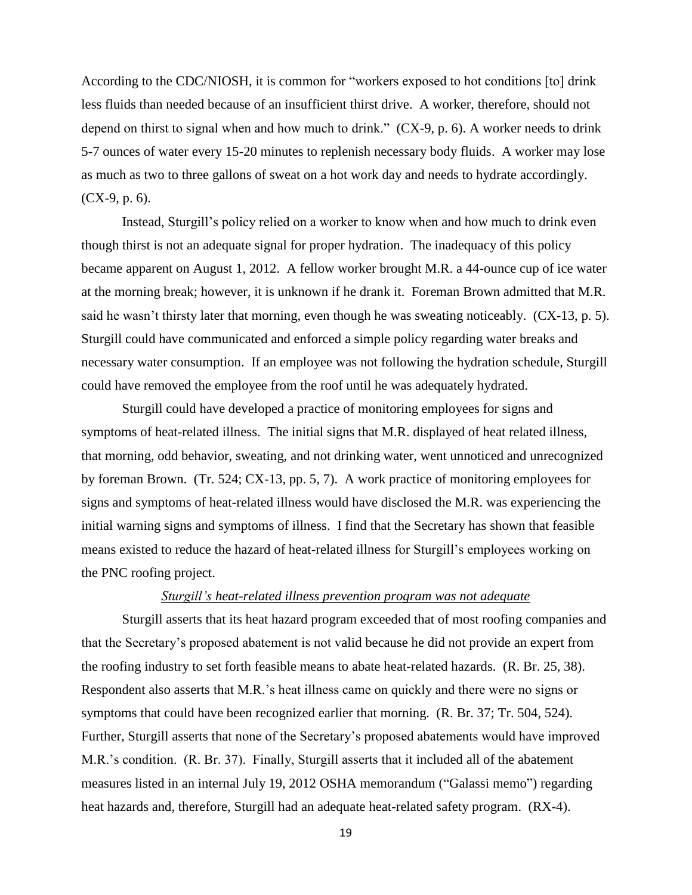According to the CDC/NIOSH, it is common for "workers exposed to hot conditions [to] drink less fluids than needed because of an insufficient thirst drive. A worker, therefore, should not depend on thirst to signal when and how much to drink." (CX-9, p. 6). A worker needs to drink 5-7 ounces of water every 15-20 minutes to replenish necessary body fluids. A worker may lose as much as two to three gallons of sweat on a hot work day and needs to hydrate accordingly. (CX-9, p. 6).

Instead, Sturgill's policy relied on a worker to know when and how much to drink even though thirst is not an adequate signal for proper hydration. The inadequacy of this policy became apparent on August 1, 2012. A fellow worker brought M.R. a 44-ounce cup of ice water at the morning break; however, it is unknown if he drank it. Foreman Brown admitted that M.R. said he wasn't thirsty later that morning, even though he was sweating noticeably. (CX-13, p. 5). Sturgill could have communicated and enforced a simple policy regarding water breaks and necessary water consumption. If an employee was not following the hydration schedule, Sturgill could have removed the employee from the roof until he was adequately hydrated.

Sturgill could have developed a practice of monitoring employees for signs and symptoms of heat-related illness. The initial signs that M.R. displayed of heat related illness, that morning, odd behavior, sweating, and not drinking water, went unnoticed and unrecognized by foreman Brown. (Tr. 524; CX-13, pp. 5, 7). A work practice of monitoring employees for signs and symptoms of heat-related illness would have disclosed the M.R. was experiencing the initial warning signs and symptoms of illness. I find that the Secretary has shown that feasible means existed to reduce the hazard of heat-related illness for Sturgill's employees working on the PNC roofing project.

*Sturgill's heat-related illness prevention program was not adequate*

Sturgill asserts that its heat hazard program exceeded that of most roofing companies and that the Secretary's proposed abatement is not valid because he did not provide an expert from the roofing industry to set forth feasible means to abate heat-related hazards. (R. Br. 25, 38). Respondent also asserts that M.R.'s heat illness came on quickly and there were no signs or symptoms that could have been recognized earlier that morning. (R. Br. 37; Tr. 504, 524). Further, Sturgill asserts that none of the Secretary's proposed abatements would have improved M.R.'s condition. (R. Br. 37). Finally, Sturgill asserts that it included all of the abatement measures listed in an internal July 19, 2012 OSHA memorandum ("Galassi memo") regarding heat hazards and, therefore, Sturgill had an adequate heat-related safety program. (RX-4).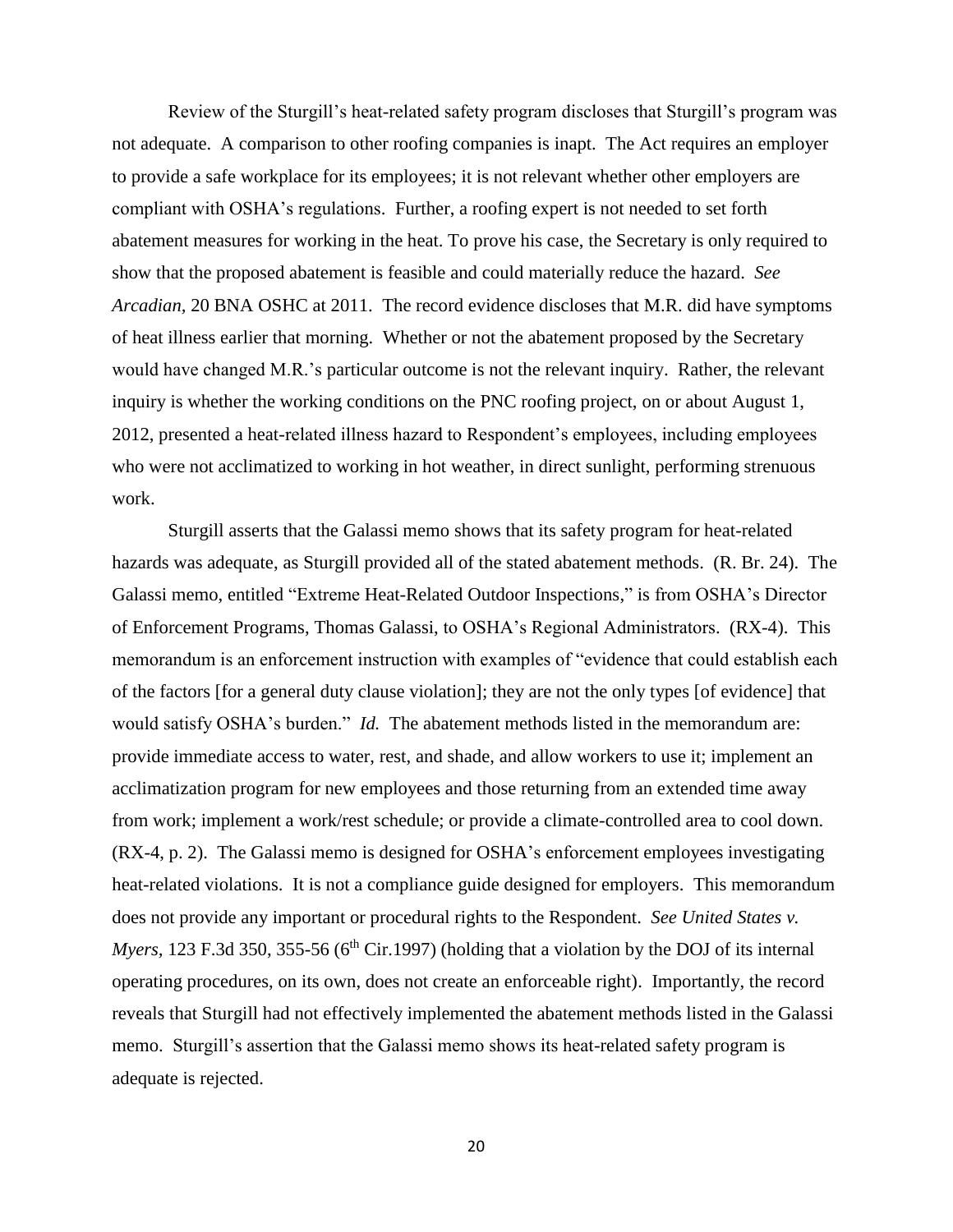Review of the Sturgill's heat-related safety program discloses that Sturgill's program was not adequate. A comparison to other roofing companies is inapt. The Act requires an employer to provide a safe workplace for its employees; it is not relevant whether other employers are compliant with OSHA's regulations. Further, a roofing expert is not needed to set forth abatement measures for working in the heat. To prove his case, the Secretary is only required to show that the proposed abatement is feasible and could materially reduce the hazard. *See Arcadian,* 20 BNA OSHC at 2011. The record evidence discloses that M.R. did have symptoms of heat illness earlier that morning. Whether or not the abatement proposed by the Secretary would have changed M.R.'s particular outcome is not the relevant inquiry. Rather, the relevant inquiry is whether the working conditions on the PNC roofing project, on or about August 1, 2012, presented a heat-related illness hazard to Respondent's employees, including employees who were not acclimatized to working in hot weather, in direct sunlight, performing strenuous work.

Sturgill asserts that the Galassi memo shows that its safety program for heat-related hazards was adequate, as Sturgill provided all of the stated abatement methods. (R. Br. 24). The Galassi memo, entitled "Extreme Heat-Related Outdoor Inspections," is from OSHA's Director of Enforcement Programs, Thomas Galassi, to OSHA's Regional Administrators. (RX-4). This memorandum is an enforcement instruction with examples of "evidence that could establish each of the factors [for a general duty clause violation]; they are not the only types [of evidence] that would satisfy OSHA's burden." *Id.* The abatement methods listed in the memorandum are: provide immediate access to water, rest, and shade, and allow workers to use it; implement an acclimatization program for new employees and those returning from an extended time away from work; implement a work/rest schedule; or provide a climate-controlled area to cool down. (RX-4, p. 2). The Galassi memo is designed for OSHA's enforcement employees investigating heat-related violations. It is not a compliance guide designed for employers. This memorandum does not provide any important or procedural rights to the Respondent. *See United States v. Myers,* 123 F.3d 350, 355-56 (6th Cir.1997) (holding that a violation by the DOJ of its internal operating procedures, on its own, does not create an enforceable right). Importantly, the record reveals that Sturgill had not effectively implemented the abatement methods listed in the Galassi memo. Sturgill's assertion that the Galassi memo shows its heat-related safety program is adequate is rejected.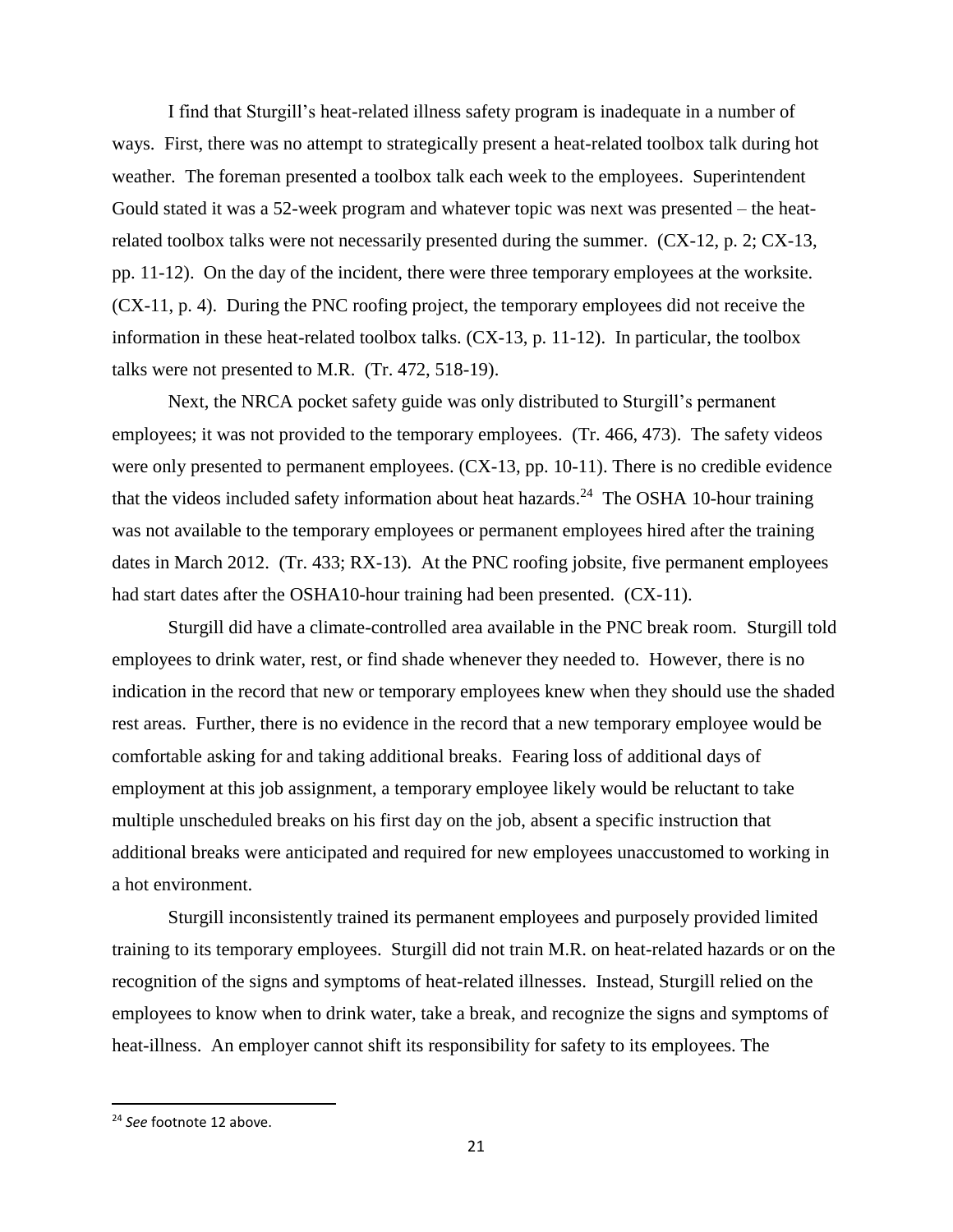I find that Sturgill's heat-related illness safety program is inadequate in a number of ways. First, there was no attempt to strategically present a heat-related toolbox talk during hot weather. The foreman presented a toolbox talk each week to the employees. Superintendent Gould stated it was a 52-week program and whatever topic was next was presented – the heat-related toolbox talks were not necessarily presented during the summer. (CX-12, p. 2; CX-13, pp. 11-12). On the day of the incident, there were three temporary employees at the worksite. (CX-11, p. 4). During the PNC roofing project, the temporary employees did not receive the information in these heat-related toolbox talks. (CX-13, p. 11-12). In particular, the toolbox talks were not presented to M.R. (Tr. 472, 518-19).

Next, the NRCA pocket safety guide was only distributed to Sturgill's permanent employees; it was not provided to the temporary employees. (Tr. 466, 473). The safety videos were only presented to permanent employees. (CX-13, pp. 10-11). There is no credible evidence that the videos included safety information about heat hazards.[24] The OSHA 10-hour training was not available to the temporary employees or permanent employees hired after the training dates in March 2012. (Tr. 433; RX-13). At the PNC roofing jobsite, five permanent employees had start dates after the OSHA10-hour training had been presented. (CX-11).

Sturgill did have a climate-controlled area available in the PNC break room. Sturgill told employees to drink water, rest, or find shade whenever they needed to. However, there is no indication in the record that new or temporary employees knew when they should use the shaded rest areas. Further, there is no evidence in the record that a new temporary employee would be comfortable asking for and taking additional breaks. Fearing loss of additional days of employment at this job assignment, a temporary employee likely would be reluctant to take multiple unscheduled breaks on his first day on the job, absent a specific instruction that additional breaks were anticipated and required for new employees unaccustomed to working in a hot environment.

Sturgill inconsistently trained its permanent employees and purposely provided limited training to its temporary employees. Sturgill did not train M.R. on heat-related hazards or on the recognition of the signs and symptoms of heat-related illnesses. Instead, Sturgill relied on the employees to know when to drink water, take a break, and recognize the signs and symptoms of heat-illness. An employer cannot shift its responsibility for safety to its employees. The

---

[24] *See* footnote 12 above.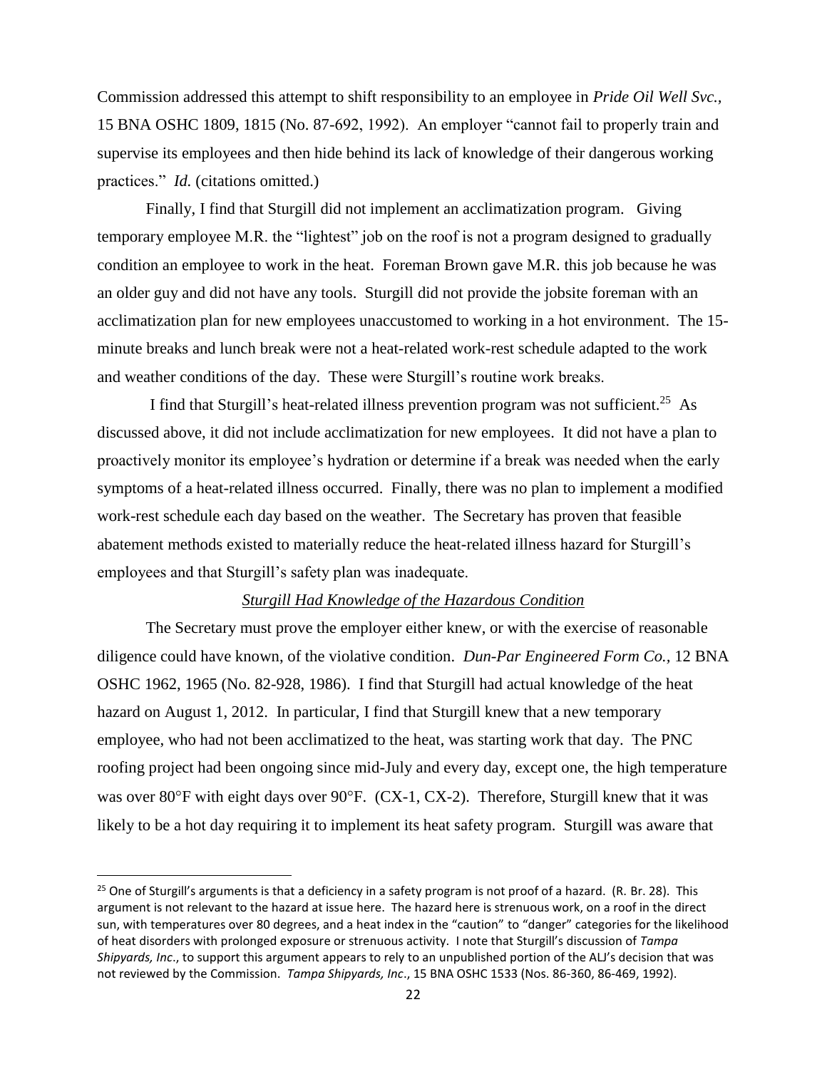Commission addressed this attempt to shift responsibility to an employee in *Pride Oil Well Svc.,* 15 BNA OSHC 1809, 1815 (No. 87-692, 1992). An employer "cannot fail to properly train and supervise its employees and then hide behind its lack of knowledge of their dangerous working practices." *Id.* (citations omitted.)

Finally, I find that Sturgill did not implement an acclimatization program. Giving temporary employee M.R. the "lightest" job on the roof is not a program designed to gradually condition an employee to work in the heat. Foreman Brown gave M.R. this job because he was an older guy and did not have any tools. Sturgill did not provide the jobsite foreman with an acclimatization plan for new employees unaccustomed to working in a hot environment. The 15-minute breaks and lunch break were not a heat-related work-rest schedule adapted to the work and weather conditions of the day. These were Sturgill's routine work breaks.

I find that Sturgill's heat-related illness prevention program was not sufficient.[25] As discussed above, it did not include acclimatization for new employees. It did not have a plan to proactively monitor its employee's hydration or determine if a break was needed when the early symptoms of a heat-related illness occurred. Finally, there was no plan to implement a modified work-rest schedule each day based on the weather. The Secretary has proven that feasible abatement methods existed to materially reduce the heat-related illness hazard for Sturgill's employees and that Sturgill's safety plan was inadequate.

*Sturgill Had Knowledge of the Hazardous Condition*

The Secretary must prove the employer either knew, or with the exercise of reasonable diligence could have known, of the violative condition. *Dun-Par Engineered Form Co.*, 12 BNA OSHC 1962, 1965 (No. 82-928, 1986). I find that Sturgill had actual knowledge of the heat hazard on August 1, 2012. In particular, I find that Sturgill knew that a new temporary employee, who had not been acclimatized to the heat, was starting work that day. The PNC roofing project had been ongoing since mid-July and every day, except one, the high temperature was over 80°F with eight days over 90°F. (CX-1, CX-2). Therefore, Sturgill knew that it was likely to be a hot day requiring it to implement its heat safety program. Sturgill was aware that

[25] One of Sturgill's arguments is that a deficiency in a safety program is not proof of a hazard. (R. Br. 28). This argument is not relevant to the hazard at issue here. The hazard here is strenuous work, on a roof in the direct sun, with temperatures over 80 degrees, and a heat index in the "caution" to "danger" categories for the likelihood of heat disorders with prolonged exposure or strenuous activity. I note that Sturgill's discussion of *Tampa Shipyards, Inc*., to support this argument appears to rely to an unpublished portion of the ALJ's decision that was not reviewed by the Commission. *Tampa Shipyards, Inc*., 15 BNA OSHC 1533 (Nos. 86-360, 86-469, 1992).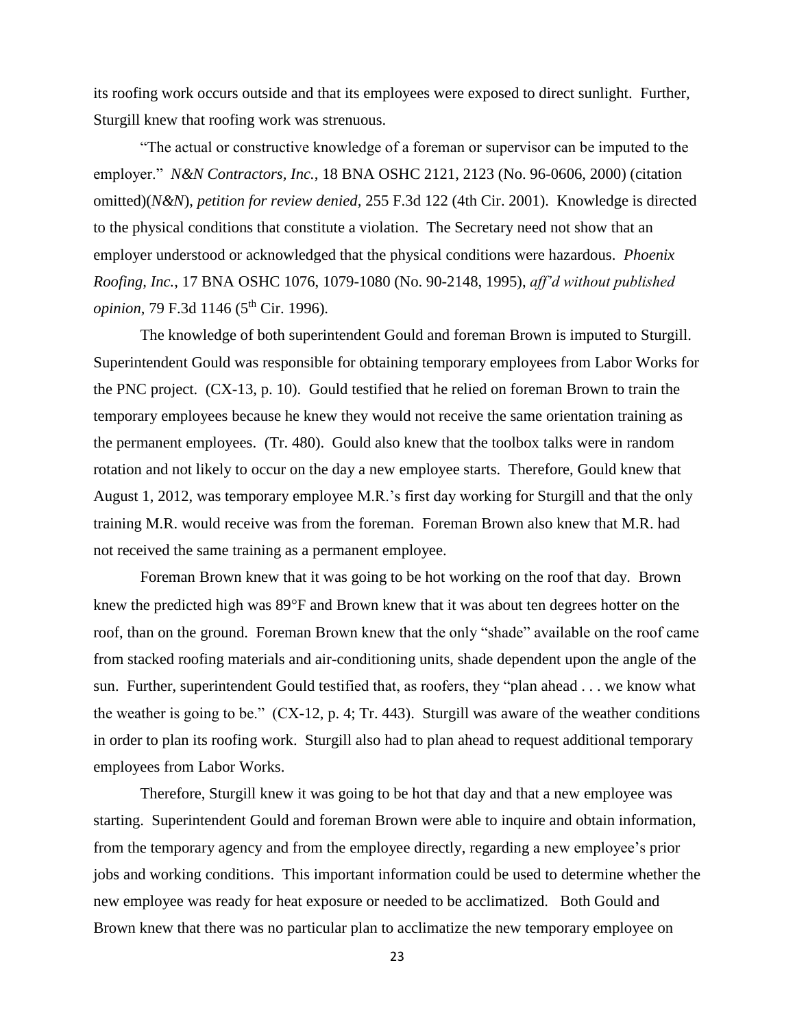its roofing work occurs outside and that its employees were exposed to direct sunlight. Further, Sturgill knew that roofing work was strenuous.

"The actual or constructive knowledge of a foreman or supervisor can be imputed to the employer." *N&N Contractors, Inc.*, 18 BNA OSHC 2121, 2123 (No. 96-0606, 2000) (citation omitted)(*N&N*), *petition for review denied*, 255 F.3d 122 (4th Cir. 2001). Knowledge is directed to the physical conditions that constitute a violation. The Secretary need not show that an employer understood or acknowledged that the physical conditions were hazardous. *Phoenix Roofing, Inc.*, 17 BNA OSHC 1076, 1079-1080 (No. 90-2148, 1995), *aff'd without published opinion*, 79 F.3d 1146 (5th Cir. 1996).

The knowledge of both superintendent Gould and foreman Brown is imputed to Sturgill. Superintendent Gould was responsible for obtaining temporary employees from Labor Works for the PNC project. (CX-13, p. 10). Gould testified that he relied on foreman Brown to train the temporary employees because he knew they would not receive the same orientation training as the permanent employees. (Tr. 480). Gould also knew that the toolbox talks were in random rotation and not likely to occur on the day a new employee starts. Therefore, Gould knew that August 1, 2012, was temporary employee M.R.'s first day working for Sturgill and that the only training M.R. would receive was from the foreman. Foreman Brown also knew that M.R. had not received the same training as a permanent employee.

Foreman Brown knew that it was going to be hot working on the roof that day. Brown knew the predicted high was 89°F and Brown knew that it was about ten degrees hotter on the roof, than on the ground. Foreman Brown knew that the only "shade" available on the roof came from stacked roofing materials and air-conditioning units, shade dependent upon the angle of the sun. Further, superintendent Gould testified that, as roofers, they "plan ahead . . . we know what the weather is going to be." (CX-12, p. 4; Tr. 443). Sturgill was aware of the weather conditions in order to plan its roofing work. Sturgill also had to plan ahead to request additional temporary employees from Labor Works.

Therefore, Sturgill knew it was going to be hot that day and that a new employee was starting. Superintendent Gould and foreman Brown were able to inquire and obtain information, from the temporary agency and from the employee directly, regarding a new employee's prior jobs and working conditions. This important information could be used to determine whether the new employee was ready for heat exposure or needed to be acclimatized. Both Gould and Brown knew that there was no particular plan to acclimatize the new temporary employee on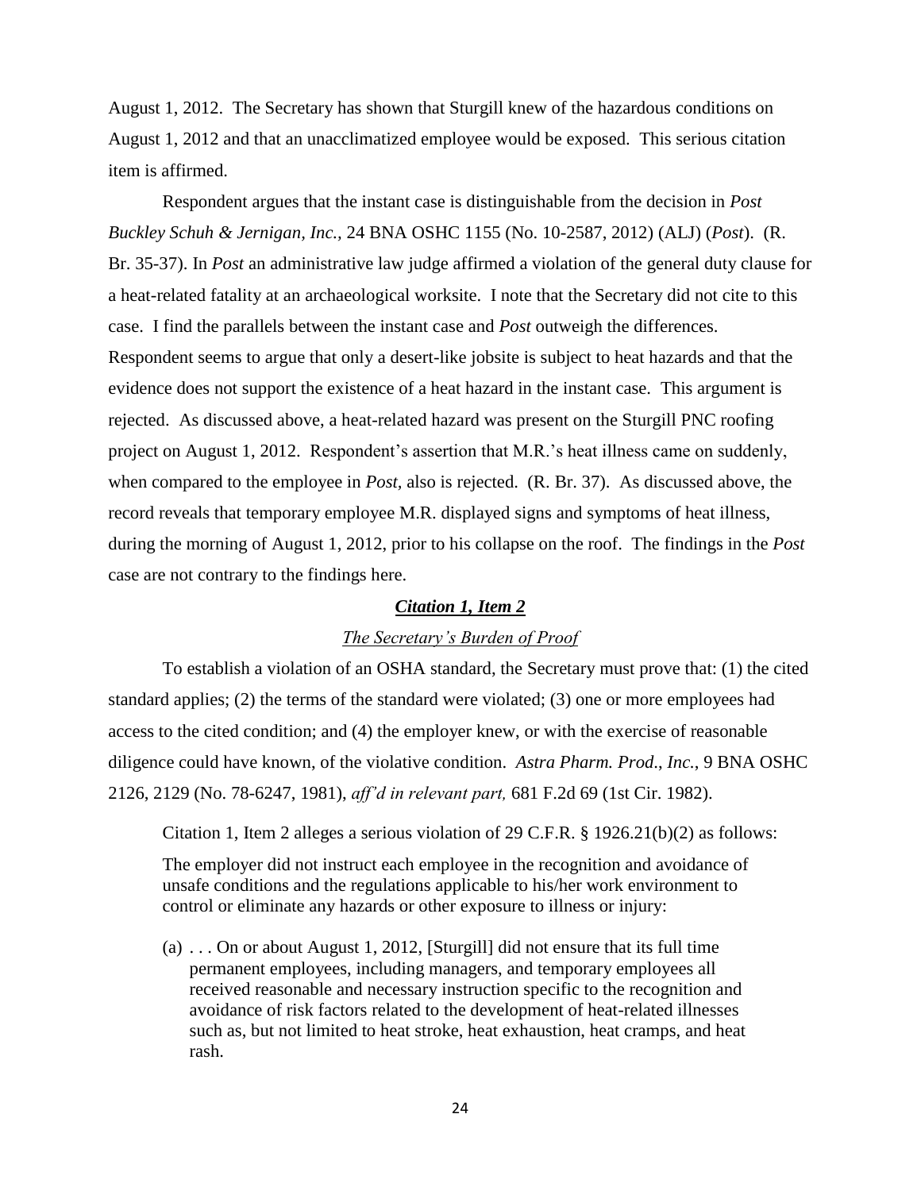August 1, 2012. The Secretary has shown that Sturgill knew of the hazardous conditions on August 1, 2012 and that an unacclimatized employee would be exposed. This serious citation item is affirmed.

Respondent argues that the instant case is distinguishable from the decision in *Post Buckley Schuh & Jernigan, Inc.,* 24 BNA OSHC 1155 (No. 10-2587, 2012) (ALJ) (*Post*). (R. Br. 35-37). In *Post* an administrative law judge affirmed a violation of the general duty clause for a heat-related fatality at an archaeological worksite. I note that the Secretary did not cite to this case. I find the parallels between the instant case and *Post* outweigh the differences. Respondent seems to argue that only a desert-like jobsite is subject to heat hazards and that the evidence does not support the existence of a heat hazard in the instant case. This argument is rejected. As discussed above, a heat-related hazard was present on the Sturgill PNC roofing project on August 1, 2012. Respondent's assertion that M.R.'s heat illness came on suddenly, when compared to the employee in *Post,* also is rejected. (R. Br. 37). As discussed above, the record reveals that temporary employee M.R. displayed signs and symptoms of heat illness, during the morning of August 1, 2012, prior to his collapse on the roof. The findings in the *Post* case are not contrary to the findings here.

## ***Citation 1, Item 2***

### *The Secretary's Burden of Proof*

To establish a violation of an OSHA standard, the Secretary must prove that: (1) the cited standard applies; (2) the terms of the standard were violated; (3) one or more employees had access to the cited condition; and (4) the employer knew, or with the exercise of reasonable diligence could have known, of the violative condition. *Astra Pharm. Prod., Inc.*, 9 BNA OSHC 2126, 2129 (No. 78-6247, 1981), *aff'd in relevant part,* 681 F.2d 69 (1st Cir. 1982).

Citation 1, Item 2 alleges a serious violation of 29 C.F.R. § 1926.21(b)(2) as follows:

> The employer did not instruct each employee in the recognition and avoidance of unsafe conditions and the regulations applicable to his/her work environment to control or eliminate any hazards or other exposure to illness or injury:
>
> (a) . . . On or about August 1, 2012, [Sturgill] did not ensure that its full time permanent employees, including managers, and temporary employees all received reasonable and necessary instruction specific to the recognition and avoidance of risk factors related to the development of heat-related illnesses such as, but not limited to heat stroke, heat exhaustion, heat cramps, and heat rash.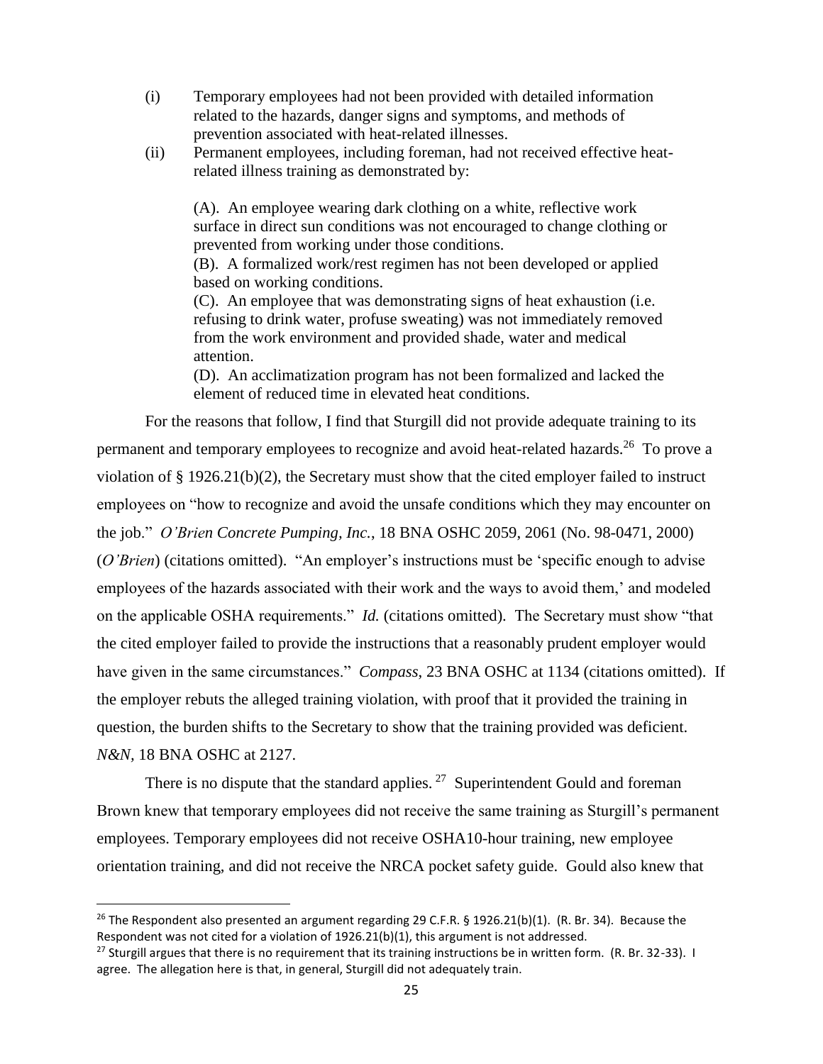(i) Temporary employees had not been provided with detailed information related to the hazards, danger signs and symptoms, and methods of prevention associated with heat-related illnesses.

(ii) Permanent employees, including foreman, had not received effective heat-related illness training as demonstrated by:

> (A). An employee wearing dark clothing on a white, reflective work surface in direct sun conditions was not encouraged to change clothing or prevented from working under those conditions.
>
> (B). A formalized work/rest regimen has not been developed or applied based on working conditions.
>
> (C). An employee that was demonstrating signs of heat exhaustion (i.e. refusing to drink water, profuse sweating) was not immediately removed from the work environment and provided shade, water and medical attention.
>
> (D). An acclimatization program has not been formalized and lacked the element of reduced time in elevated heat conditions.

For the reasons that follow, I find that Sturgill did not provide adequate training to its permanent and temporary employees to recognize and avoid heat-related hazards.[26] To prove a violation of § 1926.21(b)(2), the Secretary must show that the cited employer failed to instruct employees on "how to recognize and avoid the unsafe conditions which they may encounter on the job." *O'Brien Concrete Pumping, Inc.*, 18 BNA OSHC 2059, 2061 (No. 98-0471, 2000) (*O'Brien*) (citations omitted). "An employer's instructions must be 'specific enough to advise employees of the hazards associated with their work and the ways to avoid them,' and modeled on the applicable OSHA requirements." *Id.* (citations omitted). The Secretary must show "that the cited employer failed to provide the instructions that a reasonably prudent employer would have given in the same circumstances." *Compass*, 23 BNA OSHC at 1134 (citations omitted). If the employer rebuts the alleged training violation, with proof that it provided the training in question, the burden shifts to the Secretary to show that the training provided was deficient. *N&N*, 18 BNA OSHC at 2127.

There is no dispute that the standard applies.[27] Superintendent Gould and foreman Brown knew that temporary employees did not receive the same training as Sturgill's permanent employees. Temporary employees did not receive OSHA10-hour training, new employee orientation training, and did not receive the NRCA pocket safety guide. Gould also knew that

---

[26] The Respondent also presented an argument regarding 29 C.F.R. § 1926.21(b)(1). (R. Br. 34). Because the Respondent was not cited for a violation of 1926.21(b)(1), this argument is not addressed.

[27] Sturgill argues that there is no requirement that its training instructions be in written form. (R. Br. 32-33). I agree. The allegation here is that, in general, Sturgill did not adequately train.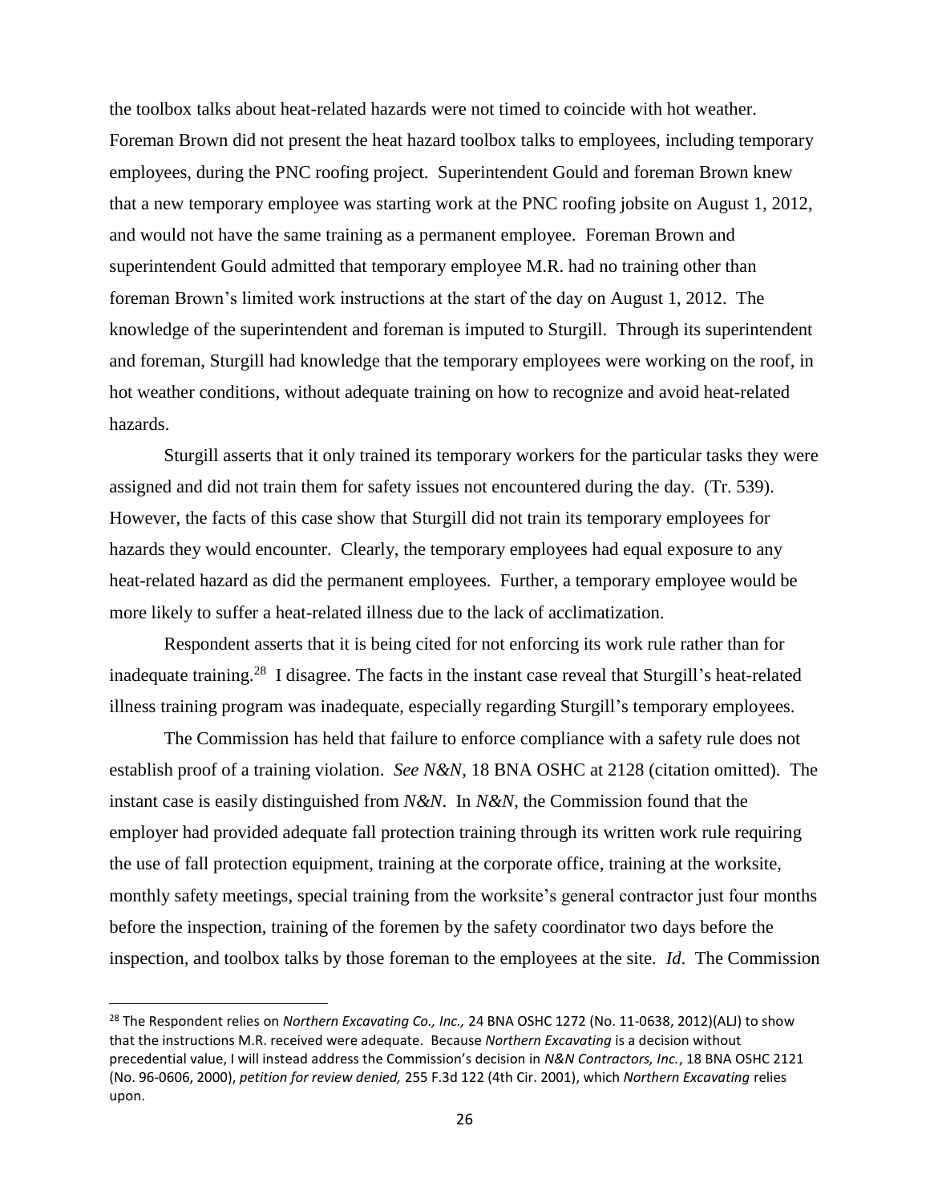the toolbox talks about heat-related hazards were not timed to coincide with hot weather. Foreman Brown did not present the heat hazard toolbox talks to employees, including temporary employees, during the PNC roofing project. Superintendent Gould and foreman Brown knew that a new temporary employee was starting work at the PNC roofing jobsite on August 1, 2012, and would not have the same training as a permanent employee. Foreman Brown and superintendent Gould admitted that temporary employee M.R. had no training other than foreman Brown's limited work instructions at the start of the day on August 1, 2012. The knowledge of the superintendent and foreman is imputed to Sturgill. Through its superintendent and foreman, Sturgill had knowledge that the temporary employees were working on the roof, in hot weather conditions, without adequate training on how to recognize and avoid heat-related hazards.

Sturgill asserts that it only trained its temporary workers for the particular tasks they were assigned and did not train them for safety issues not encountered during the day. (Tr. 539). However, the facts of this case show that Sturgill did not train its temporary employees for hazards they would encounter. Clearly, the temporary employees had equal exposure to any heat-related hazard as did the permanent employees. Further, a temporary employee would be more likely to suffer a heat-related illness due to the lack of acclimatization.

Respondent asserts that it is being cited for not enforcing its work rule rather than for inadequate training.[28] I disagree. The facts in the instant case reveal that Sturgill's heat-related illness training program was inadequate, especially regarding Sturgill's temporary employees.

The Commission has held that failure to enforce compliance with a safety rule does not establish proof of a training violation. *See N&N*, 18 BNA OSHC at 2128 (citation omitted). The instant case is easily distinguished from *N&N*. In *N&N*, the Commission found that the employer had provided adequate fall protection training through its written work rule requiring the use of fall protection equipment, training at the corporate office, training at the worksite, monthly safety meetings, special training from the worksite's general contractor just four months before the inspection, training of the foremen by the safety coordinator two days before the inspection, and toolbox talks by those foreman to the employees at the site. *Id*. The Commission

---

[28] The Respondent relies on *Northern Excavating Co., Inc.,* 24 BNA OSHC 1272 (No. 11-0638, 2012)(ALJ) to show that the instructions M.R. received were adequate. Because *Northern Excavating* is a decision without precedential value, I will instead address the Commission's decision in *N&N Contractors, Inc.*, 18 BNA OSHC 2121 (No. 96-0606, 2000), *petition for review denied,* 255 F.3d 122 (4th Cir. 2001), which *Northern Excavating* relies upon.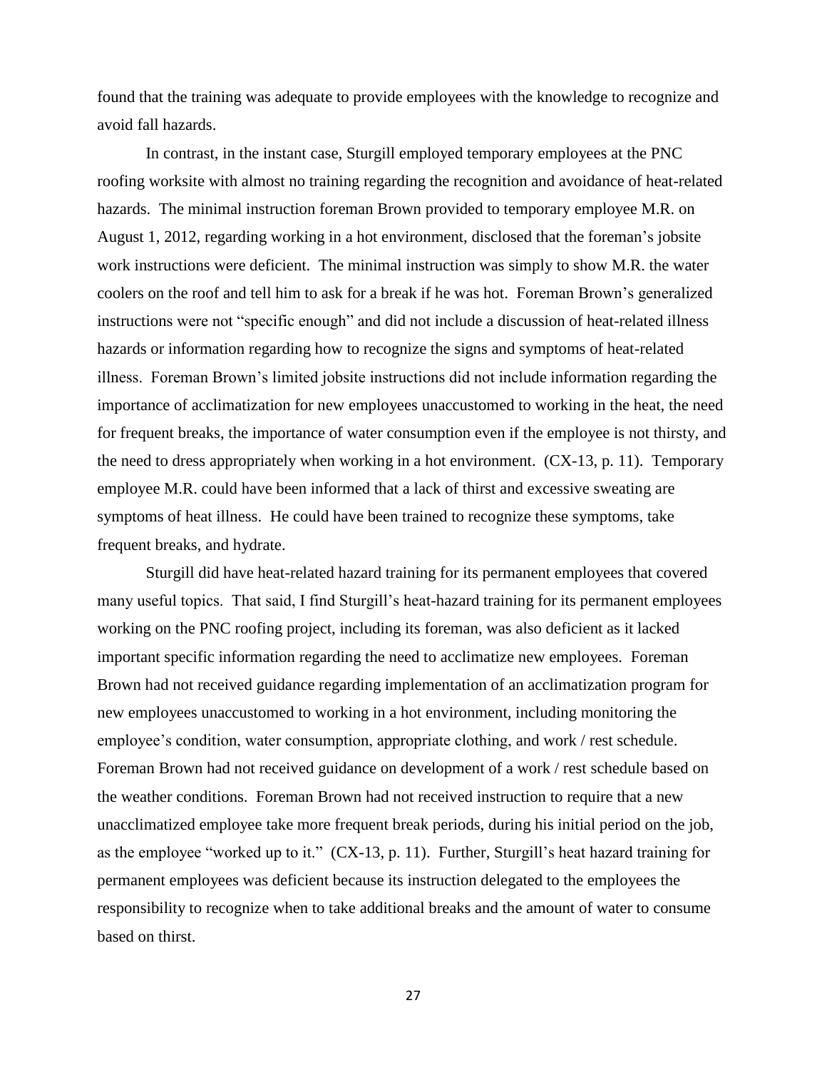found that the training was adequate to provide employees with the knowledge to recognize and avoid fall hazards.

In contrast, in the instant case, Sturgill employed temporary employees at the PNC roofing worksite with almost no training regarding the recognition and avoidance of heat-related hazards. The minimal instruction foreman Brown provided to temporary employee M.R. on August 1, 2012, regarding working in a hot environment, disclosed that the foreman's jobsite work instructions were deficient. The minimal instruction was simply to show M.R. the water coolers on the roof and tell him to ask for a break if he was hot. Foreman Brown's generalized instructions were not "specific enough" and did not include a discussion of heat-related illness hazards or information regarding how to recognize the signs and symptoms of heat-related illness. Foreman Brown's limited jobsite instructions did not include information regarding the importance of acclimatization for new employees unaccustomed to working in the heat, the need for frequent breaks, the importance of water consumption even if the employee is not thirsty, and the need to dress appropriately when working in a hot environment. (CX-13, p. 11). Temporary employee M.R. could have been informed that a lack of thirst and excessive sweating are symptoms of heat illness. He could have been trained to recognize these symptoms, take frequent breaks, and hydrate.

Sturgill did have heat-related hazard training for its permanent employees that covered many useful topics. That said, I find Sturgill's heat-hazard training for its permanent employees working on the PNC roofing project, including its foreman, was also deficient as it lacked important specific information regarding the need to acclimatize new employees. Foreman Brown had not received guidance regarding implementation of an acclimatization program for new employees unaccustomed to working in a hot environment, including monitoring the employee's condition, water consumption, appropriate clothing, and work / rest schedule. Foreman Brown had not received guidance on development of a work / rest schedule based on the weather conditions. Foreman Brown had not received instruction to require that a new unacclimatized employee take more frequent break periods, during his initial period on the job, as the employee "worked up to it." (CX-13, p. 11). Further, Sturgill's heat hazard training for permanent employees was deficient because its instruction delegated to the employees the responsibility to recognize when to take additional breaks and the amount of water to consume based on thirst.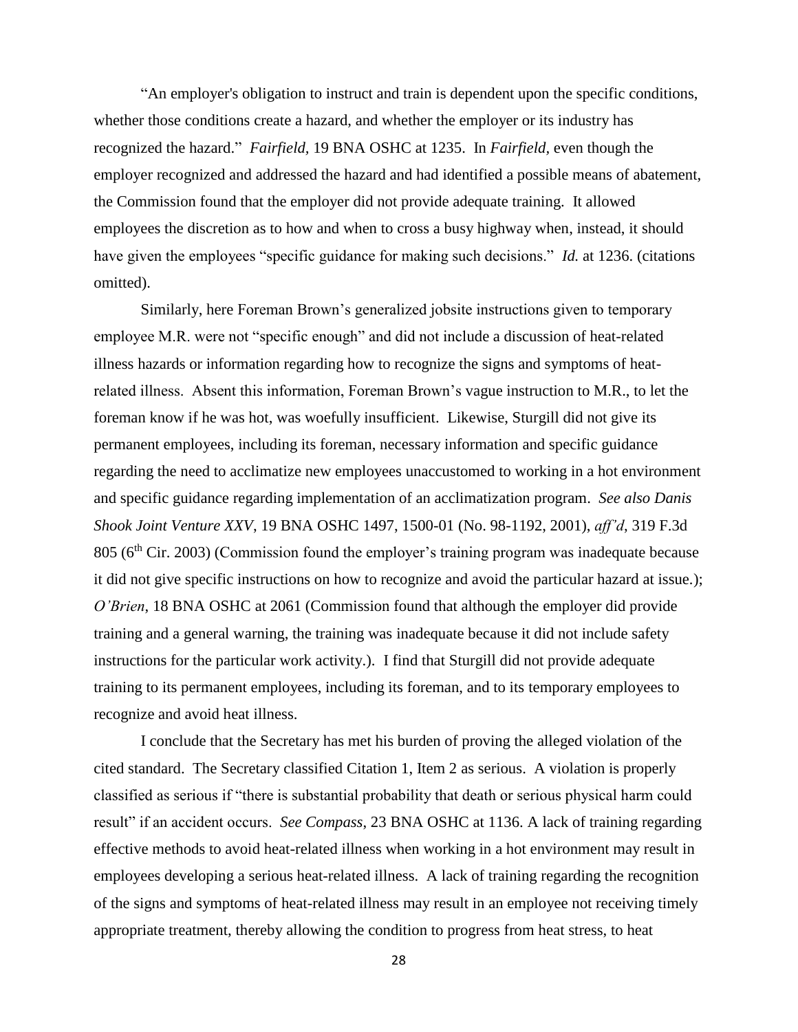"An employer's obligation to instruct and train is dependent upon the specific conditions, whether those conditions create a hazard, and whether the employer or its industry has recognized the hazard." *Fairfield*, 19 BNA OSHC at 1235. In *Fairfield*, even though the employer recognized and addressed the hazard and had identified a possible means of abatement, the Commission found that the employer did not provide adequate training. It allowed employees the discretion as to how and when to cross a busy highway when, instead, it should have given the employees "specific guidance for making such decisions." *Id.* at 1236. (citations omitted).

Similarly, here Foreman Brown's generalized jobsite instructions given to temporary employee M.R. were not "specific enough" and did not include a discussion of heat-related illness hazards or information regarding how to recognize the signs and symptoms of heat-related illness. Absent this information, Foreman Brown's vague instruction to M.R., to let the foreman know if he was hot, was woefully insufficient. Likewise, Sturgill did not give its permanent employees, including its foreman, necessary information and specific guidance regarding the need to acclimatize new employees unaccustomed to working in a hot environment and specific guidance regarding implementation of an acclimatization program. *See also Danis Shook Joint Venture XXV*, 19 BNA OSHC 1497, 1500-01 (No. 98-1192, 2001), *aff'd*, 319 F.3d 805 (6th Cir. 2003) (Commission found the employer's training program was inadequate because it did not give specific instructions on how to recognize and avoid the particular hazard at issue.); *O'Brien*, 18 BNA OSHC at 2061 (Commission found that although the employer did provide training and a general warning, the training was inadequate because it did not include safety instructions for the particular work activity.). I find that Sturgill did not provide adequate training to its permanent employees, including its foreman, and to its temporary employees to recognize and avoid heat illness.

I conclude that the Secretary has met his burden of proving the alleged violation of the cited standard. The Secretary classified Citation 1, Item 2 as serious. A violation is properly classified as serious if "there is substantial probability that death or serious physical harm could result" if an accident occurs. *See Compass*, 23 BNA OSHC at 1136. A lack of training regarding effective methods to avoid heat-related illness when working in a hot environment may result in employees developing a serious heat-related illness. A lack of training regarding the recognition of the signs and symptoms of heat-related illness may result in an employee not receiving timely appropriate treatment, thereby allowing the condition to progress from heat stress, to heat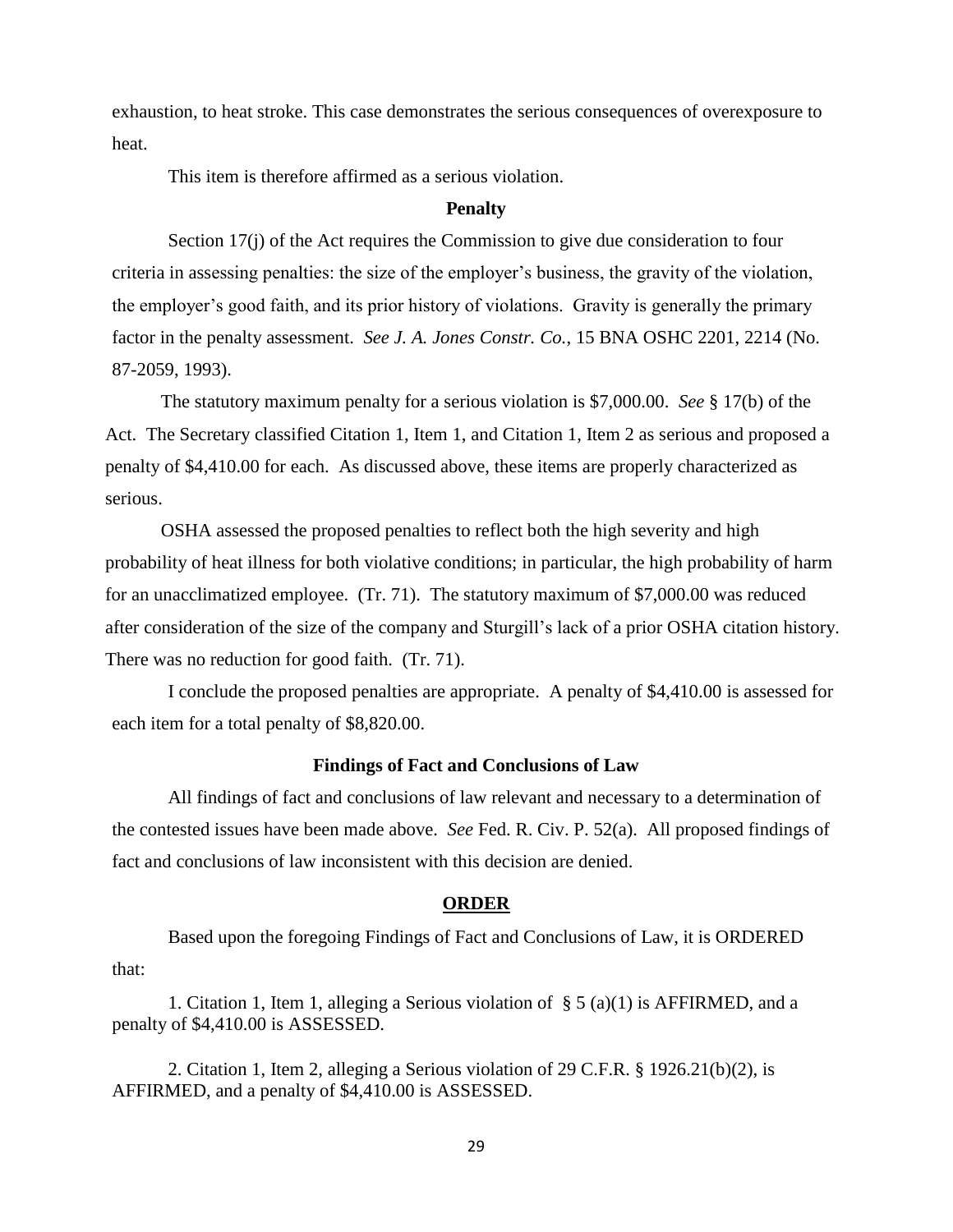exhaustion, to heat stroke. This case demonstrates the serious consequences of overexposure to heat.

This item is therefore affirmed as a serious violation.

**Penalty**

Section 17(j) of the Act requires the Commission to give due consideration to four criteria in assessing penalties: the size of the employer's business, the gravity of the violation, the employer's good faith, and its prior history of violations. Gravity is generally the primary factor in the penalty assessment. *See J. A. Jones Constr. Co.*, 15 BNA OSHC 2201, 2214 (No. 87-2059, 1993).

The statutory maximum penalty for a serious violation is $7,000.00. *See* § 17(b) of the Act. The Secretary classified Citation 1, Item 1, and Citation 1, Item 2 as serious and proposed a penalty of $4,410.00 for each. As discussed above, these items are properly characterized as serious.

OSHA assessed the proposed penalties to reflect both the high severity and high probability of heat illness for both violative conditions; in particular, the high probability of harm for an unacclimatized employee. (Tr. 71). The statutory maximum of $7,000.00 was reduced after consideration of the size of the company and Sturgill's lack of a prior OSHA citation history. There was no reduction for good faith. (Tr. 71).

I conclude the proposed penalties are appropriate. A penalty of $4,410.00 is assessed for each item for a total penalty of $8,820.00.

**Findings of Fact and Conclusions of Law**

All findings of fact and conclusions of law relevant and necessary to a determination of the contested issues have been made above. *See* Fed. R. Civ. P. 52(a). All proposed findings of fact and conclusions of law inconsistent with this decision are denied.

**ORDER**

Based upon the foregoing Findings of Fact and Conclusions of Law, it is ORDERED that:

1. Citation 1, Item 1, alleging a Serious violation of § 5 (a)(1) is AFFIRMED, and a penalty of $4,410.00 is ASSESSED.

2. Citation 1, Item 2, alleging a Serious violation of 29 C.F.R. § 1926.21(b)(2), is AFFIRMED, and a penalty of $4,410.00 is ASSESSED.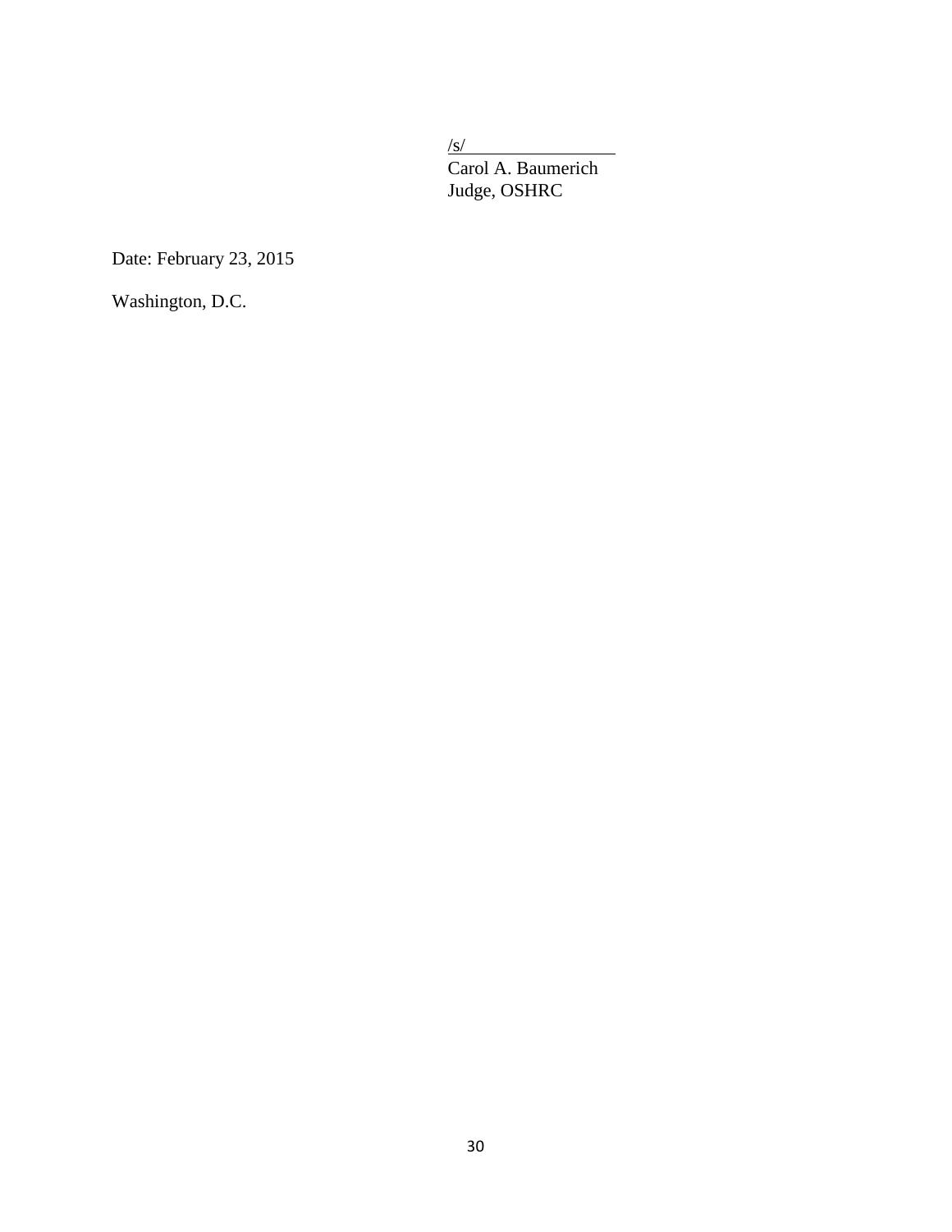/s/

Carol A. Baumerich
Judge, OSHRC

Date: February 23, 2015

Washington, D.C.